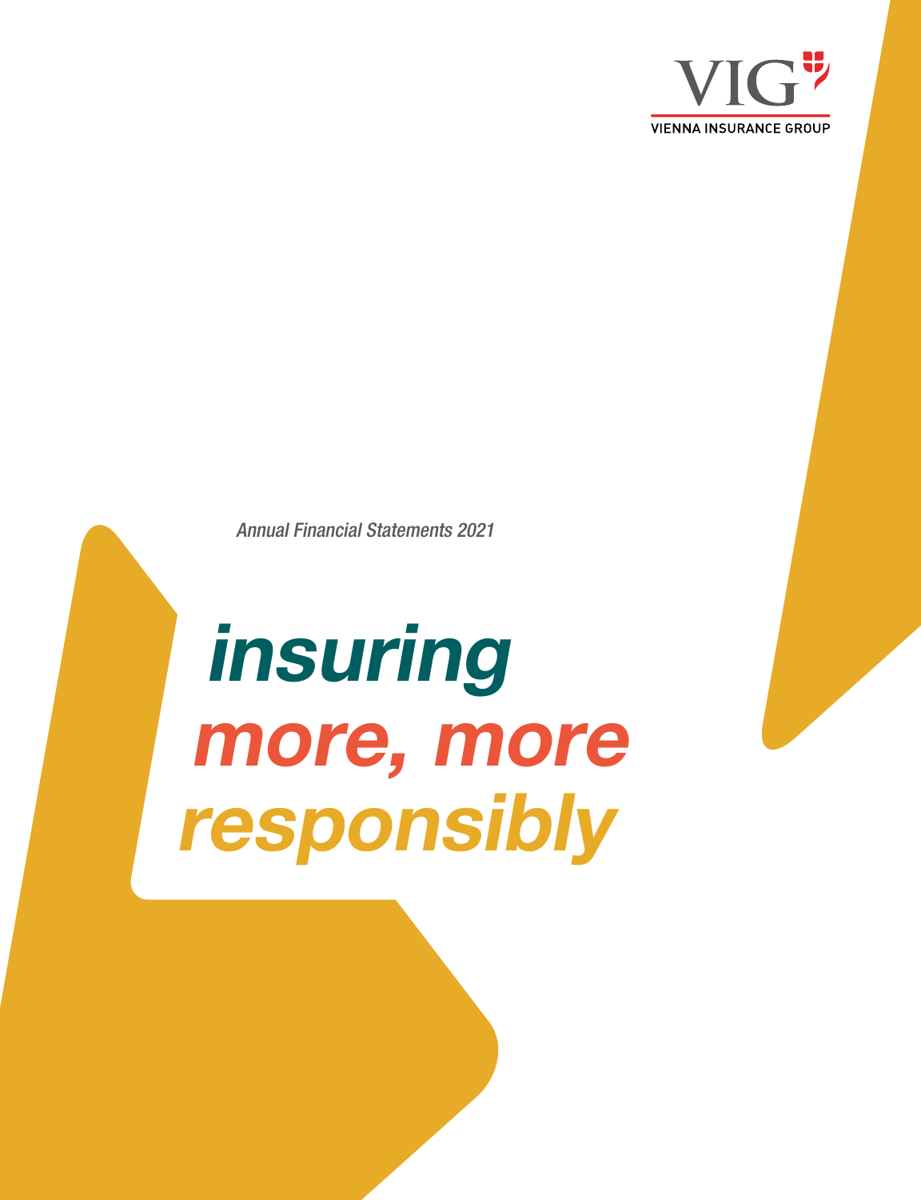VIG

VIENNA INSURANCE GROUP

*Annual Financial Statements 2021*

# *insuring more, more responsibly*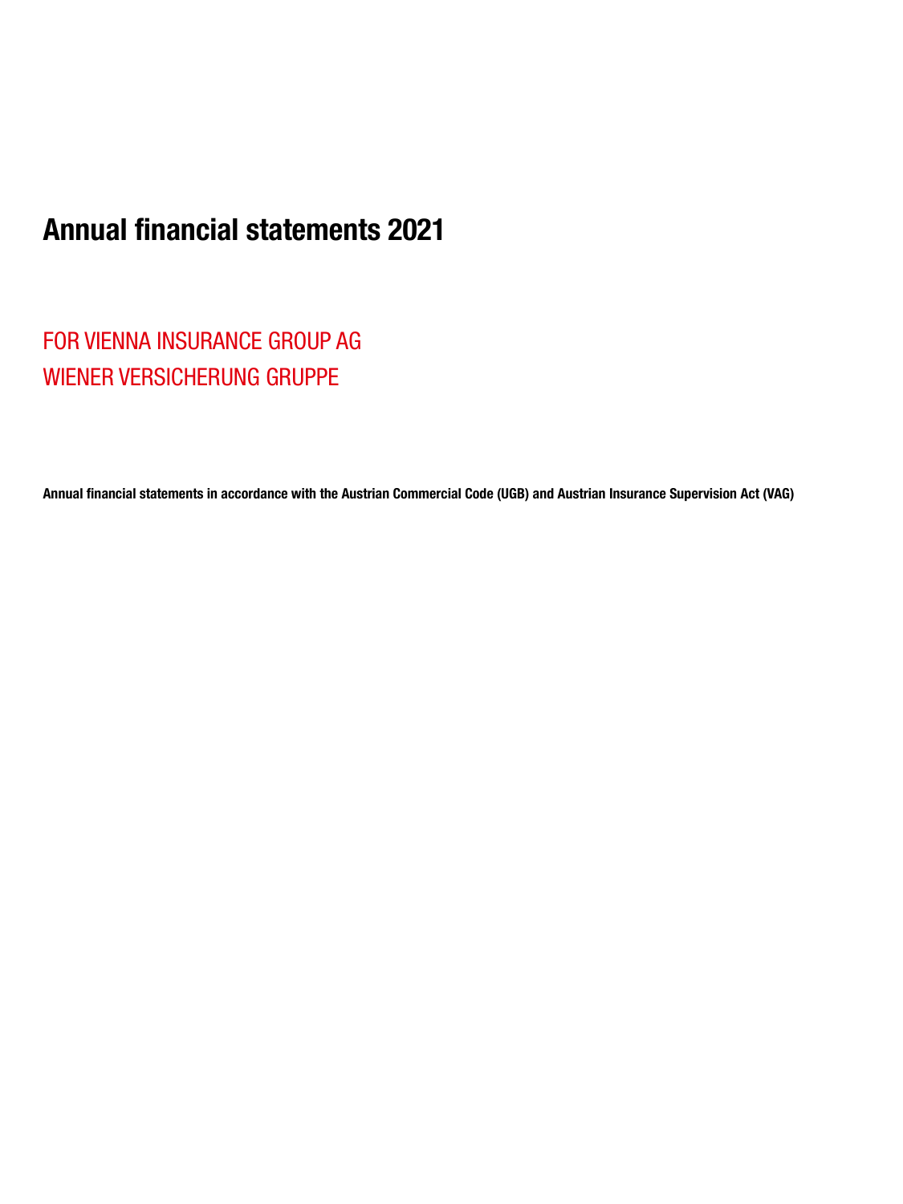# Annual financial statements 2021

## FOR VIENNA INSURANCE GROUP AG
## WIENER VERSICHERUNG GRUPPE

**Annual financial statements in accordance with the Austrian Commercial Code (UGB) and Austrian Insurance Supervision Act (VAG)**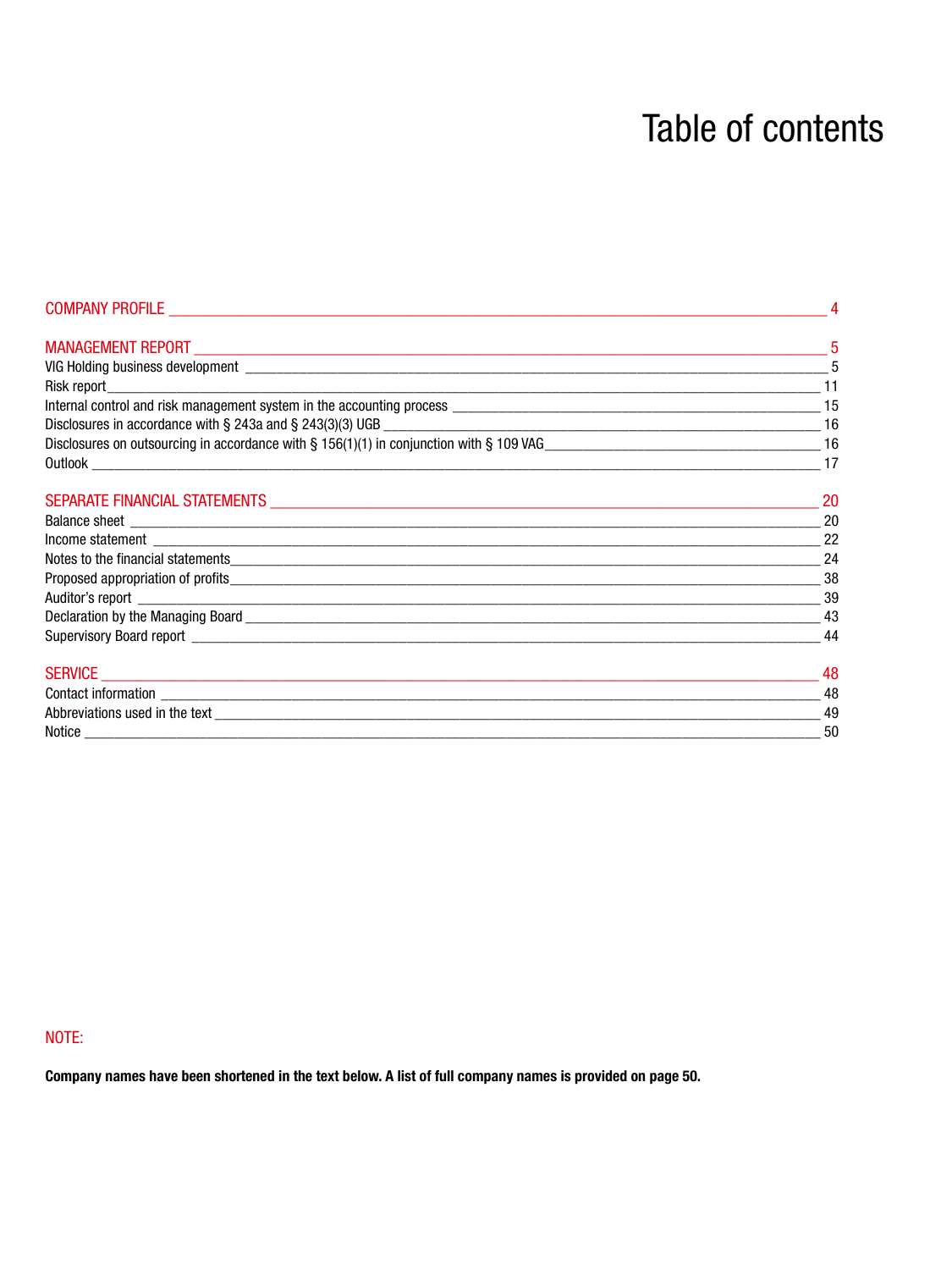# Table of contents

| | |
|---|---|
| COMPANY PROFILE | 4 |
| MANAGEMENT REPORT | 5 |
| VIG Holding business development | 5 |
| Risk report | 11 |
| Internal control and risk management system in the accounting process | 15 |
| Disclosures in accordance with § 243a and § 243(3)(3) UGB | 16 |
| Disclosures on outsourcing in accordance with § 156(1)(1) in conjunction with § 109 VAG | 16 |
| Outlook | 17 |
| SEPARATE FINANCIAL STATEMENTS | 20 |
| Balance sheet | 20 |
| Income statement | 22 |
| Notes to the financial statements | 24 |
| Proposed appropriation of profits | 38 |
| Auditor's report | 39 |
| Declaration by the Managing Board | 43 |
| Supervisory Board report | 44 |
| SERVICE | 48 |
| Contact information | 48 |
| Abbreviations used in the text | 49 |
| Notice | 50 |

NOTE:

**Company names have been shortened in the text below. A list of full company names is provided on page 50.**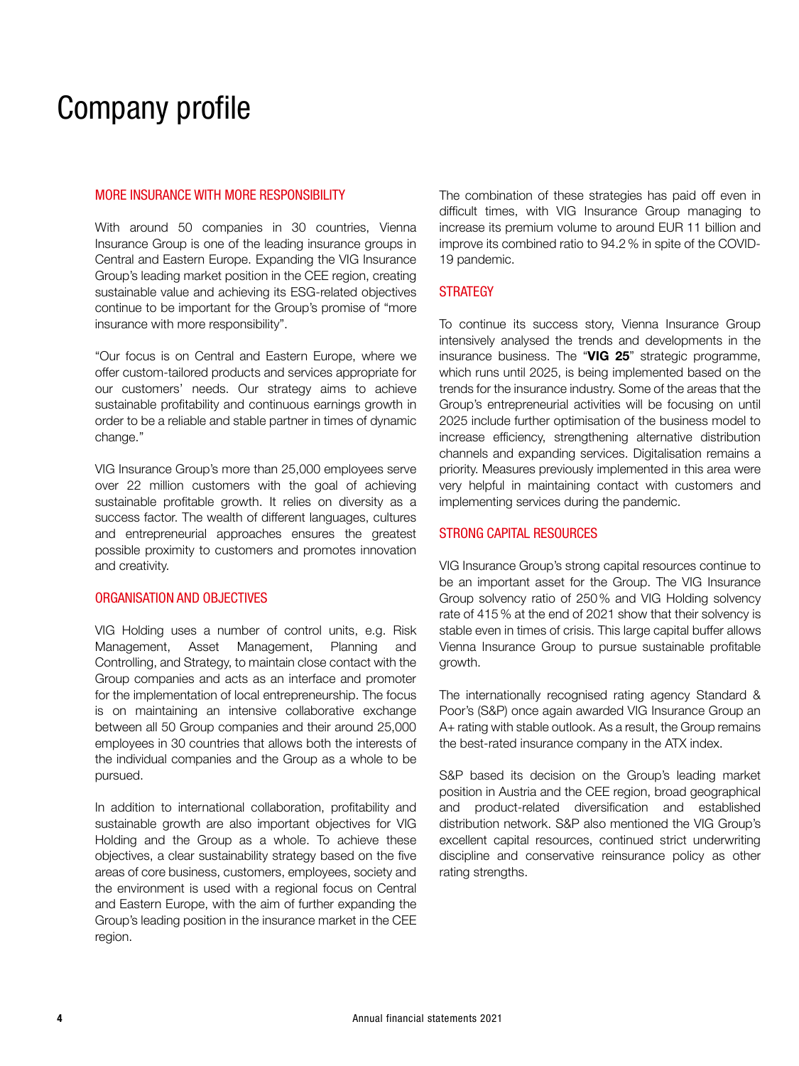# Company profile

## MORE INSURANCE WITH MORE RESPONSIBILITY

With around 50 companies in 30 countries, Vienna Insurance Group is one of the leading insurance groups in Central and Eastern Europe. Expanding the VIG Insurance Group's leading market position in the CEE region, creating sustainable value and achieving its ESG-related objectives continue to be important for the Group's promise of "more insurance with more responsibility".

"Our focus is on Central and Eastern Europe, where we offer custom-tailored products and services appropriate for our customers' needs. Our strategy aims to achieve sustainable profitability and continuous earnings growth in order to be a reliable and stable partner in times of dynamic change."

VIG Insurance Group's more than 25,000 employees serve over 22 million customers with the goal of achieving sustainable profitable growth. It relies on diversity as a success factor. The wealth of different languages, cultures and entrepreneurial approaches ensures the greatest possible proximity to customers and promotes innovation and creativity.

## ORGANISATION AND OBJECTIVES

VIG Holding uses a number of control units, e.g. Risk Management, Asset Management, Planning and Controlling, and Strategy, to maintain close contact with the Group companies and acts as an interface and promoter for the implementation of local entrepreneurship. The focus is on maintaining an intensive collaborative exchange between all 50 Group companies and their around 25,000 employees in 30 countries that allows both the interests of the individual companies and the Group as a whole to be pursued.

In addition to international collaboration, profitability and sustainable growth are also important objectives for VIG Holding and the Group as a whole. To achieve these objectives, a clear sustainability strategy based on the five areas of core business, customers, employees, society and the environment is used with a regional focus on Central and Eastern Europe, with the aim of further expanding the Group's leading position in the insurance market in the CEE region.

The combination of these strategies has paid off even in difficult times, with VIG Insurance Group managing to increase its premium volume to around EUR 11 billion and improve its combined ratio to 94.2 % in spite of the COVID-19 pandemic.

## STRATEGY

To continue its success story, Vienna Insurance Group intensively analysed the trends and developments in the insurance business. The "**VIG 25**" strategic programme, which runs until 2025, is being implemented based on the trends for the insurance industry. Some of the areas that the Group's entrepreneurial activities will be focusing on until 2025 include further optimisation of the business model to increase efficiency, strengthening alternative distribution channels and expanding services. Digitalisation remains a priority. Measures previously implemented in this area were very helpful in maintaining contact with customers and implementing services during the pandemic.

## STRONG CAPITAL RESOURCES

VIG Insurance Group's strong capital resources continue to be an important asset for the Group. The VIG Insurance Group solvency ratio of 250 % and VIG Holding solvency rate of 415 % at the end of 2021 show that their solvency is stable even in times of crisis. This large capital buffer allows Vienna Insurance Group to pursue sustainable profitable growth.

The internationally recognised rating agency Standard & Poor's (S&P) once again awarded VIG Insurance Group an A+ rating with stable outlook. As a result, the Group remains the best-rated insurance company in the ATX index.

S&P based its decision on the Group's leading market position in Austria and the CEE region, broad geographical and product-related diversification and established distribution network. S&P also mentioned the VIG Group's excellent capital resources, continued strict underwriting discipline and conservative reinsurance policy as other rating strengths.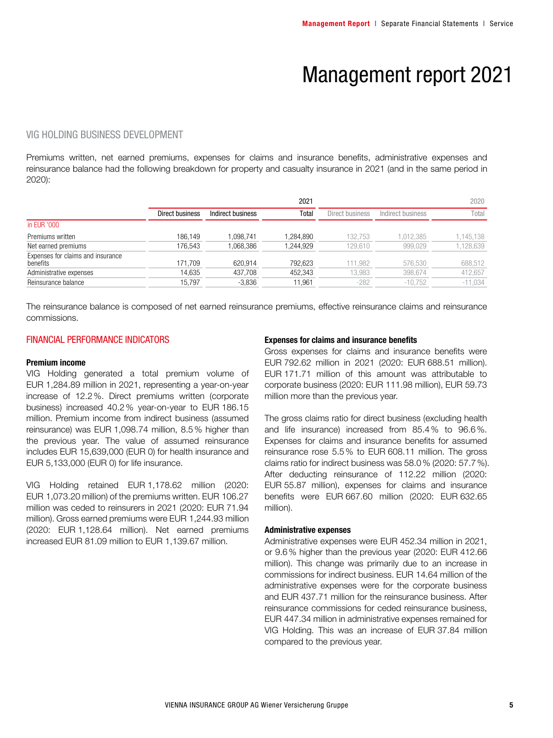# Management report 2021

## VIG HOLDING BUSINESS DEVELOPMENT

Premiums written, net earned premiums, expenses for claims and insurance benefits, administrative expenses and reinsurance balance had the following breakdown for property and casualty insurance in 2021 (and in the same period in 2020):

| | | | 2021 | | | 2020 |
|---|---|---|---|---|---|---|
| | Direct business | Indirect business | Total | Direct business | Indirect business | Total |
| in EUR '000 | | | | | | |
| Premiums written | 186,149 | 1,098,741 | 1,284,890 | 132,753 | 1,012,385 | 1,145,138 |
| Net earned premiums | 176,543 | 1,068,386 | 1,244,929 | 129,610 | 999,029 | 1,128,639 |
| Expenses for claims and insurance benefits | 171,709 | 620,914 | 792,623 | 111,982 | 576,530 | 688,512 |
| Administrative expenses | 14,635 | 437,708 | 452,343 | 13,983 | 398,674 | 412,657 |
| Reinsurance balance | 15,797 | -3,836 | 11,961 | -282 | -10,752 | -11,034 |

The reinsurance balance is composed of net earned reinsurance premiums, effective reinsurance claims and reinsurance commissions.

## FINANCIAL PERFORMANCE INDICATORS

### Premium income

VIG Holding generated a total premium volume of EUR 1,284.89 million in 2021, representing a year-on-year increase of 12.2 %. Direct premiums written (corporate business) increased 40.2 % year-on-year to EUR 186.15 million. Premium income from indirect business (assumed reinsurance) was EUR 1,098.74 million, 8.5 % higher than the previous year. The value of assumed reinsurance includes EUR 15,639,000 (EUR 0) for health insurance and EUR 5,133,000 (EUR 0) for life insurance.

VIG Holding retained EUR 1,178.62 million (2020: EUR 1,073.20 million) of the premiums written. EUR 106.27 million was ceded to reinsurers in 2021 (2020: EUR 71.94 million). Gross earned premiums were EUR 1,244.93 million (2020: EUR 1,128.64 million). Net earned premiums increased EUR 81.09 million to EUR 1,139.67 million.

### Expenses for claims and insurance benefits

Gross expenses for claims and insurance benefits were EUR 792.62 million in 2021 (2020: EUR 688.51 million). EUR 171.71 million of this amount was attributable to corporate business (2020: EUR 111.98 million), EUR 59.73 million more than the previous year.

The gross claims ratio for direct business (excluding health and life insurance) increased from 85.4 % to 96.6 %. Expenses for claims and insurance benefits for assumed reinsurance rose 5.5 % to EUR 608.11 million. The gross claims ratio for indirect business was 58.0 % (2020: 57.7 %). After deducting reinsurance of 112.22 million (2020: EUR 55.87 million), expenses for claims and insurance benefits were EUR 667.60 million (2020: EUR 632.65 million).

### Administrative expenses

Administrative expenses were EUR 452.34 million in 2021, or 9.6 % higher than the previous year (2020: EUR 412.66 million). This change was primarily due to an increase in commissions for indirect business. EUR 14.64 million of the administrative expenses were for the corporate business and EUR 437.71 million for the reinsurance business. After reinsurance commissions for ceded reinsurance business, EUR 447.34 million in administrative expenses remained for VIG Holding. This was an increase of EUR 37.84 million compared to the previous year.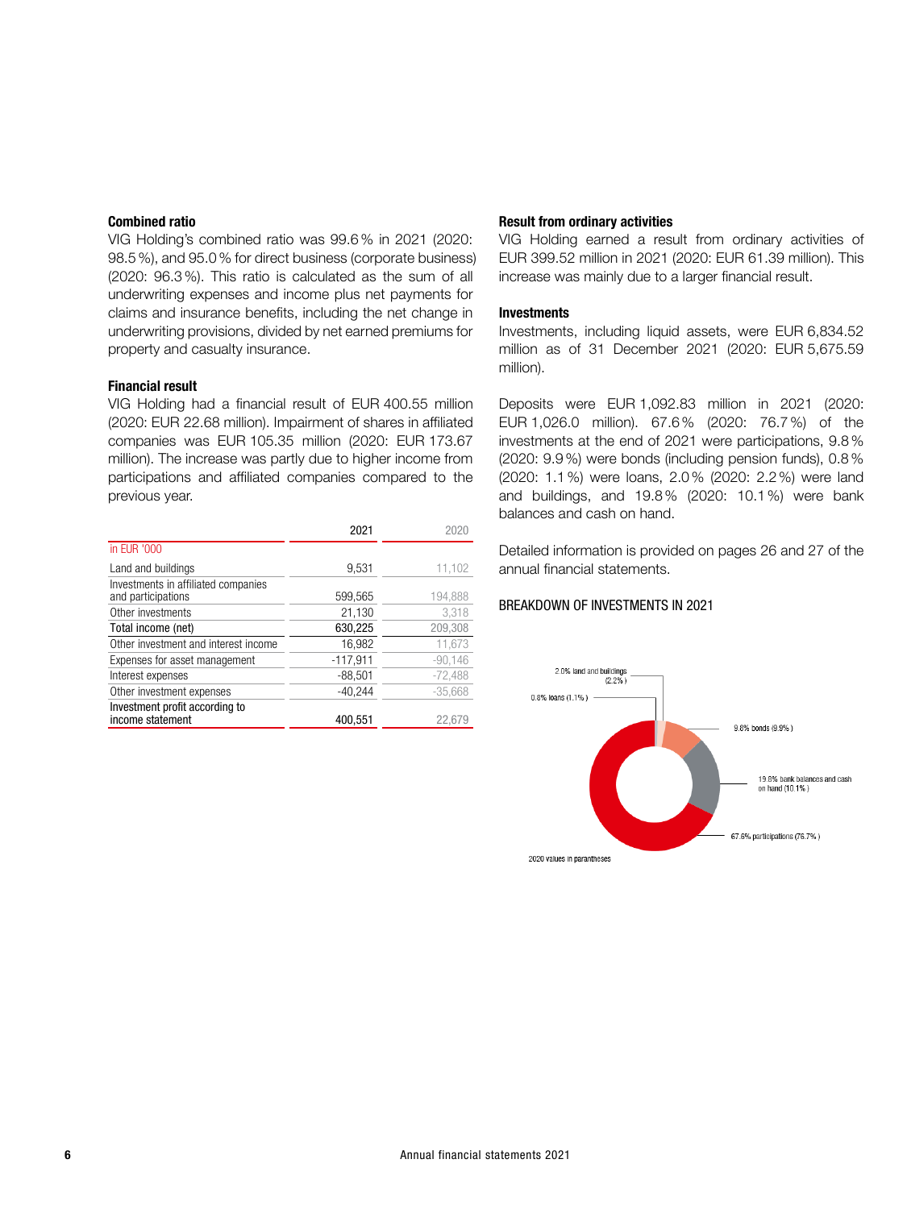### Combined ratio

VIG Holding's combined ratio was 99.6 % in 2021 (2020: 98.5 %), and 95.0 % for direct business (corporate business) (2020: 96.3 %). This ratio is calculated as the sum of all underwriting expenses and income plus net payments for claims and insurance benefits, including the net change in underwriting provisions, divided by net earned premiums for property and casualty insurance.

### Financial result

VIG Holding had a financial result of EUR 400.55 million (2020: EUR 22.68 million). Impairment of shares in affiliated companies was EUR 105.35 million (2020: EUR 173.67 million). The increase was partly due to higher income from participations and affiliated companies compared to the previous year.

| in EUR '000 | 2021 | 2020 |
|---|---|---|
| Land and buildings | 9,531 | 11,102 |
| Investments in affiliated companies and participations | 599,565 | 194,888 |
| Other investments | 21,130 | 3,318 |
| Total income (net) | 630,225 | 209,308 |
| Other investment and interest income | 16,982 | 11,673 |
| Expenses for asset management | -117,911 | -90,146 |
| Interest expenses | -88,501 | -72,488 |
| Other investment expenses | -40,244 | -35,668 |
| Investment profit according to income statement | 400,551 | 22,679 |

### Result from ordinary activities

VIG Holding earned a result from ordinary activities of EUR 399.52 million in 2021 (2020: EUR 61.39 million). This increase was mainly due to a larger financial result.

### Investments

Investments, including liquid assets, were EUR 6,834.52 million as of 31 December 2021 (2020: EUR 5,675.59 million).

Deposits were EUR 1,092.83 million in 2021 (2020: EUR 1,026.0 million). 67.6 % (2020: 76.7 %) of the investments at the end of 2021 were participations, 9.8 % (2020: 9.9 %) were bonds (including pension funds), 0.8 % (2020: 1.1 %) were loans, 2.0 % (2020: 2.2 %) were land and buildings, and 19.8 % (2020: 10.1 %) were bank balances and cash on hand.

Detailed information is provided on pages 26 and 27 of the annual financial statements.

BREAKDOWN OF INVESTMENTS IN 2021

2.0% land and buildings (2.2%)
0.8% loans (1.1%)
9.8% bonds (9.9%)
19.8% bank balances and cash on hand (10.1%)
67.6% participations (76.7%)

2020 values in parantheses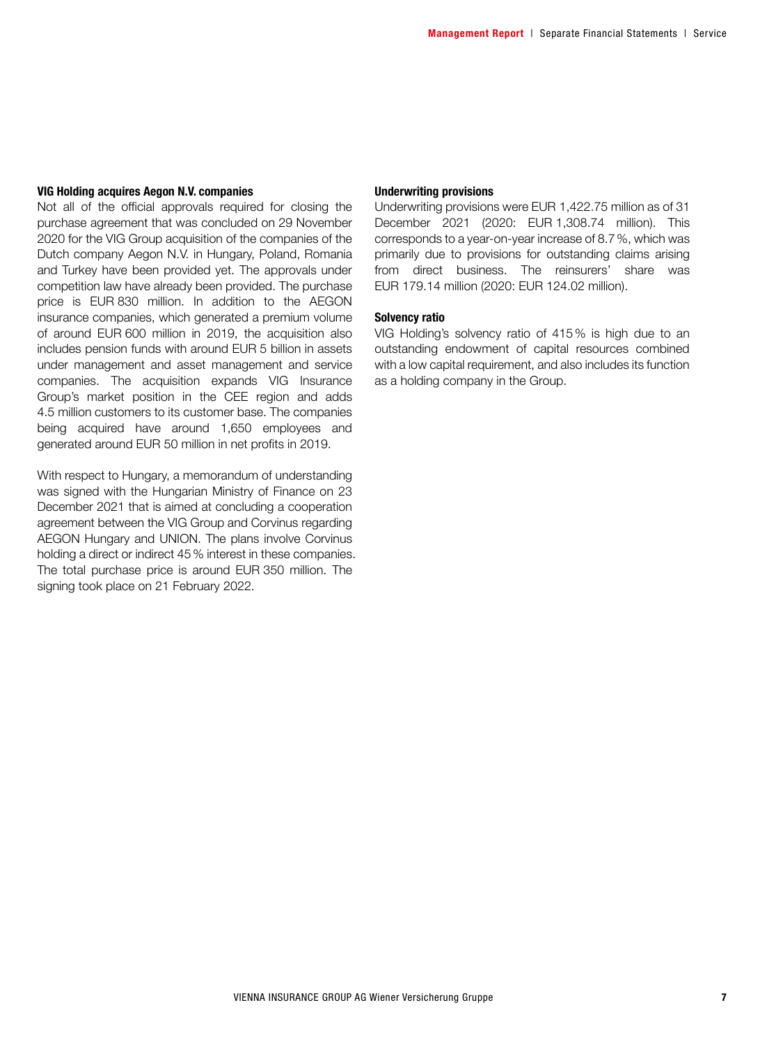### VIG Holding acquires Aegon N.V. companies

Not all of the official approvals required for closing the purchase agreement that was concluded on 29 November 2020 for the VIG Group acquisition of the companies of the Dutch company Aegon N.V. in Hungary, Poland, Romania and Turkey have been provided yet. The approvals under competition law have already been provided. The purchase price is EUR 830 million. In addition to the AEGON insurance companies, which generated a premium volume of around EUR 600 million in 2019, the acquisition also includes pension funds with around EUR 5 billion in assets under management and asset management and service companies. The acquisition expands VIG Insurance Group's market position in the CEE region and adds 4.5 million customers to its customer base. The companies being acquired have around 1,650 employees and generated around EUR 50 million in net profits in 2019.

With respect to Hungary, a memorandum of understanding was signed with the Hungarian Ministry of Finance on 23 December 2021 that is aimed at concluding a cooperation agreement between the VIG Group and Corvinus regarding AEGON Hungary and UNION. The plans involve Corvinus holding a direct or indirect 45 % interest in these companies. The total purchase price is around EUR 350 million. The signing took place on 21 February 2022.

### Underwriting provisions

Underwriting provisions were EUR 1,422.75 million as of 31 December 2021 (2020: EUR 1,308.74 million). This corresponds to a year-on-year increase of 8.7 %, which was primarily due to provisions for outstanding claims arising from direct business. The reinsurers' share was EUR 179.14 million (2020: EUR 124.02 million).

### Solvency ratio

VIG Holding's solvency ratio of 415 % is high due to an outstanding endowment of capital resources combined with a low capital requirement, and also includes its function as a holding company in the Group.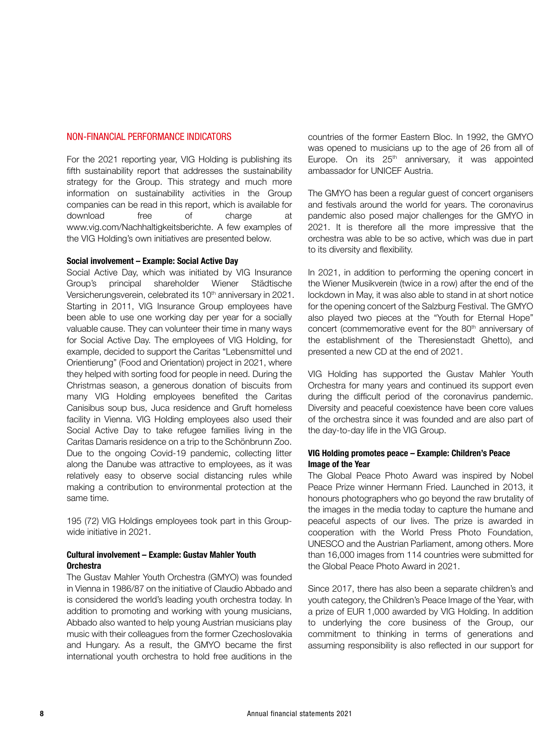## NON-FINANCIAL PERFORMANCE INDICATORS

For the 2021 reporting year, VIG Holding is publishing its fifth sustainability report that addresses the sustainability strategy for the Group. This strategy and much more information on sustainability activities in the Group companies can be read in this report, which is available for download free of charge at www.vig.com/Nachhaltigkeitsberichte. A few examples of the VIG Holding's own initiatives are presented below.

**Social involvement – Example: Social Active Day**

Social Active Day, which was initiated by VIG Insurance Group's principal shareholder Wiener Städtische Versicherungsverein, celebrated its 10th anniversary in 2021. Starting in 2011, VIG Insurance Group employees have been able to use one working day per year for a socially valuable cause. They can volunteer their time in many ways for Social Active Day. The employees of VIG Holding, for example, decided to support the Caritas "Lebensmittel und Orientierung" (Food and Orientation) project in 2021, where they helped with sorting food for people in need. During the Christmas season, a generous donation of biscuits from many VIG Holding employees benefited the Caritas Canisibus soup bus, Juca residence and Gruft homeless facility in Vienna. VIG Holding employees also used their Social Active Day to take refugee families living in the Caritas Damaris residence on a trip to the Schönbrunn Zoo. Due to the ongoing Covid-19 pandemic, collecting litter along the Danube was attractive to employees, as it was relatively easy to observe social distancing rules while making a contribution to environmental protection at the same time.

195 (72) VIG Holdings employees took part in this Group-wide initiative in 2021.

**Cultural involvement – Example: Gustav Mahler Youth Orchestra**

The Gustav Mahler Youth Orchestra (GMYO) was founded in Vienna in 1986/87 on the initiative of Claudio Abbado and is considered the world's leading youth orchestra today. In addition to promoting and working with young musicians, Abbado also wanted to help young Austrian musicians play music with their colleagues from the former Czechoslovakia and Hungary. As a result, the GMYO became the first international youth orchestra to hold free auditions in the countries of the former Eastern Bloc. In 1992, the GMYO was opened to musicians up to the age of 26 from all of Europe. On its 25th anniversary, it was appointed ambassador for UNICEF Austria.

The GMYO has been a regular guest of concert organisers and festivals around the world for years. The coronavirus pandemic also posed major challenges for the GMYO in 2021. It is therefore all the more impressive that the orchestra was able to be so active, which was due in part to its diversity and flexibility.

In 2021, in addition to performing the opening concert in the Wiener Musikverein (twice in a row) after the end of the lockdown in May, it was also able to stand in at short notice for the opening concert of the Salzburg Festival. The GMYO also played two pieces at the "Youth for Eternal Hope" concert (commemorative event for the 80th anniversary of the establishment of the Theresienstadt Ghetto), and presented a new CD at the end of 2021.

VIG Holding has supported the Gustav Mahler Youth Orchestra for many years and continued its support even during the difficult period of the coronavirus pandemic. Diversity and peaceful coexistence have been core values of the orchestra since it was founded and are also part of the day-to-day life in the VIG Group.

**VIG Holding promotes peace – Example: Children's Peace Image of the Year**

The Global Peace Photo Award was inspired by Nobel Peace Prize winner Hermann Fried. Launched in 2013, it honours photographers who go beyond the raw brutality of the images in the media today to capture the humane and peaceful aspects of our lives. The prize is awarded in cooperation with the World Press Photo Foundation, UNESCO and the Austrian Parliament, among others. More than 16,000 images from 114 countries were submitted for the Global Peace Photo Award in 2021.

Since 2017, there has also been a separate children's and youth category, the Children's Peace Image of the Year, with a prize of EUR 1,000 awarded by VIG Holding. In addition to underlying the core business of the Group, our commitment to thinking in terms of generations and assuming responsibility is also reflected in our support for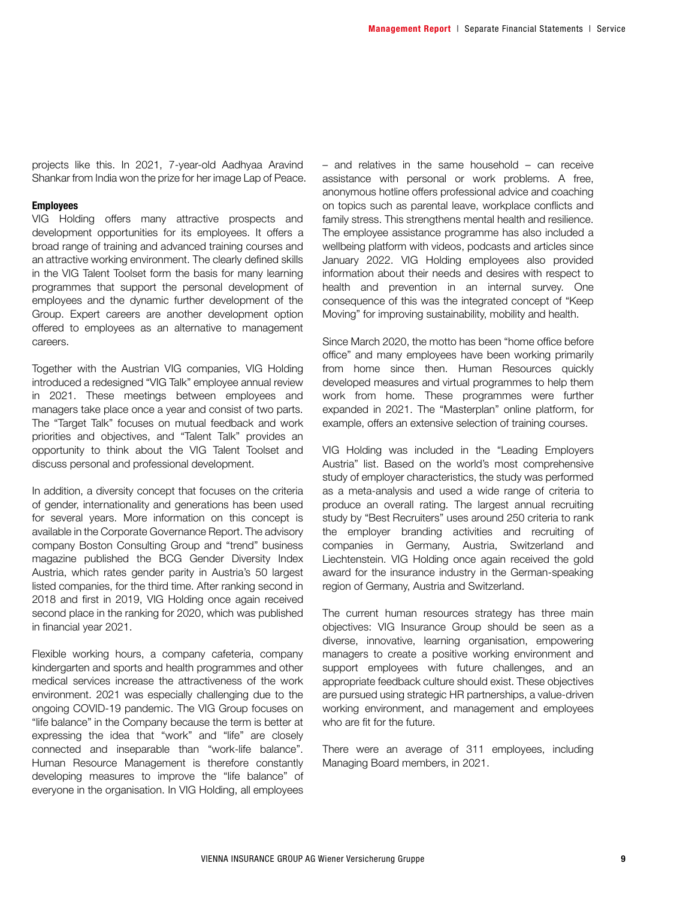projects like this. In 2021, 7-year-old Aadhyaa Aravind Shankar from India won the prize for her image Lap of Peace.

**Employees**

VIG Holding offers many attractive prospects and development opportunities for its employees. It offers a broad range of training and advanced training courses and an attractive working environment. The clearly defined skills in the VIG Talent Toolset form the basis for many learning programmes that support the personal development of employees and the dynamic further development of the Group. Expert careers are another development option offered to employees as an alternative to management careers.

Together with the Austrian VIG companies, VIG Holding introduced a redesigned "VIG Talk" employee annual review in 2021. These meetings between employees and managers take place once a year and consist of two parts. The "Target Talk" focuses on mutual feedback and work priorities and objectives, and "Talent Talk" provides an opportunity to think about the VIG Talent Toolset and discuss personal and professional development.

In addition, a diversity concept that focuses on the criteria of gender, internationality and generations has been used for several years. More information on this concept is available in the Corporate Governance Report. The advisory company Boston Consulting Group and "trend" business magazine published the BCG Gender Diversity Index Austria, which rates gender parity in Austria's 50 largest listed companies, for the third time. After ranking second in 2018 and first in 2019, VIG Holding once again received second place in the ranking for 2020, which was published in financial year 2021.

Flexible working hours, a company cafeteria, company kindergarten and sports and health programmes and other medical services increase the attractiveness of the work environment. 2021 was especially challenging due to the ongoing COVID-19 pandemic. The VIG Group focuses on "life balance" in the Company because the term is better at expressing the idea that "work" and "life" are closely connected and inseparable than "work-life balance". Human Resource Management is therefore constantly developing measures to improve the "life balance" of everyone in the organisation. In VIG Holding, all employees – and relatives in the same household – can receive assistance with personal or work problems. A free, anonymous hotline offers professional advice and coaching on topics such as parental leave, workplace conflicts and family stress. This strengthens mental health and resilience. The employee assistance programme has also included a wellbeing platform with videos, podcasts and articles since January 2022. VIG Holding employees also provided information about their needs and desires with respect to health and prevention in an internal survey. One consequence of this was the integrated concept of "Keep Moving" for improving sustainability, mobility and health.

Since March 2020, the motto has been "home office before office" and many employees have been working primarily from home since then. Human Resources quickly developed measures and virtual programmes to help them work from home. These programmes were further expanded in 2021. The "Masterplan" online platform, for example, offers an extensive selection of training courses.

VIG Holding was included in the "Leading Employers Austria" list. Based on the world's most comprehensive study of employer characteristics, the study was performed as a meta-analysis and used a wide range of criteria to produce an overall rating. The largest annual recruiting study by "Best Recruiters" uses around 250 criteria to rank the employer branding activities and recruiting of companies in Germany, Austria, Switzerland and Liechtenstein. VIG Holding once again received the gold award for the insurance industry in the German-speaking region of Germany, Austria and Switzerland.

The current human resources strategy has three main objectives: VIG Insurance Group should be seen as a diverse, innovative, learning organisation, empowering managers to create a positive working environment and support employees with future challenges, and an appropriate feedback culture should exist. These objectives are pursued using strategic HR partnerships, a value-driven working environment, and management and employees who are fit for the future.

There were an average of 311 employees, including Managing Board members, in 2021.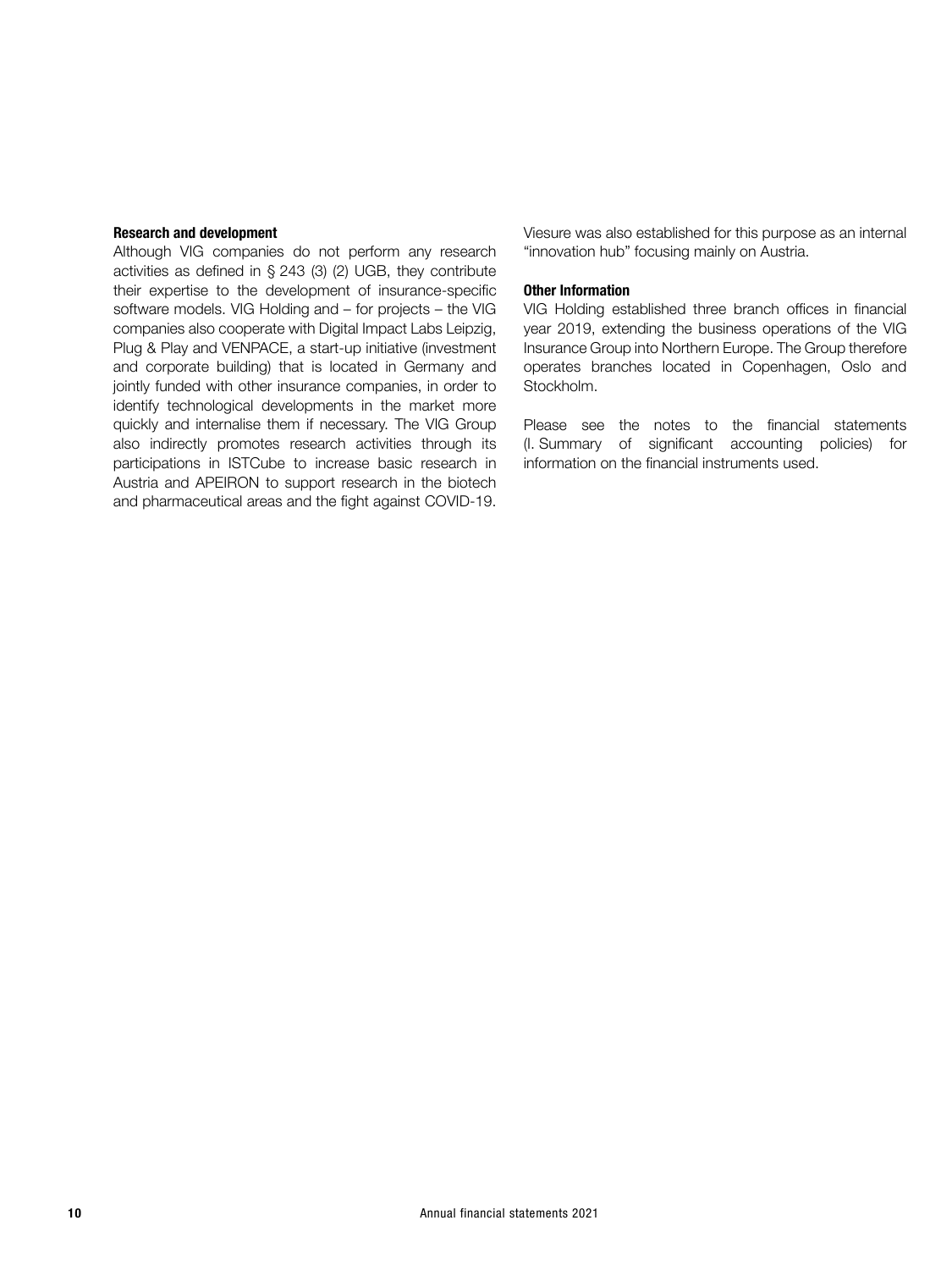### Research and development

Although VIG companies do not perform any research activities as defined in § 243 (3) (2) UGB, they contribute their expertise to the development of insurance-specific software models. VIG Holding and – for projects – the VIG companies also cooperate with Digital Impact Labs Leipzig, Plug & Play and VENPACE, a start-up initiative (investment and corporate building) that is located in Germany and jointly funded with other insurance companies, in order to identify technological developments in the market more quickly and internalise them if necessary. The VIG Group also indirectly promotes research activities through its participations in ISTCube to increase basic research in Austria and APEIRON to support research in the biotech and pharmaceutical areas and the fight against COVID-19. Viesure was also established for this purpose as an internal "innovation hub" focusing mainly on Austria.

### Other Information

VIG Holding established three branch offices in financial year 2019, extending the business operations of the VIG Insurance Group into Northern Europe. The Group therefore operates branches located in Copenhagen, Oslo and Stockholm.

Please see the notes to the financial statements (I. Summary of significant accounting policies) for information on the financial instruments used.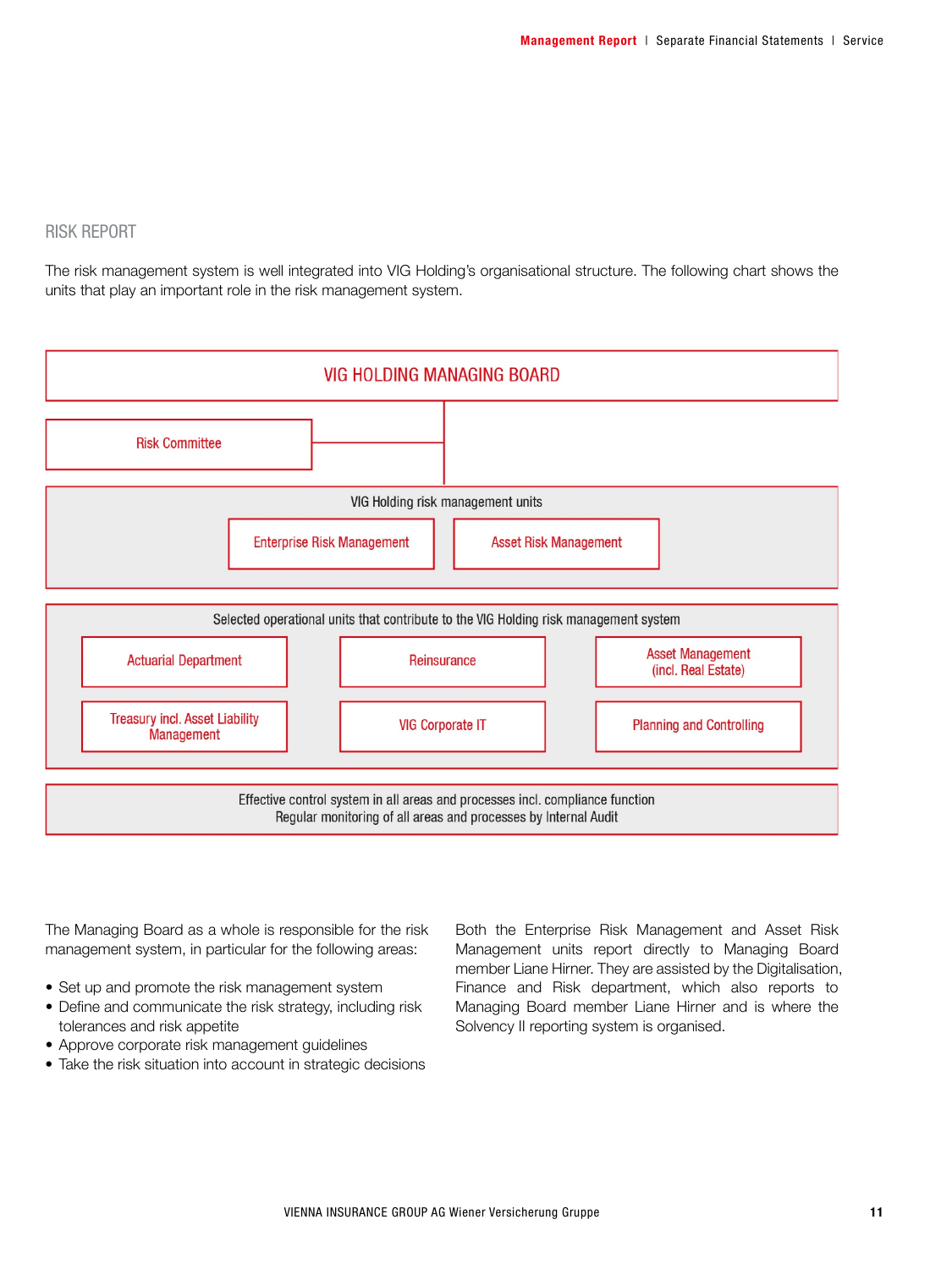## RISK REPORT

The risk management system is well integrated into VIG Holding's organisational structure. The following chart shows the units that play an important role in the risk management system.

VIG HOLDING MANAGING BOARD

Risk Committee

VIG Holding risk management units

- Enterprise Risk Management
- Asset Risk Management

Selected operational units that contribute to the VIG Holding risk management system

- Actuarial Department
- Reinsurance
- Asset Management (incl. Real Estate)
- Treasury incl. Asset Liability Management
- VIG Corporate IT
- Planning and Controlling

Effective control system in all areas and processes incl. compliance function
Regular monitoring of all areas and processes by Internal Audit

The Managing Board as a whole is responsible for the risk management system, in particular for the following areas:

- Set up and promote the risk management system
- Define and communicate the risk strategy, including risk tolerances and risk appetite
- Approve corporate risk management guidelines
- Take the risk situation into account in strategic decisions

Both the Enterprise Risk Management and Asset Risk Management units report directly to Managing Board member Liane Hirner. They are assisted by the Digitalisation, Finance and Risk department, which also reports to Managing Board member Liane Hirner and is where the Solvency II reporting system is organised.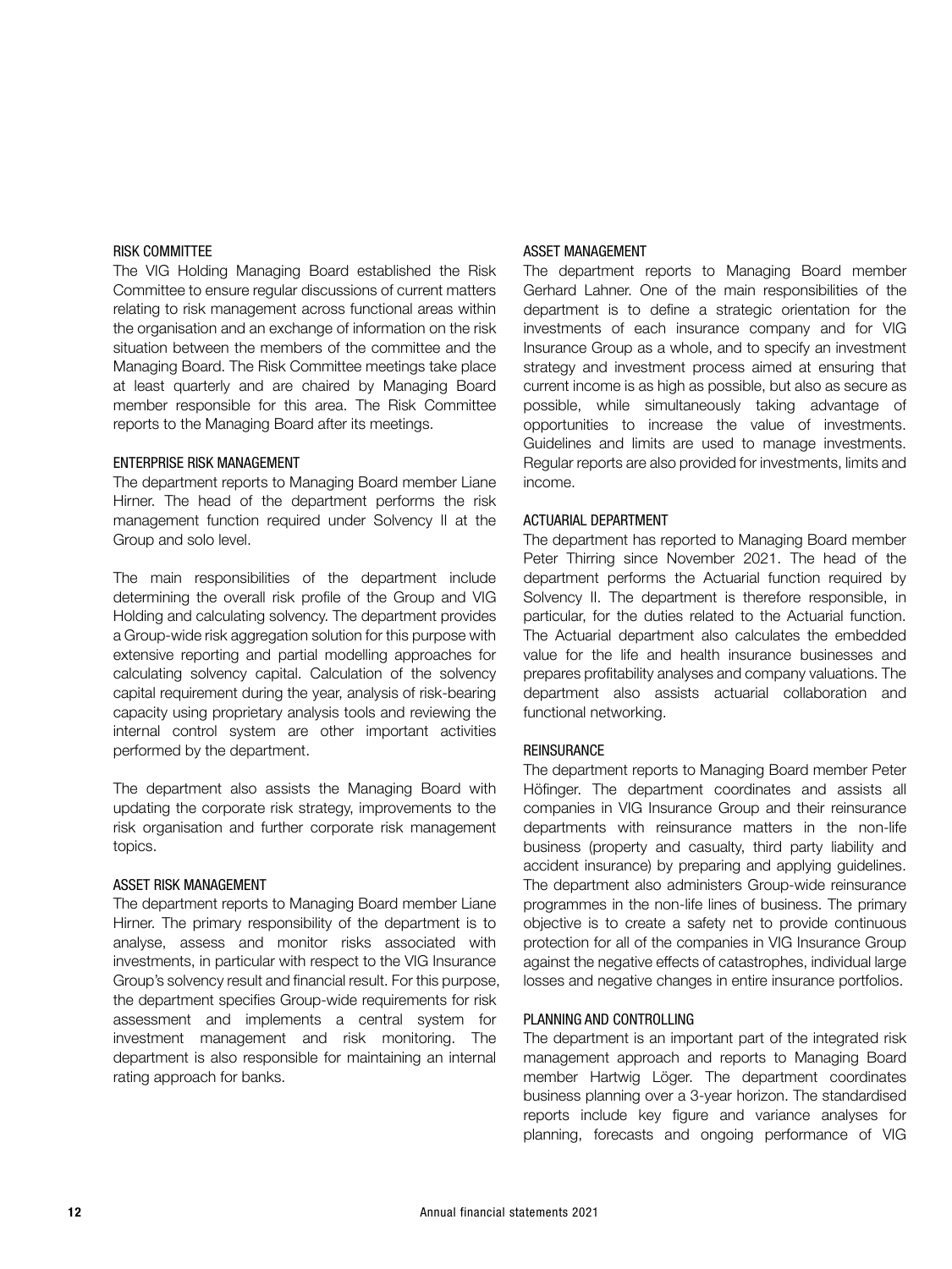#### RISK COMMITTEE

The VIG Holding Managing Board established the Risk Committee to ensure regular discussions of current matters relating to risk management across functional areas within the organisation and an exchange of information on the risk situation between the members of the committee and the Managing Board. The Risk Committee meetings take place at least quarterly and are chaired by Managing Board member responsible for this area. The Risk Committee reports to the Managing Board after its meetings.

#### ENTERPRISE RISK MANAGEMENT

The department reports to Managing Board member Liane Hirner. The head of the department performs the risk management function required under Solvency II at the Group and solo level.

The main responsibilities of the department include determining the overall risk profile of the Group and VIG Holding and calculating solvency. The department provides a Group-wide risk aggregation solution for this purpose with extensive reporting and partial modelling approaches for calculating solvency capital. Calculation of the solvency capital requirement during the year, analysis of risk-bearing capacity using proprietary analysis tools and reviewing the internal control system are other important activities performed by the department.

The department also assists the Managing Board with updating the corporate risk strategy, improvements to the risk organisation and further corporate risk management topics.

#### ASSET RISK MANAGEMENT

The department reports to Managing Board member Liane Hirner. The primary responsibility of the department is to analyse, assess and monitor risks associated with investments, in particular with respect to the VIG Insurance Group's solvency result and financial result. For this purpose, the department specifies Group-wide requirements for risk assessment and implements a central system for investment management and risk monitoring. The department is also responsible for maintaining an internal rating approach for banks.

#### ASSET MANAGEMENT

The department reports to Managing Board member Gerhard Lahner. One of the main responsibilities of the department is to define a strategic orientation for the investments of each insurance company and for VIG Insurance Group as a whole, and to specify an investment strategy and investment process aimed at ensuring that current income is as high as possible, but also as secure as possible, while simultaneously taking advantage of opportunities to increase the value of investments. Guidelines and limits are used to manage investments. Regular reports are also provided for investments, limits and income.

#### ACTUARIAL DEPARTMENT

The department has reported to Managing Board member Peter Thirring since November 2021. The head of the department performs the Actuarial function required by Solvency II. The department is therefore responsible, in particular, for the duties related to the Actuarial function. The Actuarial department also calculates the embedded value for the life and health insurance businesses and prepares profitability analyses and company valuations. The department also assists actuarial collaboration and functional networking.

#### REINSURANCE

The department reports to Managing Board member Peter Höfinger. The department coordinates and assists all companies in VIG Insurance Group and their reinsurance departments with reinsurance matters in the non-life business (property and casualty, third party liability and accident insurance) by preparing and applying guidelines. The department also administers Group-wide reinsurance programmes in the non-life lines of business. The primary objective is to create a safety net to provide continuous protection for all of the companies in VIG Insurance Group against the negative effects of catastrophes, individual large losses and negative changes in entire insurance portfolios.

#### PLANNING AND CONTROLLING

The department is an important part of the integrated risk management approach and reports to Managing Board member Hartwig Löger. The department coordinates business planning over a 3-year horizon. The standardised reports include key figure and variance analyses for planning, forecasts and ongoing performance of VIG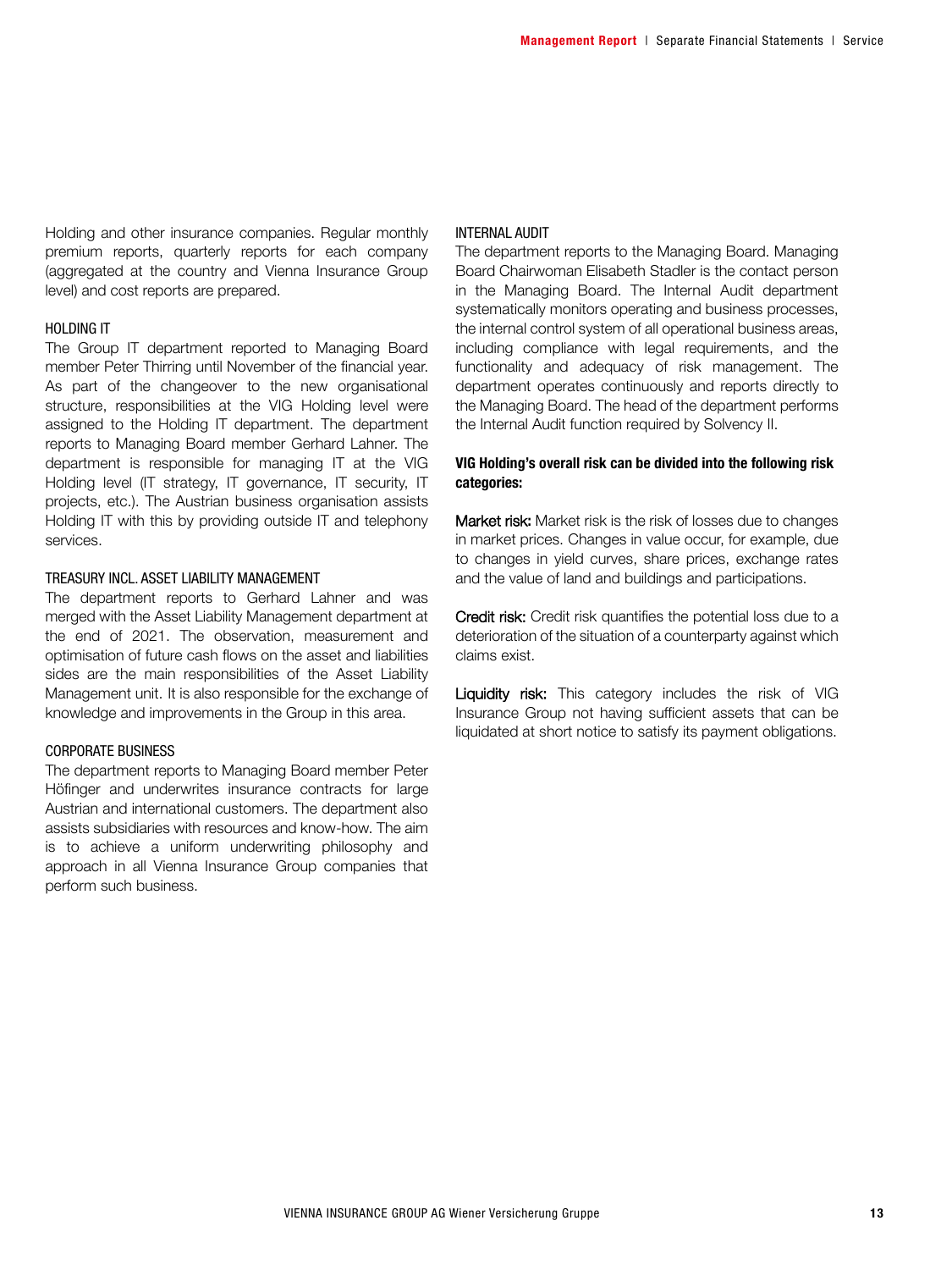Holding and other insurance companies. Regular monthly premium reports, quarterly reports for each company (aggregated at the country and Vienna Insurance Group level) and cost reports are prepared.

### HOLDING IT

The Group IT department reported to Managing Board member Peter Thirring until November of the financial year. As part of the changeover to the new organisational structure, responsibilities at the VIG Holding level were assigned to the Holding IT department. The department reports to Managing Board member Gerhard Lahner. The department is responsible for managing IT at the VIG Holding level (IT strategy, IT governance, IT security, IT projects, etc.). The Austrian business organisation assists Holding IT with this by providing outside IT and telephony services.

### TREASURY INCL. ASSET LIABILITY MANAGEMENT

The department reports to Gerhard Lahner and was merged with the Asset Liability Management department at the end of 2021. The observation, measurement and optimisation of future cash flows on the asset and liabilities sides are the main responsibilities of the Asset Liability Management unit. It is also responsible for the exchange of knowledge and improvements in the Group in this area.

### CORPORATE BUSINESS

The department reports to Managing Board member Peter Höfinger and underwrites insurance contracts for large Austrian and international customers. The department also assists subsidiaries with resources and know-how. The aim is to achieve a uniform underwriting philosophy and approach in all Vienna Insurance Group companies that perform such business.

### INTERNAL AUDIT

The department reports to the Managing Board. Managing Board Chairwoman Elisabeth Stadler is the contact person in the Managing Board. The Internal Audit department systematically monitors operating and business processes, the internal control system of all operational business areas, including compliance with legal requirements, and the functionality and adequacy of risk management. The department operates continuously and reports directly to the Managing Board. The head of the department performs the Internal Audit function required by Solvency II.

**VIG Holding's overall risk can be divided into the following risk categories:**

**Market risk:** Market risk is the risk of losses due to changes in market prices. Changes in value occur, for example, due to changes in yield curves, share prices, exchange rates and the value of land and buildings and participations.

**Credit risk:** Credit risk quantifies the potential loss due to a deterioration of the situation of a counterparty against which claims exist.

**Liquidity risk:** This category includes the risk of VIG Insurance Group not having sufficient assets that can be liquidated at short notice to satisfy its payment obligations.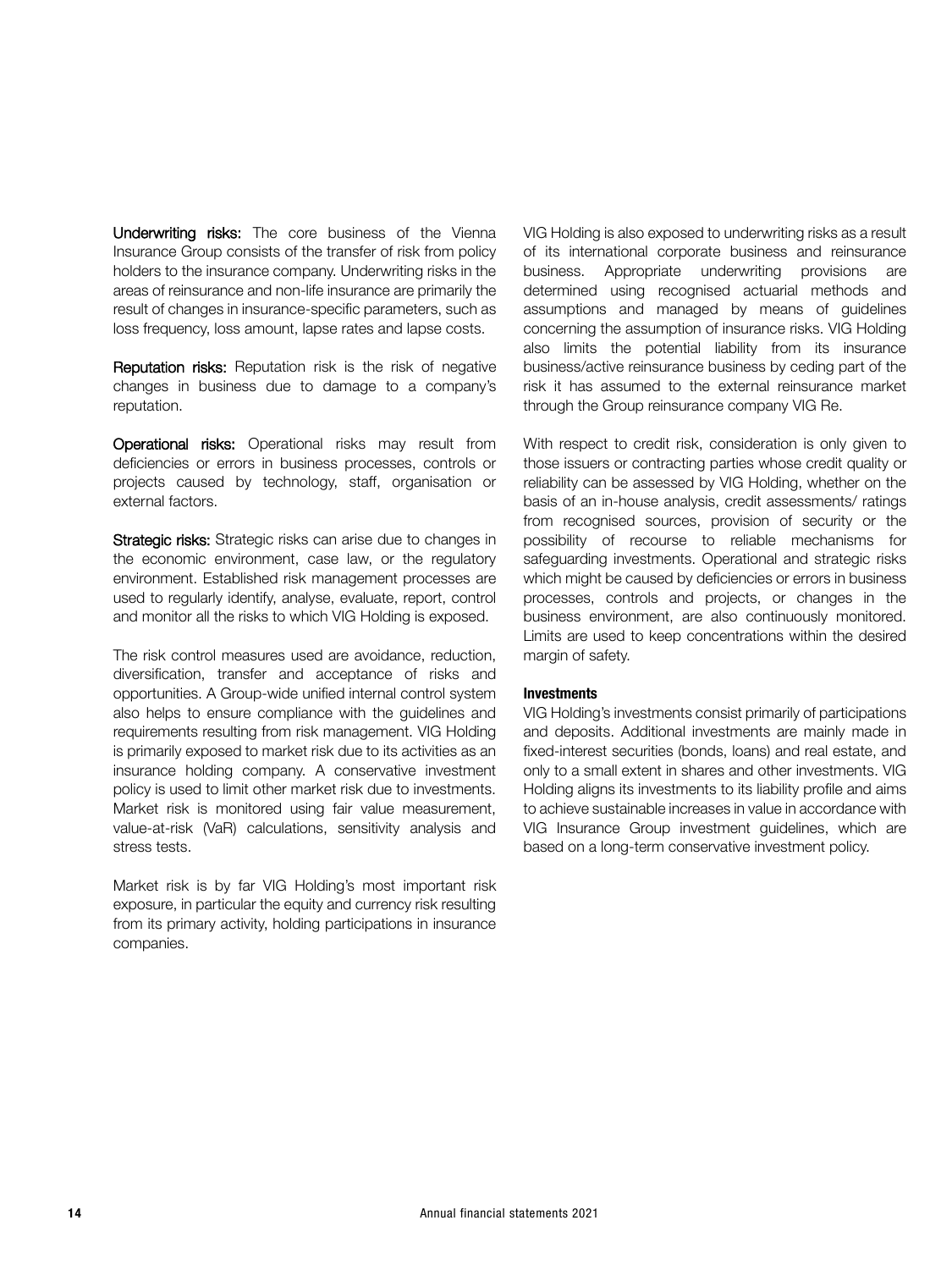**Underwriting risks:** The core business of the Vienna Insurance Group consists of the transfer of risk from policy holders to the insurance company. Underwriting risks in the areas of reinsurance and non-life insurance are primarily the result of changes in insurance-specific parameters, such as loss frequency, loss amount, lapse rates and lapse costs.

**Reputation risks:** Reputation risk is the risk of negative changes in business due to damage to a company's reputation.

**Operational risks:** Operational risks may result from deficiencies or errors in business processes, controls or projects caused by technology, staff, organisation or external factors.

**Strategic risks:** Strategic risks can arise due to changes in the economic environment, case law, or the regulatory environment. Established risk management processes are used to regularly identify, analyse, evaluate, report, control and monitor all the risks to which VIG Holding is exposed.

The risk control measures used are avoidance, reduction, diversification, transfer and acceptance of risks and opportunities. A Group-wide unified internal control system also helps to ensure compliance with the guidelines and requirements resulting from risk management. VIG Holding is primarily exposed to market risk due to its activities as an insurance holding company. A conservative investment policy is used to limit other market risk due to investments. Market risk is monitored using fair value measurement, value-at-risk (VaR) calculations, sensitivity analysis and stress tests.

Market risk is by far VIG Holding's most important risk exposure, in particular the equity and currency risk resulting from its primary activity, holding participations in insurance companies.

VIG Holding is also exposed to underwriting risks as a result of its international corporate business and reinsurance business. Appropriate underwriting provisions are determined using recognised actuarial methods and assumptions and managed by means of guidelines concerning the assumption of insurance risks. VIG Holding also limits the potential liability from its insurance business/active reinsurance business by ceding part of the risk it has assumed to the external reinsurance market through the Group reinsurance company VIG Re.

With respect to credit risk, consideration is only given to those issuers or contracting parties whose credit quality or reliability can be assessed by VIG Holding, whether on the basis of an in-house analysis, credit assessments/ ratings from recognised sources, provision of security or the possibility of recourse to reliable mechanisms for safeguarding investments. Operational and strategic risks which might be caused by deficiencies or errors in business processes, controls and projects, or changes in the business environment, are also continuously monitored. Limits are used to keep concentrations within the desired margin of safety.

**Investments**

VIG Holding's investments consist primarily of participations and deposits. Additional investments are mainly made in fixed-interest securities (bonds, loans) and real estate, and only to a small extent in shares and other investments. VIG Holding aligns its investments to its liability profile and aims to achieve sustainable increases in value in accordance with VIG Insurance Group investment guidelines, which are based on a long-term conservative investment policy.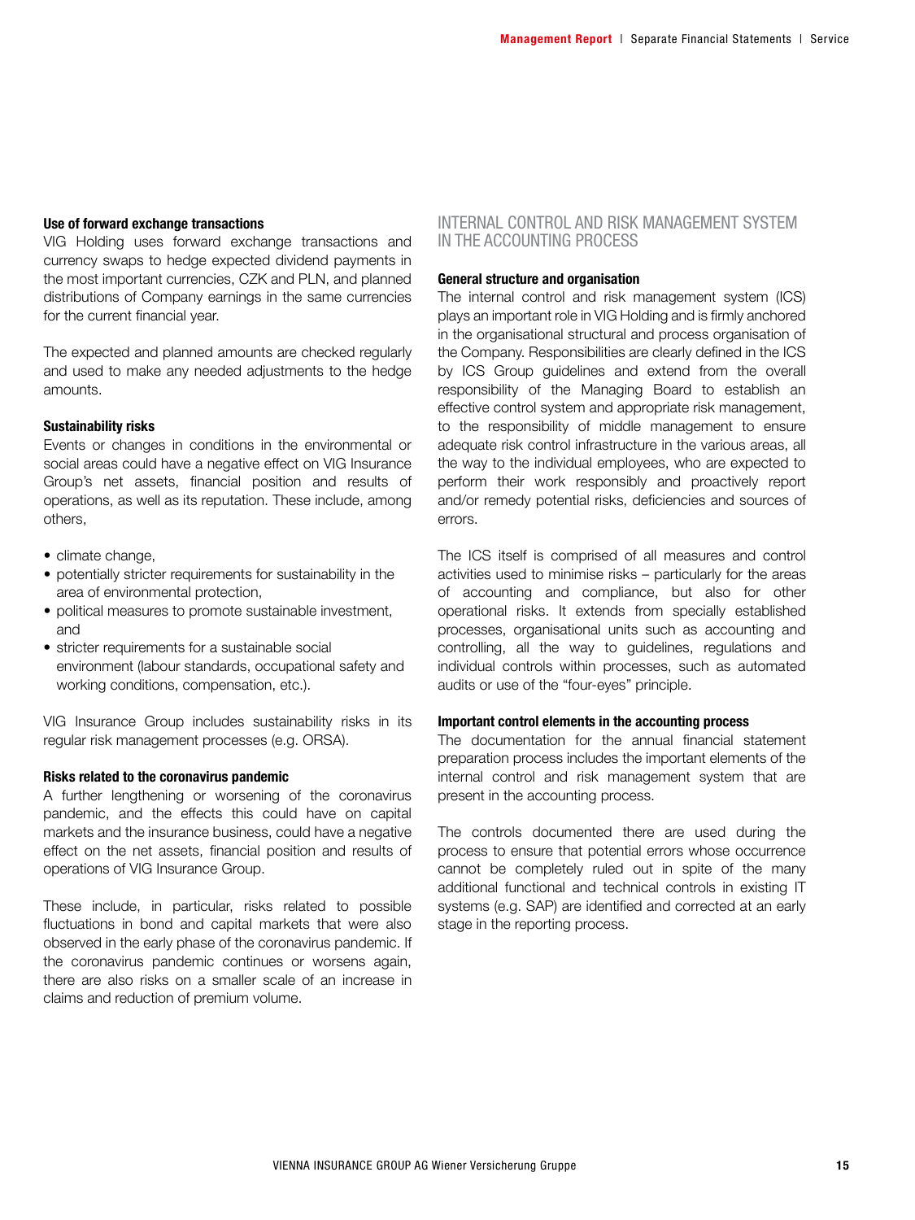#### Use of forward exchange transactions

VIG Holding uses forward exchange transactions and currency swaps to hedge expected dividend payments in the most important currencies, CZK and PLN, and planned distributions of Company earnings in the same currencies for the current financial year.

The expected and planned amounts are checked regularly and used to make any needed adjustments to the hedge amounts.

#### Sustainability risks

Events or changes in conditions in the environmental or social areas could have a negative effect on VIG Insurance Group's net assets, financial position and results of operations, as well as its reputation. These include, among others,

- climate change,
- potentially stricter requirements for sustainability in the area of environmental protection,
- political measures to promote sustainable investment, and
- stricter requirements for a sustainable social environment (labour standards, occupational safety and working conditions, compensation, etc.).

VIG Insurance Group includes sustainability risks in its regular risk management processes (e.g. ORSA).

#### Risks related to the coronavirus pandemic

A further lengthening or worsening of the coronavirus pandemic, and the effects this could have on capital markets and the insurance business, could have a negative effect on the net assets, financial position and results of operations of VIG Insurance Group.

These include, in particular, risks related to possible fluctuations in bond and capital markets that were also observed in the early phase of the coronavirus pandemic. If the coronavirus pandemic continues or worsens again, there are also risks on a smaller scale of an increase in claims and reduction of premium volume.

## INTERNAL CONTROL AND RISK MANAGEMENT SYSTEM IN THE ACCOUNTING PROCESS

#### General structure and organisation

The internal control and risk management system (ICS) plays an important role in VIG Holding and is firmly anchored in the organisational structural and process organisation of the Company. Responsibilities are clearly defined in the ICS by ICS Group guidelines and extend from the overall responsibility of the Managing Board to establish an effective control system and appropriate risk management, to the responsibility of middle management to ensure adequate risk control infrastructure in the various areas, all the way to the individual employees, who are expected to perform their work responsibly and proactively report and/or remedy potential risks, deficiencies and sources of errors.

The ICS itself is comprised of all measures and control activities used to minimise risks – particularly for the areas of accounting and compliance, but also for other operational risks. It extends from specially established processes, organisational units such as accounting and controlling, all the way to guidelines, regulations and individual controls within processes, such as automated audits or use of the "four-eyes" principle.

#### Important control elements in the accounting process

The documentation for the annual financial statement preparation process includes the important elements of the internal control and risk management system that are present in the accounting process.

The controls documented there are used during the process to ensure that potential errors whose occurrence cannot be completely ruled out in spite of the many additional functional and technical controls in existing IT systems (e.g. SAP) are identified and corrected at an early stage in the reporting process.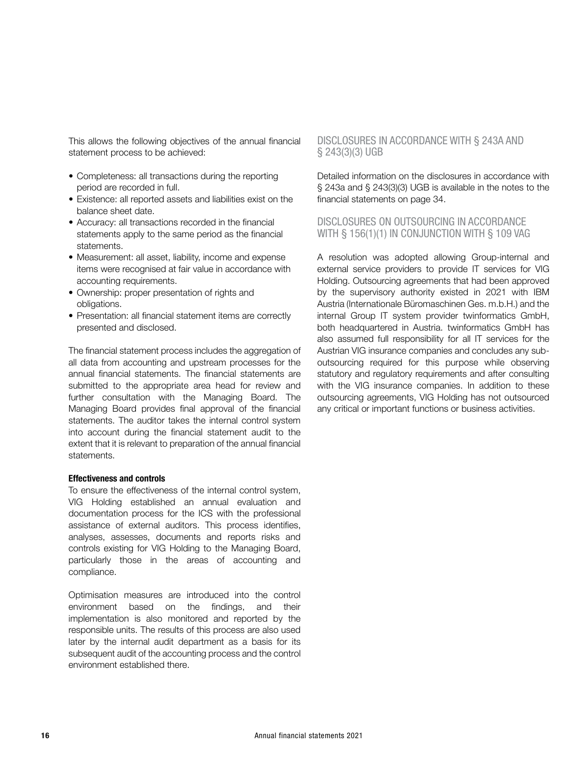This allows the following objectives of the annual financial statement process to be achieved:

- Completeness: all transactions during the reporting period are recorded in full.
- Existence: all reported assets and liabilities exist on the balance sheet date.
- Accuracy: all transactions recorded in the financial statements apply to the same period as the financial statements.
- Measurement: all asset, liability, income and expense items were recognised at fair value in accordance with accounting requirements.
- Ownership: proper presentation of rights and obligations.
- Presentation: all financial statement items are correctly presented and disclosed.

The financial statement process includes the aggregation of all data from accounting and upstream processes for the annual financial statements. The financial statements are submitted to the appropriate area head for review and further consultation with the Managing Board. The Managing Board provides final approval of the financial statements. The auditor takes the internal control system into account during the financial statement audit to the extent that it is relevant to preparation of the annual financial statements.

**Effectiveness and controls**

To ensure the effectiveness of the internal control system, VIG Holding established an annual evaluation and documentation process for the ICS with the professional assistance of external auditors. This process identifies, analyses, assesses, documents and reports risks and controls existing for VIG Holding to the Managing Board, particularly those in the areas of accounting and compliance.

Optimisation measures are introduced into the control environment based on the findings, and their implementation is also monitored and reported by the responsible units. The results of this process are also used later by the internal audit department as a basis for its subsequent audit of the accounting process and the control environment established there.

## DISCLOSURES IN ACCORDANCE WITH § 243A AND § 243(3)(3) UGB

Detailed information on the disclosures in accordance with § 243a and § 243(3)(3) UGB is available in the notes to the financial statements on page 34.

## DISCLOSURES ON OUTSOURCING IN ACCORDANCE WITH § 156(1)(1) IN CONJUNCTION WITH § 109 VAG

A resolution was adopted allowing Group-internal and external service providers to provide IT services for VIG Holding. Outsourcing agreements that had been approved by the supervisory authority existed in 2021 with IBM Austria (Internationale Büromaschinen Ges. m.b.H.) and the internal Group IT system provider twinformatics GmbH, both headquartered in Austria. twinformatics GmbH has also assumed full responsibility for all IT services for the Austrian VIG insurance companies and concludes any sub-outsourcing required for this purpose while observing statutory and regulatory requirements and after consulting with the VIG insurance companies. In addition to these outsourcing agreements, VIG Holding has not outsourced any critical or important functions or business activities.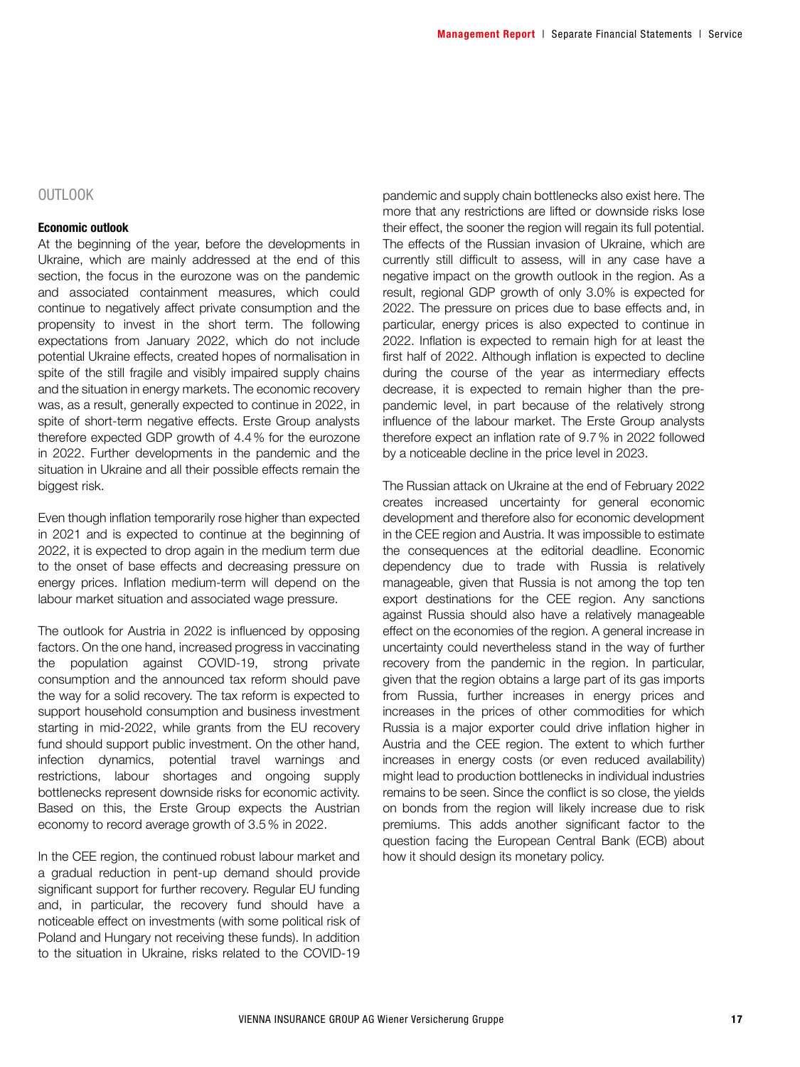## OUTLOOK

### Economic outlook

At the beginning of the year, before the developments in Ukraine, which are mainly addressed at the end of this section, the focus in the eurozone was on the pandemic and associated containment measures, which could continue to negatively affect private consumption and the propensity to invest in the short term. The following expectations from January 2022, which do not include potential Ukraine effects, created hopes of normalisation in spite of the still fragile and visibly impaired supply chains and the situation in energy markets. The economic recovery was, as a result, generally expected to continue in 2022, in spite of short-term negative effects. Erste Group analysts therefore expected GDP growth of 4.4% for the eurozone in 2022. Further developments in the pandemic and the situation in Ukraine and all their possible effects remain the biggest risk.

Even though inflation temporarily rose higher than expected in 2021 and is expected to continue at the beginning of 2022, it is expected to drop again in the medium term due to the onset of base effects and decreasing pressure on energy prices. Inflation medium-term will depend on the labour market situation and associated wage pressure.

The outlook for Austria in 2022 is influenced by opposing factors. On the one hand, increased progress in vaccinating the population against COVID-19, strong private consumption and the announced tax reform should pave the way for a solid recovery. The tax reform is expected to support household consumption and business investment starting in mid-2022, while grants from the EU recovery fund should support public investment. On the other hand, infection dynamics, potential travel warnings and restrictions, labour shortages and ongoing supply bottlenecks represent downside risks for economic activity. Based on this, the Erste Group expects the Austrian economy to record average growth of 3.5% in 2022.

In the CEE region, the continued robust labour market and a gradual reduction in pent-up demand should provide significant support for further recovery. Regular EU funding and, in particular, the recovery fund should have a noticeable effect on investments (with some political risk of Poland and Hungary not receiving these funds). In addition to the situation in Ukraine, risks related to the COVID-19 pandemic and supply chain bottlenecks also exist here. The more that any restrictions are lifted or downside risks lose their effect, the sooner the region will regain its full potential. The effects of the Russian invasion of Ukraine, which are currently still difficult to assess, will in any case have a negative impact on the growth outlook in the region. As a result, regional GDP growth of only 3.0% is expected for 2022. The pressure on prices due to base effects and, in particular, energy prices is also expected to continue in 2022. Inflation is expected to remain high for at least the first half of 2022. Although inflation is expected to decline during the course of the year as intermediary effects decrease, it is expected to remain higher than the pre-pandemic level, in part because of the relatively strong influence of the labour market. The Erste Group analysts therefore expect an inflation rate of 9.7% in 2022 followed by a noticeable decline in the price level in 2023.

The Russian attack on Ukraine at the end of February 2022 creates increased uncertainty for general economic development and therefore also for economic development in the CEE region and Austria. It was impossible to estimate the consequences at the editorial deadline. Economic dependency due to trade with Russia is relatively manageable, given that Russia is not among the top ten export destinations for the CEE region. Any sanctions against Russia should also have a relatively manageable effect on the economies of the region. A general increase in uncertainty could nevertheless stand in the way of further recovery from the pandemic in the region. In particular, given that the region obtains a large part of its gas imports from Russia, further increases in energy prices and increases in the prices of other commodities for which Russia is a major exporter could drive inflation higher in Austria and the CEE region. The extent to which further increases in energy costs (or even reduced availability) might lead to production bottlenecks in individual industries remains to be seen. Since the conflict is so close, the yields on bonds from the region will likely increase due to risk premiums. This adds another significant factor to the question facing the European Central Bank (ECB) about how it should design its monetary policy.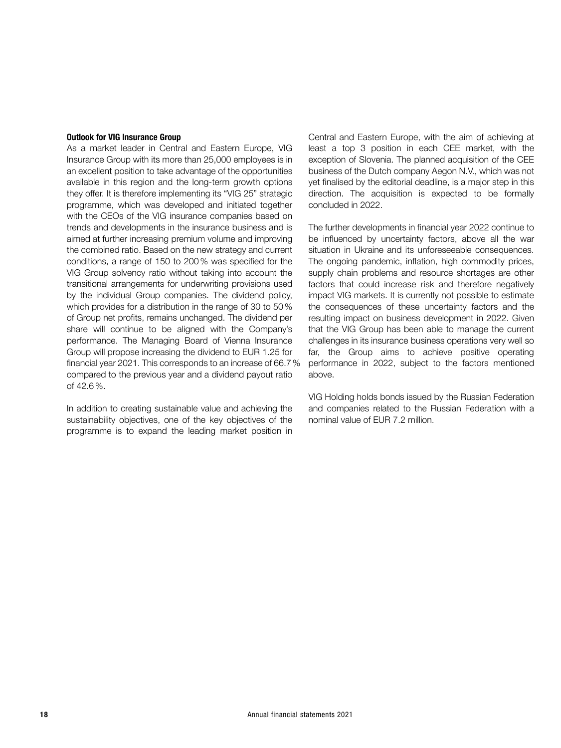**Outlook for VIG Insurance Group**

As a market leader in Central and Eastern Europe, VIG Insurance Group with its more than 25,000 employees is in an excellent position to take advantage of the opportunities available in this region and the long-term growth options they offer. It is therefore implementing its "VIG 25" strategic programme, which was developed and initiated together with the CEOs of the VIG insurance companies based on trends and developments in the insurance business and is aimed at further increasing premium volume and improving the combined ratio. Based on the new strategy and current conditions, a range of 150 to 200 % was specified for the VIG Group solvency ratio without taking into account the transitional arrangements for underwriting provisions used by the individual Group companies. The dividend policy, which provides for a distribution in the range of 30 to 50 % of Group net profits, remains unchanged. The dividend per share will continue to be aligned with the Company's performance. The Managing Board of Vienna Insurance Group will propose increasing the dividend to EUR 1.25 for financial year 2021. This corresponds to an increase of 66.7 % compared to the previous year and a dividend payout ratio of 42.6 %.

In addition to creating sustainable value and achieving the sustainability objectives, one of the key objectives of the programme is to expand the leading market position in Central and Eastern Europe, with the aim of achieving at least a top 3 position in each CEE market, with the exception of Slovenia. The planned acquisition of the CEE business of the Dutch company Aegon N.V., which was not yet finalised by the editorial deadline, is a major step in this direction. The acquisition is expected to be formally concluded in 2022.

The further developments in financial year 2022 continue to be influenced by uncertainty factors, above all the war situation in Ukraine and its unforeseeable consequences. The ongoing pandemic, inflation, high commodity prices, supply chain problems and resource shortages are other factors that could increase risk and therefore negatively impact VIG markets. It is currently not possible to estimate the consequences of these uncertainty factors and the resulting impact on business development in 2022. Given that the VIG Group has been able to manage the current challenges in its insurance business operations very well so far, the Group aims to achieve positive operating performance in 2022, subject to the factors mentioned above.

VIG Holding holds bonds issued by the Russian Federation and companies related to the Russian Federation with a nominal value of EUR 7.2 million.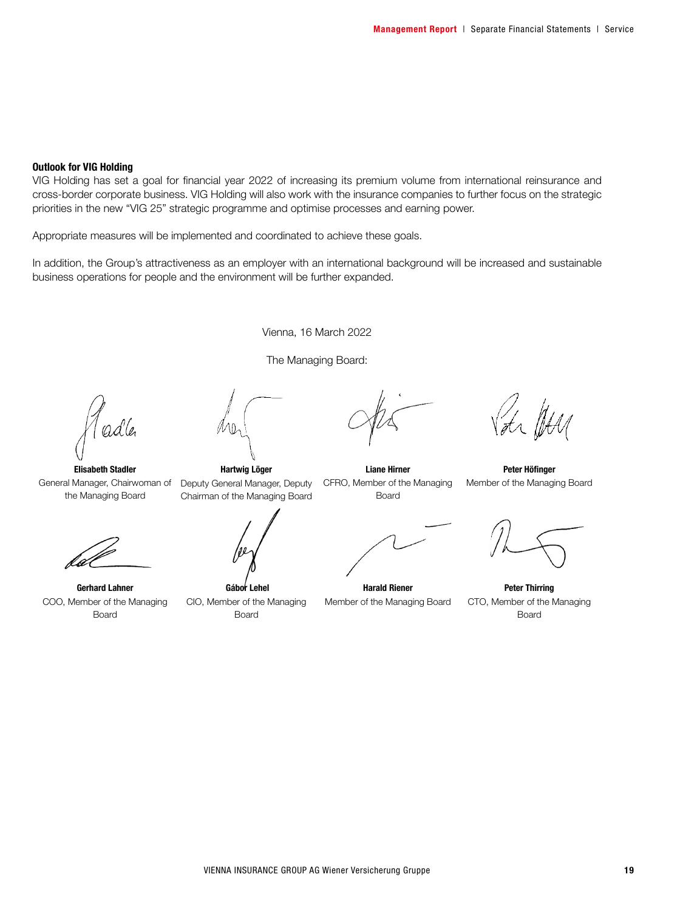**Outlook for VIG Holding**

VIG Holding has set a goal for financial year 2022 of increasing its premium volume from international reinsurance and cross-border corporate business. VIG Holding will also work with the insurance companies to further focus on the strategic priorities in the new "VIG 25" strategic programme and optimise processes and earning power.

Appropriate measures will be implemented and coordinated to achieve these goals.

In addition, the Group's attractiveness as an employer with an international background will be increased and sustainable business operations for people and the environment will be further expanded.

Vienna, 16 March 2022

The Managing Board:

**Elisabeth Stadler**
General Manager, Chairwoman of the Managing Board

**Hartwig Löger**
Deputy General Manager, Deputy Chairman of the Managing Board

**Liane Hirner**
CFRO, Member of the Managing Board

**Peter Höfinger**
Member of the Managing Board

**Gerhard Lahner**
COO, Member of the Managing Board

**Gábor Lehel**
CIO, Member of the Managing Board

**Harald Riener**
Member of the Managing Board

**Peter Thirring**
CTO, Member of the Managing Board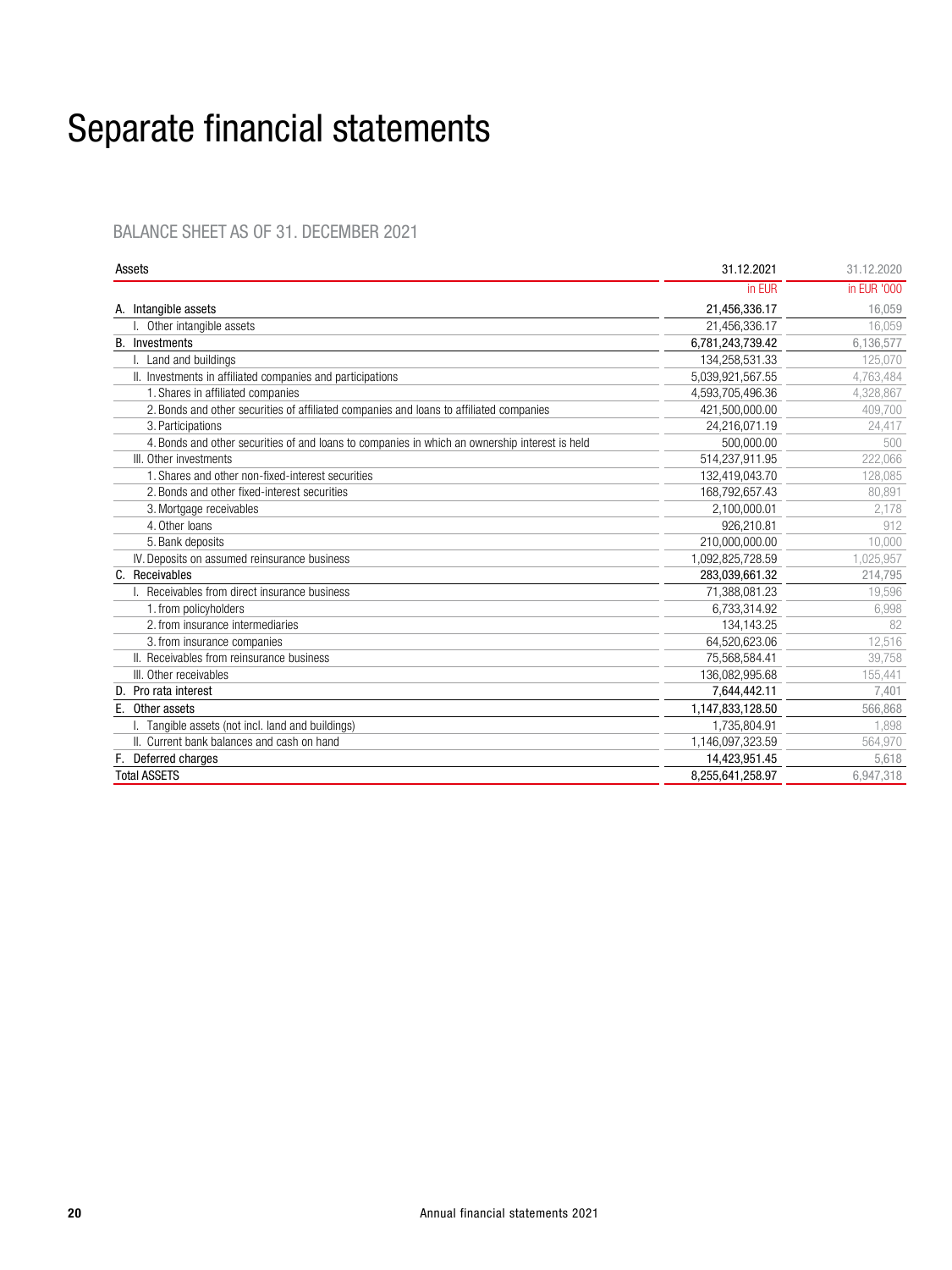# Separate financial statements

## BALANCE SHEET AS OF 31. DECEMBER 2021

| Assets | 31.12.2021 | 31.12.2020 |
|---|---|---|
| | in EUR | in EUR '000 |
| A. Intangible assets | 21,456,336.17 | 16,059 |
| I. Other intangible assets | 21,456,336.17 | 16,059 |
| B. Investments | 6,781,243,739.42 | 6,136,577 |
| I. Land and buildings | 134,258,531.33 | 125,070 |
| II. Investments in affiliated companies and participations | 5,039,921,567.55 | 4,763,484 |
| 1. Shares in affiliated companies | 4,593,705,496.36 | 4,328,867 |
| 2. Bonds and other securities of affiliated companies and loans to affiliated companies | 421,500,000.00 | 409,700 |
| 3. Participations | 24,216,071.19 | 24,417 |
| 4. Bonds and other securities of and loans to companies in which an ownership interest is held | 500,000.00 | 500 |
| III. Other investments | 514,237,911.95 | 222,066 |
| 1. Shares and other non-fixed-interest securities | 132,419,043.70 | 128,085 |
| 2. Bonds and other fixed-interest securities | 168,792,657.43 | 80,891 |
| 3. Mortgage receivables | 2,100,000.01 | 2,178 |
| 4. Other loans | 926,210.81 | 912 |
| 5. Bank deposits | 210,000,000.00 | 10,000 |
| IV. Deposits on assumed reinsurance business | 1,092,825,728.59 | 1,025,957 |
| C. Receivables | 283,039,661.32 | 214,795 |
| I. Receivables from direct insurance business | 71,388,081.23 | 19,596 |
| 1. from policyholders | 6,733,314.92 | 6,998 |
| 2. from insurance intermediaries | 134,143.25 | 82 |
| 3. from insurance companies | 64,520,623.06 | 12,516 |
| II. Receivables from reinsurance business | 75,568,584.41 | 39,758 |
| III. Other receivables | 136,082,995.68 | 155,441 |
| D. Pro rata interest | 7,644,442.11 | 7,401 |
| E. Other assets | 1,147,833,128.50 | 566,868 |
| I. Tangible assets (not incl. land and buildings) | 1,735,804.91 | 1,898 |
| II. Current bank balances and cash on hand | 1,146,097,323.59 | 564,970 |
| F. Deferred charges | 14,423,951.45 | 5,618 |
| Total ASSETS | 8,255,641,258.97 | 6,947,318 |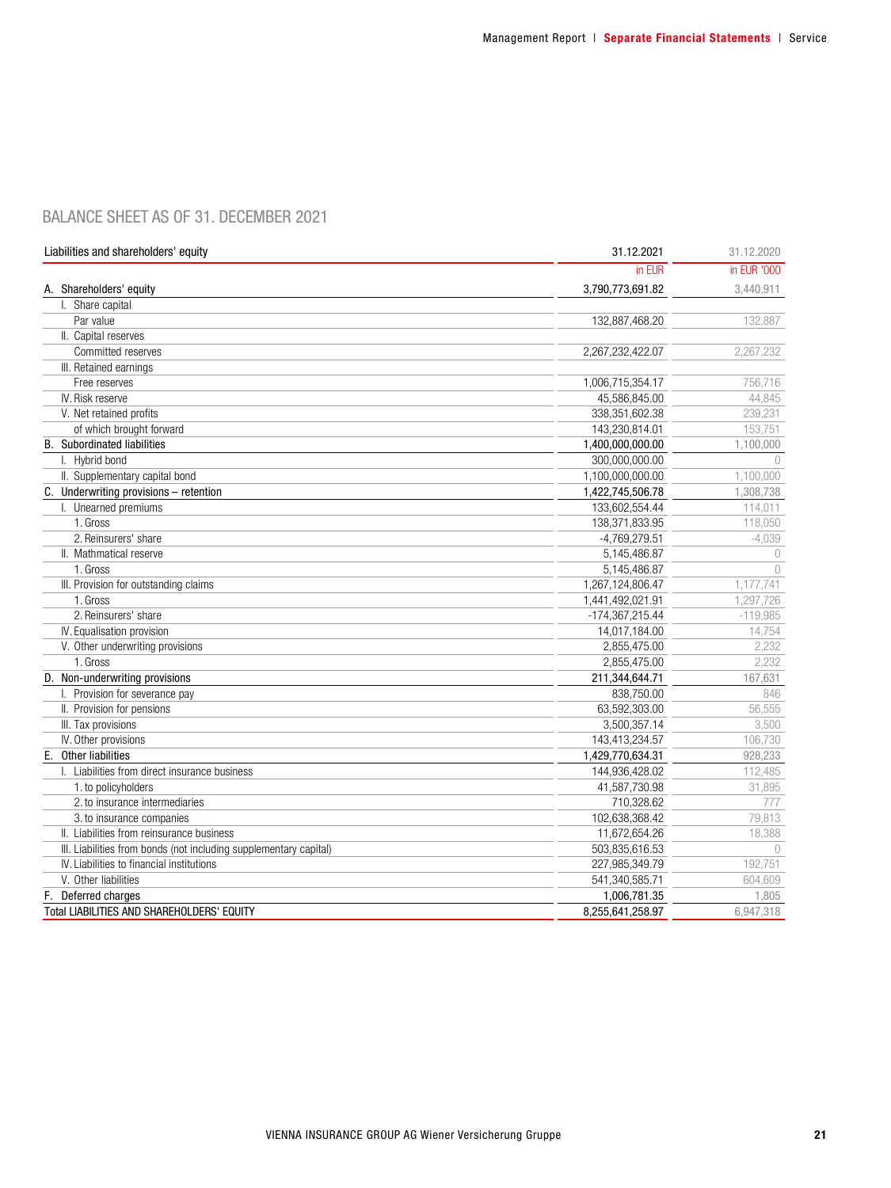## BALANCE SHEET AS OF 31. DECEMBER 2021

| Liabilities and shareholders' equity | 31.12.2021 | 31.12.2020 |
|---|---|---|
| | in EUR | in EUR '000 |
| A. Shareholders' equity | 3,790,773,691.82 | 3,440,911 |
| I. Share capital | | |
| Par value | 132,887,468.20 | 132,887 |
| II. Capital reserves | | |
| Committed reserves | 2,267,232,422.07 | 2,267,232 |
| III. Retained earnings | | |
| Free reserves | 1,006,715,354.17 | 756,716 |
| IV. Risk reserve | 45,586,845.00 | 44,845 |
| V. Net retained profits | 338,351,602.38 | 239,231 |
| of which brought forward | 143,230,814.01 | 153,751 |
| B. Subordinated liabilities | 1,400,000,000.00 | 1,100,000 |
| I. Hybrid bond | 300,000,000.00 | 0 |
| II. Supplementary capital bond | 1,100,000,000.00 | 1,100,000 |
| C. Underwriting provisions – retention | 1,422,745,506.78 | 1,308,738 |
| I. Unearned premiums | 133,602,554.44 | 114,011 |
| 1. Gross | 138,371,833.95 | 118,050 |
| 2. Reinsurers' share | -4,769,279.51 | -4,039 |
| II. Mathmatical reserve | 5,145,486.87 | 0 |
| 1. Gross | 5,145,486.87 | 0 |
| III. Provision for outstanding claims | 1,267,124,806.47 | 1,177,741 |
| 1. Gross | 1,441,492,021.91 | 1,297,726 |
| 2. Reinsurers' share | -174,367,215.44 | -119,985 |
| IV. Equalisation provision | 14,017,184.00 | 14,754 |
| V. Other underwriting provisions | 2,855,475.00 | 2,232 |
| 1. Gross | 2,855,475.00 | 2,232 |
| D. Non-underwriting provisions | 211,344,644.71 | 167,631 |
| I. Provision for severance pay | 838,750.00 | 846 |
| II. Provision for pensions | 63,592,303.00 | 56,555 |
| III. Tax provisions | 3,500,357.14 | 3,500 |
| IV. Other provisions | 143,413,234.57 | 106,730 |
| E. Other liabilities | 1,429,770,634.31 | 928,233 |
| I. Liabilities from direct insurance business | 144,936,428.02 | 112,485 |
| 1. to policyholders | 41,587,730.98 | 31,895 |
| 2. to insurance intermediaries | 710,328.62 | 777 |
| 3. to insurance companies | 102,638,368.42 | 79,813 |
| II. Liabilities from reinsurance business | 11,672,654.26 | 18,388 |
| III. Liabilities from bonds (not including supplementary capital) | 503,835,616.53 | 0 |
| IV. Liabilities to financial institutions | 227,985,349.79 | 192,751 |
| V. Other liabilities | 541,340,585.71 | 604,609 |
| F. Deferred charges | 1,006,781.35 | 1,805 |
| Total LIABILITIES AND SHAREHOLDERS' EQUITY | 8,255,641,258.97 | 6,947,318 |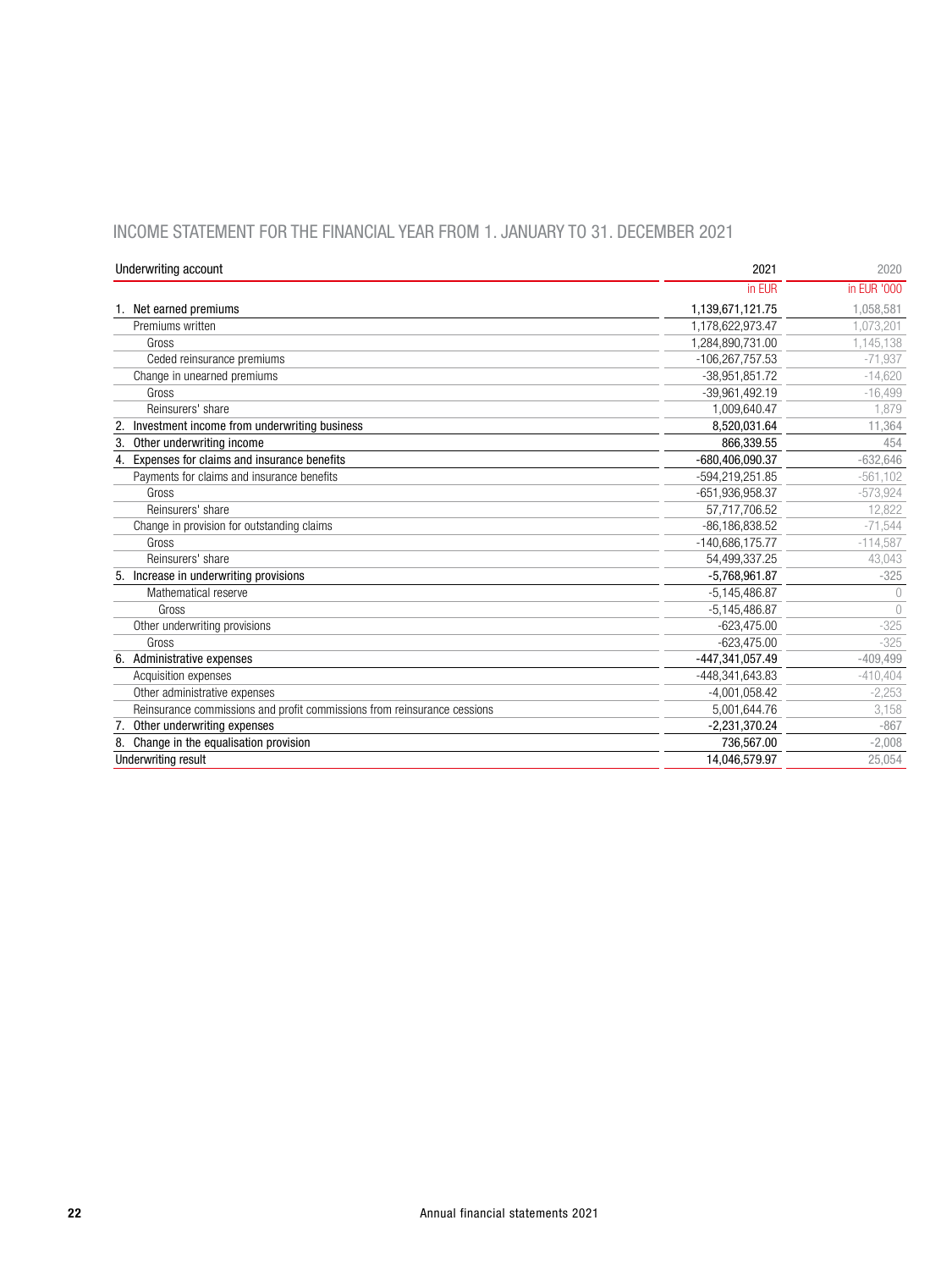# INCOME STATEMENT FOR THE FINANCIAL YEAR FROM 1. JANUARY TO 31. DECEMBER 2021

| Underwriting account | 2021 | 2020 |
|---|---|---|
| | in EUR | in EUR '000 |
| 1. Net earned premiums | 1,139,671,121.75 | 1,058,581 |
| Premiums written | 1,178,622,973.47 | 1,073,201 |
| Gross | 1,284,890,731.00 | 1,145,138 |
| Ceded reinsurance premiums | -106,267,757.53 | -71,937 |
| Change in unearned premiums | -38,951,851.72 | -14,620 |
| Gross | -39,961,492.19 | -16,499 |
| Reinsurers' share | 1,009,640.47 | 1,879 |
| 2. Investment income from underwriting business | 8,520,031.64 | 11,364 |
| 3. Other underwriting income | 866,339.55 | 454 |
| 4. Expenses for claims and insurance benefits | -680,406,090.37 | -632,646 |
| Payments for claims and insurance benefits | -594,219,251.85 | -561,102 |
| Gross | -651,936,958.37 | -573,924 |
| Reinsurers' share | 57,717,706.52 | 12,822 |
| Change in provision for outstanding claims | -86,186,838.52 | -71,544 |
| Gross | -140,686,175.77 | -114,587 |
| Reinsurers' share | 54,499,337.25 | 43,043 |
| 5. Increase in underwriting provisions | -5,768,961.87 | -325 |
| Mathematical reserve | -5,145,486.87 | 0 |
| Gross | -5,145,486.87 | 0 |
| Other underwriting provisions | -623,475.00 | -325 |
| Gross | -623,475.00 | -325 |
| 6. Administrative expenses | -447,341,057.49 | -409,499 |
| Acquisition expenses | -448,341,643.83 | -410,404 |
| Other administrative expenses | -4,001,058.42 | -2,253 |
| Reinsurance commissions and profit commissions from reinsurance cessions | 5,001,644.76 | 3,158 |
| 7. Other underwriting expenses | -2,231,370.24 | -867 |
| 8. Change in the equalisation provision | 736,567.00 | -2,008 |
| Underwriting result | 14,046,579.97 | 25,054 |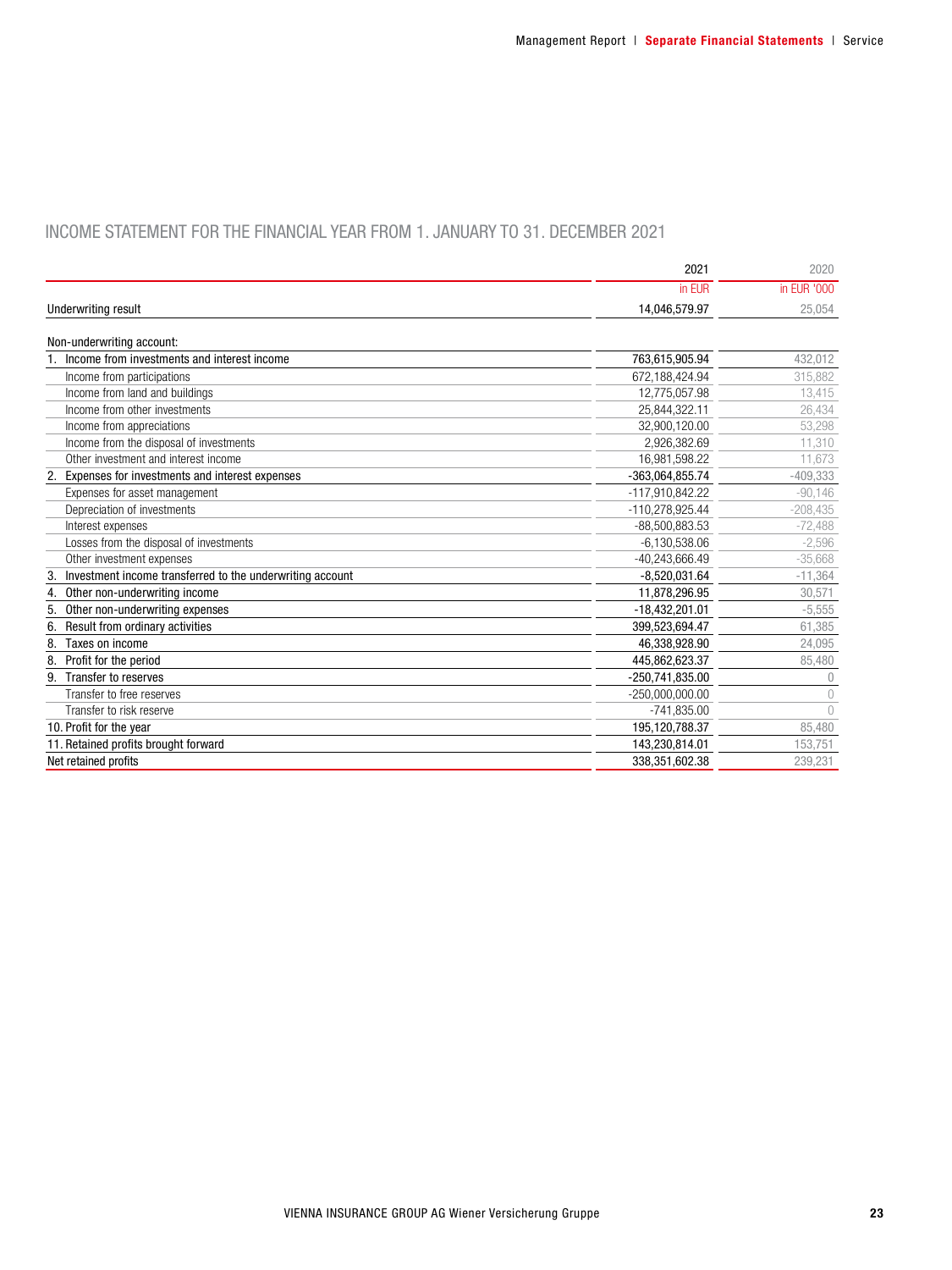## INCOME STATEMENT FOR THE FINANCIAL YEAR FROM 1. JANUARY TO 31. DECEMBER 2021

| | 2021 | 2020 |
|---|---|---|
| | in EUR | in EUR '000 |
| Underwriting result | 14,046,579.97 | 25,054 |
| Non-underwriting account: | | |
| 1. Income from investments and interest income | 763,615,905.94 | 432,012 |
| Income from participations | 672,188,424.94 | 315,882 |
| Income from land and buildings | 12,775,057.98 | 13,415 |
| Income from other investments | 25,844,322.11 | 26,434 |
| Income from appreciations | 32,900,120.00 | 53,298 |
| Income from the disposal of investments | 2,926,382.69 | 11,310 |
| Other investment and interest income | 16,981,598.22 | 11,673 |
| 2. Expenses for investments and interest expenses | -363,064,855.74 | -409,333 |
| Expenses for asset management | -117,910,842.22 | -90,146 |
| Depreciation of investments | -110,278,925.44 | -208,435 |
| Interest expenses | -88,500,883.53 | -72,488 |
| Losses from the disposal of investments | -6,130,538.06 | -2,596 |
| Other investment expenses | -40,243,666.49 | -35,668 |
| 3. Investment income transferred to the underwriting account | -8,520,031.64 | -11,364 |
| 4. Other non-underwriting income | 11,878,296.95 | 30,571 |
| 5. Other non-underwriting expenses | -18,432,201.01 | -5,555 |
| 6. Result from ordinary activities | 399,523,694.47 | 61,385 |
| 8. Taxes on income | 46,338,928.90 | 24,095 |
| 8. Profit for the period | 445,862,623.37 | 85,480 |
| 9. Transfer to reserves | -250,741,835.00 | 0 |
| Transfer to free reserves | -250,000,000.00 | 0 |
| Transfer to risk reserve | -741,835.00 | 0 |
| 10. Profit for the year | 195,120,788.37 | 85,480 |
| 11. Retained profits brought forward | 143,230,814.01 | 153,751 |
| Net retained profits | 338,351,602.38 | 239,231 |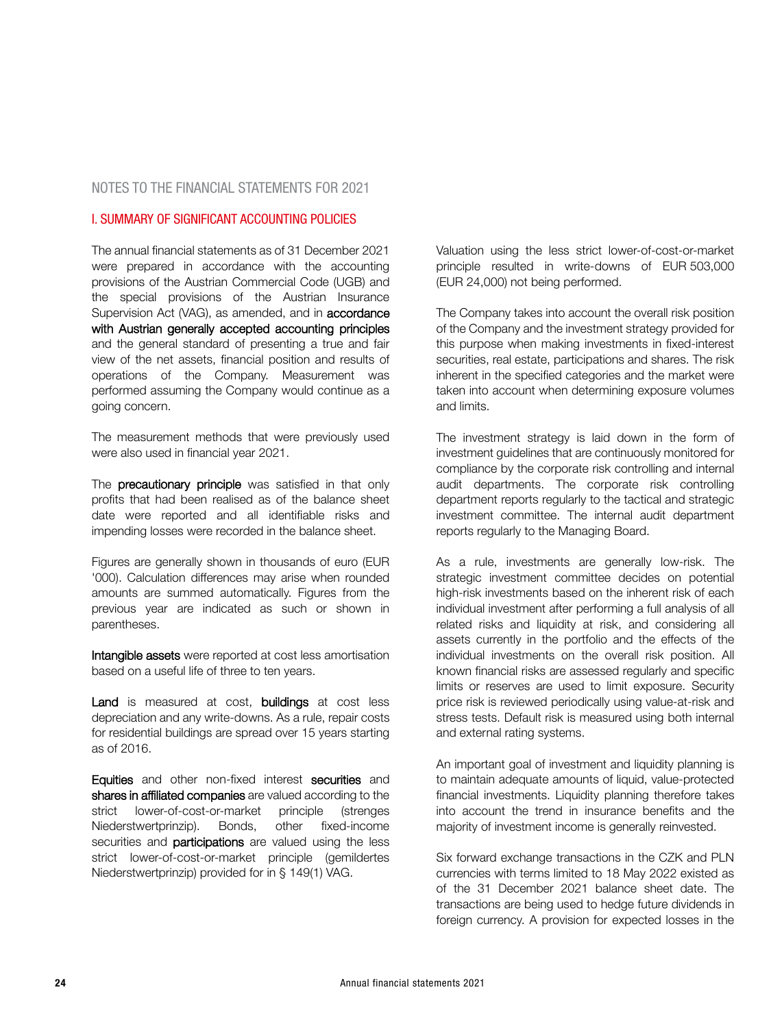# NOTES TO THE FINANCIAL STATEMENTS FOR 2021

## I. SUMMARY OF SIGNIFICANT ACCOUNTING POLICIES

The annual financial statements as of 31 December 2021 were prepared in accordance with the accounting provisions of the Austrian Commercial Code (UGB) and the special provisions of the Austrian Insurance Supervision Act (VAG), as amended, and in **accordance with Austrian generally accepted accounting principles** and the general standard of presenting a true and fair view of the net assets, financial position and results of operations of the Company. Measurement was performed assuming the Company would continue as a going concern.

The measurement methods that were previously used were also used in financial year 2021.

The **precautionary principle** was satisfied in that only profits that had been realised as of the balance sheet date were reported and all identifiable risks and impending losses were recorded in the balance sheet.

Figures are generally shown in thousands of euro (EUR '000). Calculation differences may arise when rounded amounts are summed automatically. Figures from the previous year are indicated as such or shown in parentheses.

**Intangible assets** were reported at cost less amortisation based on a useful life of three to ten years.

**Land** is measured at cost, **buildings** at cost less depreciation and any write-downs. As a rule, repair costs for residential buildings are spread over 15 years starting as of 2016.

**Equities** and other non-fixed interest **securities** and **shares in affiliated companies** are valued according to the strict lower-of-cost-or-market principle (strenges Niederstwertprinzip). Bonds, other fixed-income securities and **participations** are valued using the less strict lower-of-cost-or-market principle (gemildertes Niederstwertprinzip) provided for in § 149(1) VAG.

Valuation using the less strict lower-of-cost-or-market principle resulted in write-downs of EUR 503,000 (EUR 24,000) not being performed.

The Company takes into account the overall risk position of the Company and the investment strategy provided for this purpose when making investments in fixed-interest securities, real estate, participations and shares. The risk inherent in the specified categories and the market were taken into account when determining exposure volumes and limits.

The investment strategy is laid down in the form of investment guidelines that are continuously monitored for compliance by the corporate risk controlling and internal audit departments. The corporate risk controlling department reports regularly to the tactical and strategic investment committee. The internal audit department reports regularly to the Managing Board.

As a rule, investments are generally low-risk. The strategic investment committee decides on potential high-risk investments based on the inherent risk of each individual investment after performing a full analysis of all related risks and liquidity at risk, and considering all assets currently in the portfolio and the effects of the individual investments on the overall risk position. All known financial risks are assessed regularly and specific limits or reserves are used to limit exposure. Security price risk is reviewed periodically using value-at-risk and stress tests. Default risk is measured using both internal and external rating systems.

An important goal of investment and liquidity planning is to maintain adequate amounts of liquid, value-protected financial investments. Liquidity planning therefore takes into account the trend in insurance benefits and the majority of investment income is generally reinvested.

Six forward exchange transactions in the CZK and PLN currencies with terms limited to 18 May 2022 existed as of the 31 December 2021 balance sheet date. The transactions are being used to hedge future dividends in foreign currency. A provision for expected losses in the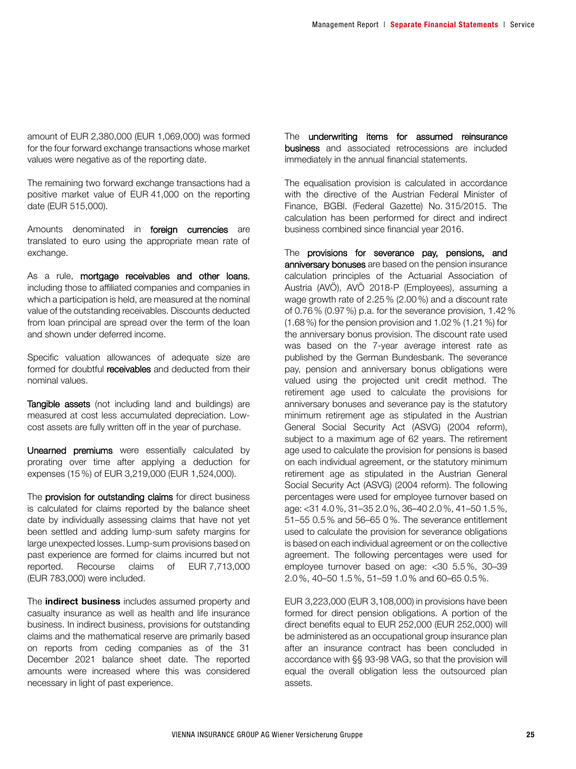amount of EUR 2,380,000 (EUR 1,069,000) was formed for the four forward exchange transactions whose market values were negative as of the reporting date.

The remaining two forward exchange transactions had a positive market value of EUR 41,000 on the reporting date (EUR 515,000).

Amounts denominated in **foreign currencies** are translated to euro using the appropriate mean rate of exchange.

As a rule, **mortgage receivables and other loans**, including those to affiliated companies and companies in which a participation is held, are measured at the nominal value of the outstanding receivables. Discounts deducted from loan principal are spread over the term of the loan and shown under deferred income.

Specific valuation allowances of adequate size are formed for doubtful **receivables** and deducted from their nominal values.

**Tangible assets** (not including land and buildings) are measured at cost less accumulated depreciation. Low-cost assets are fully written off in the year of purchase.

**Unearned premiums** were essentially calculated by prorating over time after applying a deduction for expenses (15 %) of EUR 3,219,000 (EUR 1,524,000).

The **provision for outstanding claims** for direct business is calculated for claims reported by the balance sheet date by individually assessing claims that have not yet been settled and adding lump-sum safety margins for large unexpected losses. Lump-sum provisions based on past experience are formed for claims incurred but not reported. Recourse claims of EUR 7,713,000 (EUR 783,000) were included.

The **indirect business** includes assumed property and casualty insurance as well as health and life insurance business. In indirect business, provisions for outstanding claims and the mathematical reserve are primarily based on reports from ceding companies as of the 31 December 2021 balance sheet date. The reported amounts were increased where this was considered necessary in light of past experience.

The **underwriting items for assumed reinsurance business** and associated retrocessions are included immediately in the annual financial statements.

The equalisation provision is calculated in accordance with the directive of the Austrian Federal Minister of Finance, BGBl. (Federal Gazette) No. 315/2015. The calculation has been performed for direct and indirect business combined since financial year 2016.

The **provisions for severance pay, pensions, and anniversary bonuses** are based on the pension insurance calculation principles of the Actuarial Association of Austria (AVÖ), AVÖ 2018-P (Employees), assuming a wage growth rate of 2.25 % (2.00 %) and a discount rate of 0.76 % (0.97 %) p.a. for the severance provision, 1.42 % (1.68 %) for the pension provision and 1.02 % (1.21 %) for the anniversary bonus provision. The discount rate used was based on the 7-year average interest rate as published by the German Bundesbank. The severance pay, pension and anniversary bonus obligations were valued using the projected unit credit method. The retirement age used to calculate the provisions for anniversary bonuses and severance pay is the statutory minimum retirement age as stipulated in the Austrian General Social Security Act (ASVG) (2004 reform), subject to a maximum age of 62 years. The retirement age used to calculate the provision for pensions is based on each individual agreement, or the statutory minimum retirement age as stipulated in the Austrian General Social Security Act (ASVG) (2004 reform). The following percentages were used for employee turnover based on age: <31 4.0 %, 31–35 2.0 %, 36–40 2.0 %, 41–50 1.5 %, 51–55 0.5 % and 56–65 0 %. The severance entitlement used to calculate the provision for severance obligations is based on each individual agreement or on the collective agreement. The following percentages were used for employee turnover based on age: <30 5.5 %, 30–39 2.0 %, 40–50 1.5 %, 51–59 1.0 % and 60–65 0.5 %.

EUR 3,223,000 (EUR 3,108,000) in provisions have been formed for direct pension obligations. A portion of the direct benefits equal to EUR 252,000 (EUR 252,000) will be administered as an occupational group insurance plan after an insurance contract has been concluded in accordance with §§ 93-98 VAG, so that the provision will equal the overall obligation less the outsourced plan assets.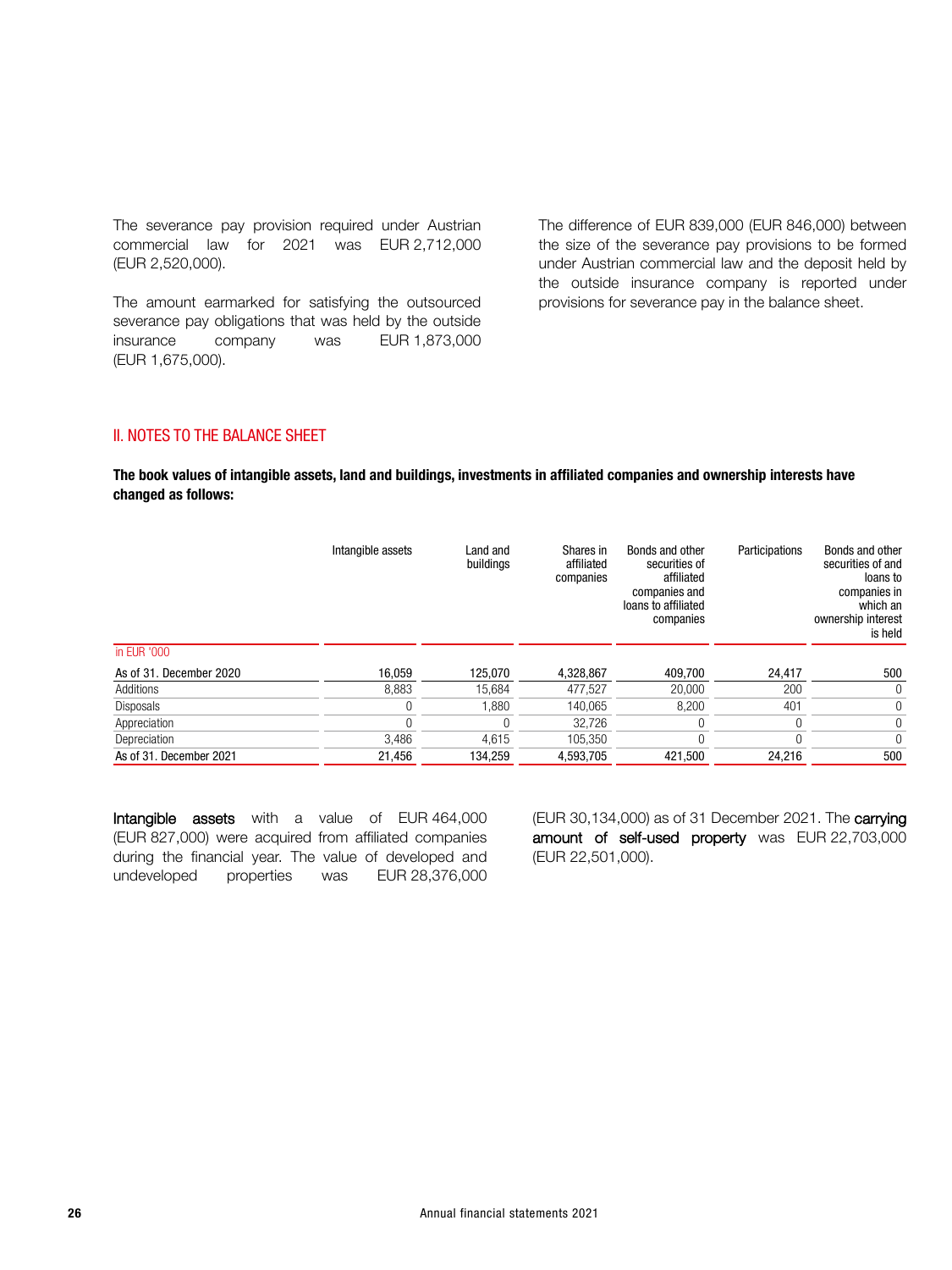The severance pay provision required under Austrian commercial law for 2021 was EUR 2,712,000 (EUR 2,520,000).

The amount earmarked for satisfying the outsourced severance pay obligations that was held by the outside insurance company was EUR 1,873,000 (EUR 1,675,000).

The difference of EUR 839,000 (EUR 846,000) between the size of the severance pay provisions to be formed under Austrian commercial law and the deposit held by the outside insurance company is reported under provisions for severance pay in the balance sheet.

## II. NOTES TO THE BALANCE SHEET

**The book values of intangible assets, land and buildings, investments in affiliated companies and ownership interests have changed as follows:**

| in EUR '000 | Intangible assets | Land and buildings | Shares in affiliated companies | Bonds and other securities of affiliated companies and loans to affiliated companies | Participations | Bonds and other securities of and loans to companies in which an ownership interest is held |
|---|---|---|---|---|---|---|
| As of 31. December 2020 | 16,059 | 125,070 | 4,328,867 | 409,700 | 24,417 | 500 |
| Additions | 8,883 | 15,684 | 477,527 | 20,000 | 200 | 0 |
| Disposals | 0 | 1,880 | 140,065 | 8,200 | 401 | 0 |
| Appreciation | 0 | 0 | 32,726 | 0 | 0 | 0 |
| Depreciation | 3,486 | 4,615 | 105,350 | 0 | 0 | 0 |
| As of 31. December 2021 | 21,456 | 134,259 | 4,593,705 | 421,500 | 24,216 | 500 |

**Intangible assets** with a value of EUR 464,000 (EUR 827,000) were acquired from affiliated companies during the financial year. The value of developed and undeveloped properties was EUR 28,376,000 (EUR 30,134,000) as of 31 December 2021. The **carrying amount of self-used property** was EUR 22,703,000 (EUR 22,501,000).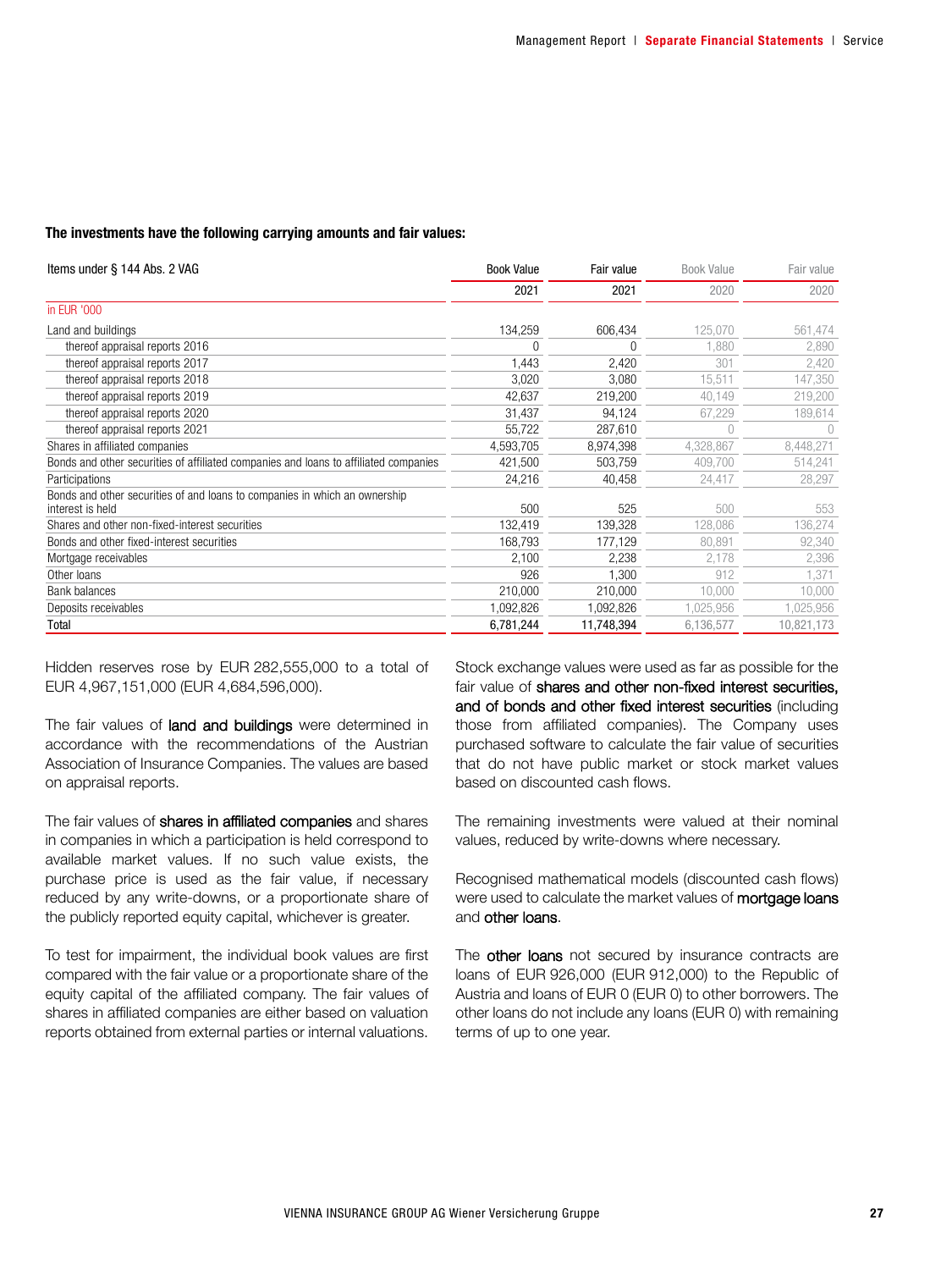**The investments have the following carrying amounts and fair values:**

| Items under § 144 Abs. 2 VAG | Book Value | Fair value | Book Value | Fair value |
|---|---|---|---|---|
| | 2021 | 2021 | 2020 | 2020 |
| in EUR '000 | | | | |
| Land and buildings | 134,259 | 606,434 | 125,070 | 561,474 |
| thereof appraisal reports 2016 | 0 | 0 | 1,880 | 2,890 |
| thereof appraisal reports 2017 | 1,443 | 2,420 | 301 | 2,420 |
| thereof appraisal reports 2018 | 3,020 | 3,080 | 15,511 | 147,350 |
| thereof appraisal reports 2019 | 42,637 | 219,200 | 40,149 | 219,200 |
| thereof appraisal reports 2020 | 31,437 | 94,124 | 67,229 | 189,614 |
| thereof appraisal reports 2021 | 55,722 | 287,610 | 0 | 0 |
| Shares in affiliated companies | 4,593,705 | 8,974,398 | 4,328,867 | 8,448,271 |
| Bonds and other securities of affiliated companies and loans to affiliated companies | 421,500 | 503,759 | 409,700 | 514,241 |
| Participations | 24,216 | 40,458 | 24,417 | 28,297 |
| Bonds and other securities of and loans to companies in which an ownership interest is held | 500 | 525 | 500 | 553 |
| Shares and other non-fixed-interest securities | 132,419 | 139,328 | 128,086 | 136,274 |
| Bonds and other fixed-interest securities | 168,793 | 177,129 | 80,891 | 92,340 |
| Mortgage receivables | 2,100 | 2,238 | 2,178 | 2,396 |
| Other loans | 926 | 1,300 | 912 | 1,371 |
| Bank balances | 210,000 | 210,000 | 10,000 | 10,000 |
| Deposits receivables | 1,092,826 | 1,092,826 | 1,025,956 | 1,025,956 |
| Total | 6,781,244 | 11,748,394 | 6,136,577 | 10,821,173 |

Hidden reserves rose by EUR 282,555,000 to a total of EUR 4,967,151,000 (EUR 4,684,596,000).

The fair values of land and buildings were determined in accordance with the recommendations of the Austrian Association of Insurance Companies. The values are based on appraisal reports.

The fair values of shares in affiliated companies and shares in companies in which a participation is held correspond to available market values. If no such value exists, the purchase price is used as the fair value, if necessary reduced by any write-downs, or a proportionate share of the publicly reported equity capital, whichever is greater.

To test for impairment, the individual book values are first compared with the fair value or a proportionate share of the equity capital of the affiliated company. The fair values of shares in affiliated companies are either based on valuation reports obtained from external parties or internal valuations.

Stock exchange values were used as far as possible for the fair value of shares and other non-fixed interest securities, and of bonds and other fixed interest securities (including those from affiliated companies). The Company uses purchased software to calculate the fair value of securities that do not have public market or stock market values based on discounted cash flows.

The remaining investments were valued at their nominal values, reduced by write-downs where necessary.

Recognised mathematical models (discounted cash flows) were used to calculate the market values of mortgage loans and other loans.

The other loans not secured by insurance contracts are loans of EUR 926,000 (EUR 912,000) to the Republic of Austria and loans of EUR 0 (EUR 0) to other borrowers. The other loans do not include any loans (EUR 0) with remaining terms of up to one year.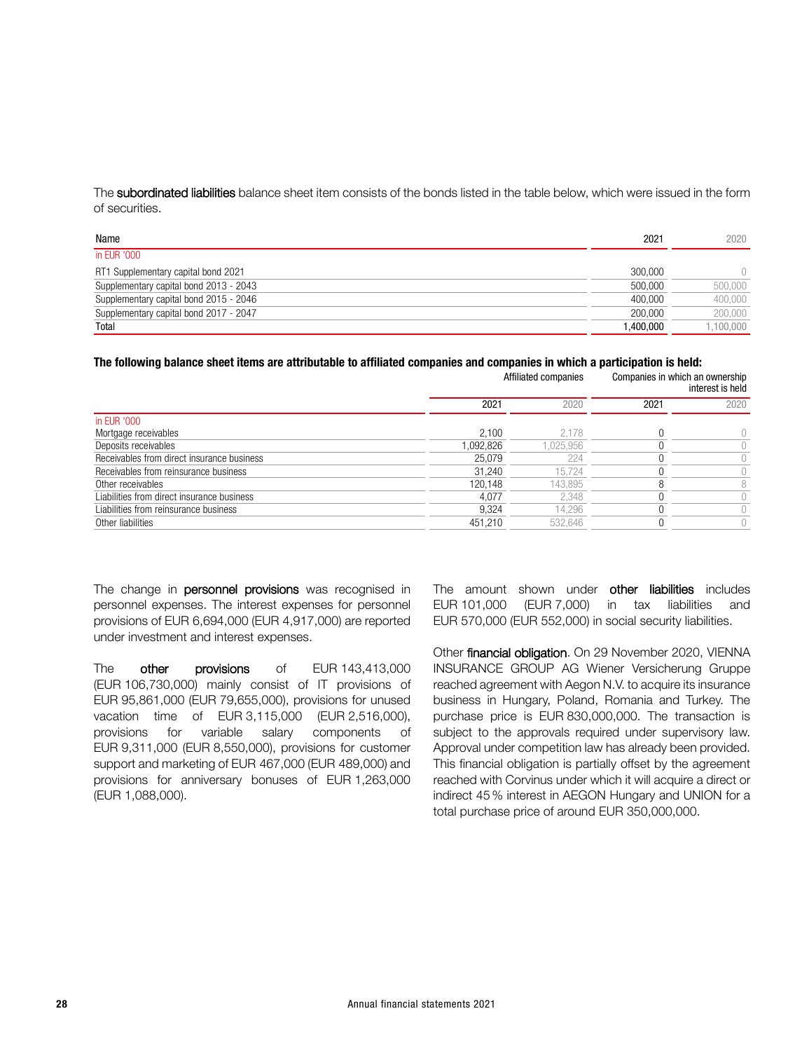The **subordinated liabilities** balance sheet item consists of the bonds listed in the table below, which were issued in the form of securities.

| Name | 2021 | 2020 |
|---|---|---|
| in EUR '000 | | |
| RT1 Supplementary capital bond 2021 | 300,000 | 0 |
| Supplementary capital bond 2013 - 2043 | 500,000 | 500,000 |
| Supplementary capital bond 2015 - 2046 | 400,000 | 400,000 |
| Supplementary capital bond 2017 - 2047 | 200,000 | 200,000 |
| Total | 1,400,000 | 1,100,000 |

**The following balance sheet items are attributable to affiliated companies and companies in which a participation is held:**

| | Affiliated companies | | Companies in which an ownership interest is held | |
|---|---|---|---|---|
| | 2021 | 2020 | 2021 | 2020 |
| in EUR '000 | | | | |
| Mortgage receivables | 2,100 | 2,178 | 0 | 0 |
| Deposits receivables | 1,092,826 | 1,025,956 | 0 | 0 |
| Receivables from direct insurance business | 25,079 | 224 | 0 | 0 |
| Receivables from reinsurance business | 31,240 | 15,724 | 0 | 0 |
| Other receivables | 120,148 | 143,895 | 8 | 8 |
| Liabilities from direct insurance business | 4,077 | 2,348 | 0 | 0 |
| Liabilities from reinsurance business | 9,324 | 14,296 | 0 | 0 |
| Other liabilities | 451,210 | 532,646 | 0 | 0 |

The change in **personnel provisions** was recognised in personnel expenses. The interest expenses for personnel provisions of EUR 6,694,000 (EUR 4,917,000) are reported under investment and interest expenses.

The **other provisions** of EUR 143,413,000 (EUR 106,730,000) mainly consist of IT provisions of EUR 95,861,000 (EUR 79,655,000), provisions for unused vacation time of EUR 3,115,000 (EUR 2,516,000), provisions for variable salary components of EUR 9,311,000 (EUR 8,550,000), provisions for customer support and marketing of EUR 467,000 (EUR 489,000) and provisions for anniversary bonuses of EUR 1,263,000 (EUR 1,088,000).

The amount shown under **other liabilities** includes EUR 101,000 (EUR 7,000) in tax liabilities and EUR 570,000 (EUR 552,000) in social security liabilities.

Other **financial obligation**. On 29 November 2020, VIENNA INSURANCE GROUP AG Wiener Versicherung Gruppe reached agreement with Aegon N.V. to acquire its insurance business in Hungary, Poland, Romania and Turkey. The purchase price is EUR 830,000,000. The transaction is subject to the approvals required under supervisory law. Approval under competition law has already been provided. This financial obligation is partially offset by the agreement reached with Corvinus under which it will acquire a direct or indirect 45 % interest in AEGON Hungary and UNION for a total purchase price of around EUR 350,000,000.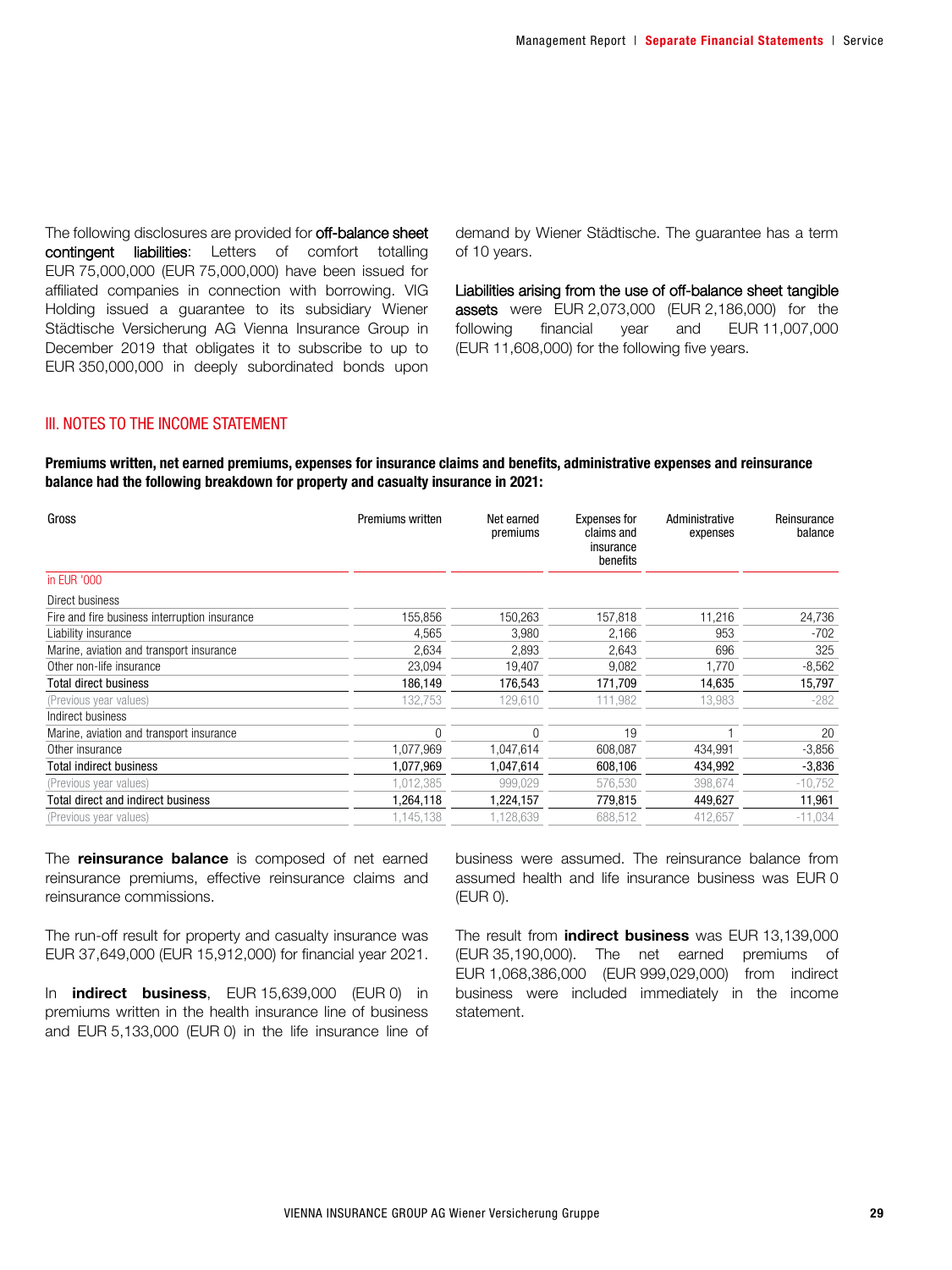The following disclosures are provided for **off-balance sheet contingent liabilities**: Letters of comfort totalling EUR 75,000,000 (EUR 75,000,000) have been issued for affiliated companies in connection with borrowing. VIG Holding issued a guarantee to its subsidiary Wiener Städtische Versicherung AG Vienna Insurance Group in December 2019 that obligates it to subscribe to up to EUR 350,000,000 in deeply subordinated bonds upon demand by Wiener Städtische. The guarantee has a term of 10 years.

**Liabilities arising from the use of off-balance sheet tangible assets** were EUR 2,073,000 (EUR 2,186,000) for the following financial year and EUR 11,007,000 (EUR 11,608,000) for the following five years.

## III. NOTES TO THE INCOME STATEMENT

**Premiums written, net earned premiums, expenses for insurance claims and benefits, administrative expenses and reinsurance balance had the following breakdown for property and casualty insurance in 2021:**

| Gross | Premiums written | Net earned premiums | Expenses for claims and insurance benefits | Administrative expenses | Reinsurance balance |
|---|---|---|---|---|---|
| in EUR '000 | | | | | |
| Direct business | | | | | |
| Fire and fire business interruption insurance | 155,856 | 150,263 | 157,818 | 11,216 | 24,736 |
| Liability insurance | 4,565 | 3,980 | 2,166 | 953 | -702 |
| Marine, aviation and transport insurance | 2,634 | 2,893 | 2,643 | 696 | 325 |
| Other non-life insurance | 23,094 | 19,407 | 9,082 | 1,770 | -8,562 |
| Total direct business | 186,149 | 176,543 | 171,709 | 14,635 | 15,797 |
| (Previous year values) | 132,753 | 129,610 | 111,982 | 13,983 | -282 |
| Indirect business | | | | | |
| Marine, aviation and transport insurance | 0 | 0 | 19 | 1 | 20 |
| Other insurance | 1,077,969 | 1,047,614 | 608,087 | 434,991 | -3,856 |
| Total indirect business | 1,077,969 | 1,047,614 | 608,106 | 434,992 | -3,836 |
| (Previous year values) | 1,012,385 | 999,029 | 576,530 | 398,674 | -10,752 |
| Total direct and indirect business | 1,264,118 | 1,224,157 | 779,815 | 449,627 | 11,961 |
| (Previous year values) | 1,145,138 | 1,128,639 | 688,512 | 412,657 | -11,034 |

The **reinsurance balance** is composed of net earned reinsurance premiums, effective reinsurance claims and reinsurance commissions.

The run-off result for property and casualty insurance was EUR 37,649,000 (EUR 15,912,000) for financial year 2021.

In **indirect business**, EUR 15,639,000 (EUR 0) in premiums written in the health insurance line of business and EUR 5,133,000 (EUR 0) in the life insurance line of business were assumed. The reinsurance balance from assumed health and life insurance business was EUR 0 (EUR 0).

The result from **indirect business** was EUR 13,139,000 (EUR 35,190,000). The net earned premiums of EUR 1,068,386,000 (EUR 999,029,000) from indirect business were included immediately in the income statement.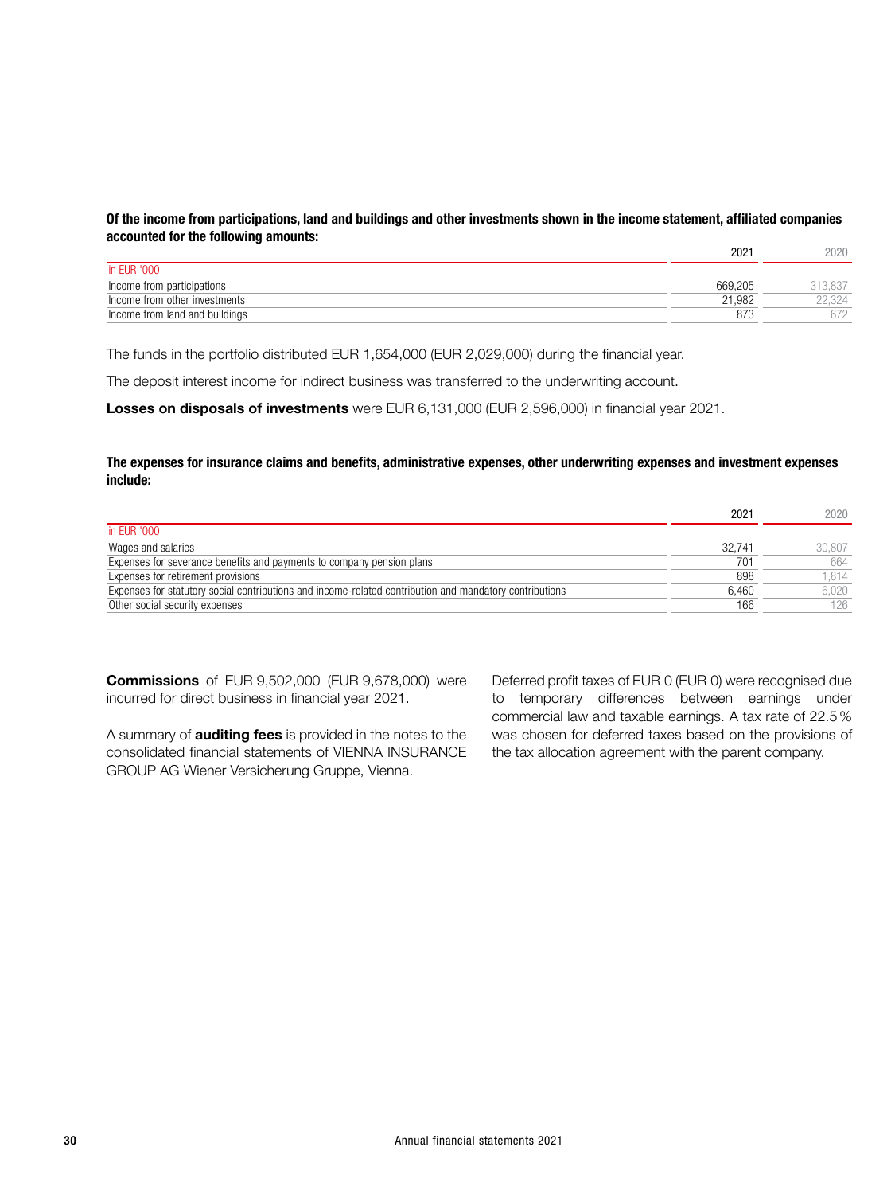**Of the income from participations, land and buildings and other investments shown in the income statement, affiliated companies accounted for the following amounts:**

| in EUR '000 | 2021 | 2020 |
|---|---|---|
| Income from participations | 669,205 | 313,837 |
| Income from other investments | 21,982 | 22,324 |
| Income from land and buildings | 873 | 672 |

The funds in the portfolio distributed EUR 1,654,000 (EUR 2,029,000) during the financial year.

The deposit interest income for indirect business was transferred to the underwriting account.

**Losses on disposals of investments** were EUR 6,131,000 (EUR 2,596,000) in financial year 2021.

**The expenses for insurance claims and benefits, administrative expenses, other underwriting expenses and investment expenses include:**

| in EUR '000 | 2021 | 2020 |
|---|---|---|
| Wages and salaries | 32,741 | 30,807 |
| Expenses for severance benefits and payments to company pension plans | 701 | 664 |
| Expenses for retirement provisions | 898 | 1,814 |
| Expenses for statutory social contributions and income-related contribution and mandatory contributions | 6,460 | 6,020 |
| Other social security expenses | 166 | 126 |

**Commissions** of EUR 9,502,000 (EUR 9,678,000) were incurred for direct business in financial year 2021.

A summary of **auditing fees** is provided in the notes to the consolidated financial statements of VIENNA INSURANCE GROUP AG Wiener Versicherung Gruppe, Vienna.

Deferred profit taxes of EUR 0 (EUR 0) were recognised due to temporary differences between earnings under commercial law and taxable earnings. A tax rate of 22.5 % was chosen for deferred taxes based on the provisions of the tax allocation agreement with the parent company.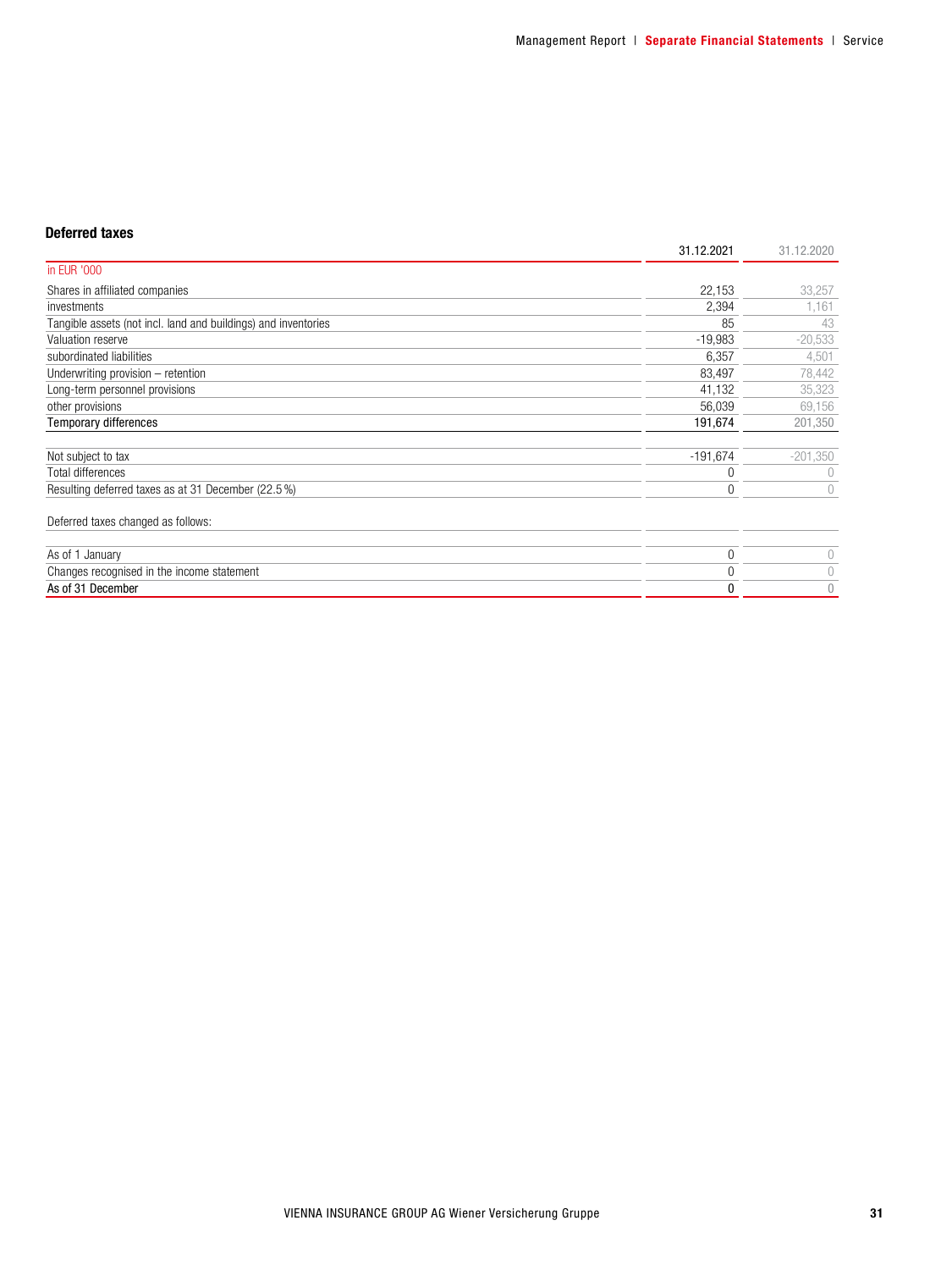## Deferred taxes

| in EUR '000 | 31.12.2021 | 31.12.2020 |
|---|---|---|
| Shares in affiliated companies | 22,153 | 33,257 |
| investments | 2,394 | 1,161 |
| Tangible assets (not incl. land and buildings) and inventories | 85 | 43 |
| Valuation reserve | -19,983 | -20,533 |
| subordinated liabilities | 6,357 | 4,501 |
| Underwriting provision – retention | 83,497 | 78,442 |
| Long-term personnel provisions | 41,132 | 35,323 |
| other provisions | 56,039 | 69,156 |
| Temporary differences | 191,674 | 201,350 |
| | | |
| Not subject to tax | -191,674 | -201,350 |
| Total differences | 0 | 0 |
| Resulting deferred taxes as at 31 December (22.5 %) | 0 | 0 |
| | | |
| Deferred taxes changed as follows: | | |
| | | |
| As of 1 January | 0 | 0 |
| Changes recognised in the income statement | 0 | 0 |
| As of 31 December | 0 | 0 |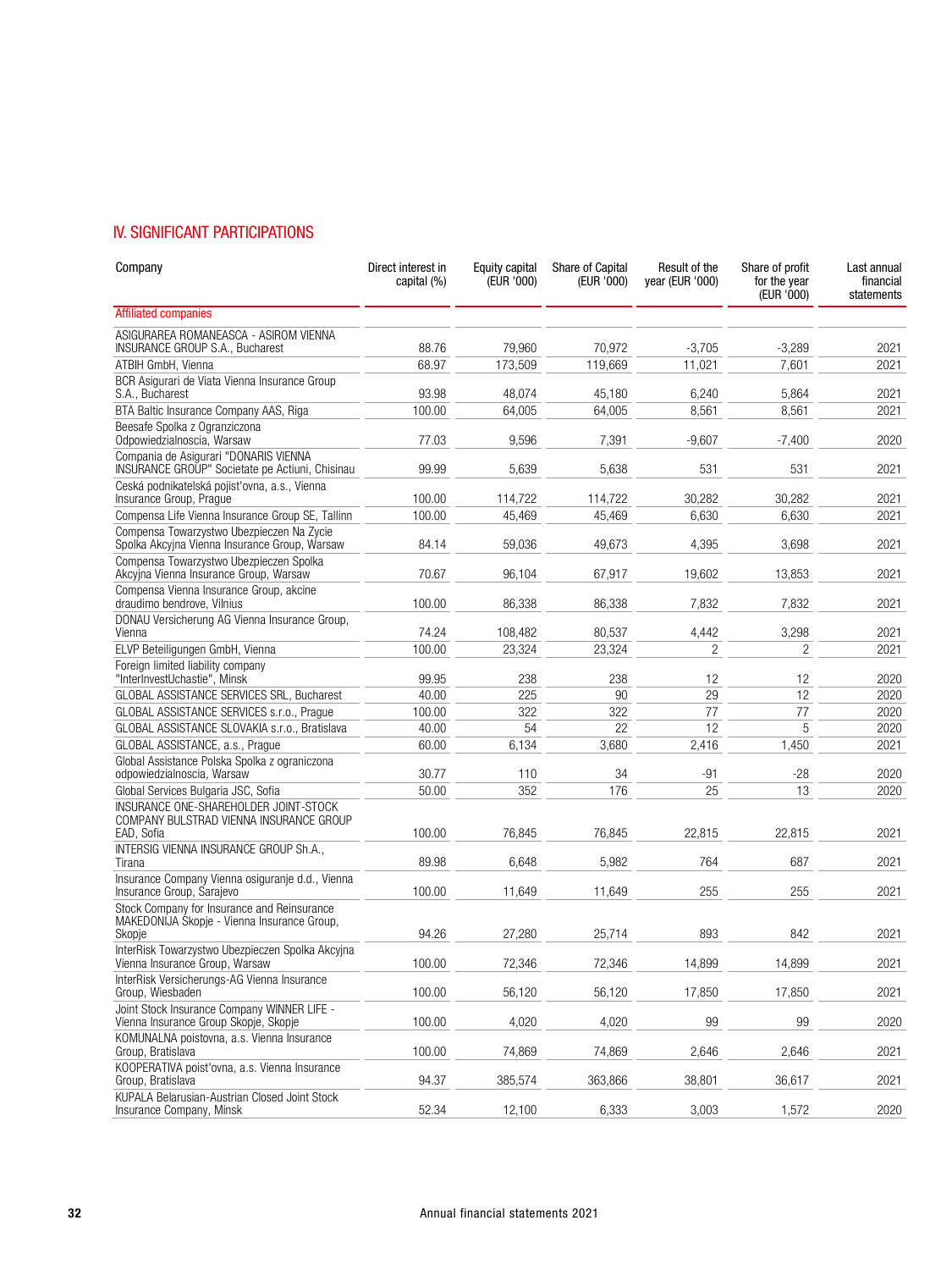## IV. SIGNIFICANT PARTICIPATIONS

| Company | Direct interest in capital (%) | Equity capital (EUR '000) | Share of Capital (EUR '000) | Result of the year (EUR '000) | Share of profit for the year (EUR '000) | Last annual financial statements |
|---|---|---|---|---|---|---|
| Affiliated companies | | | | | | |
| ASIGURAREA ROMANEASCA - ASIROM VIENNA INSURANCE GROUP S.A., Bucharest | 88.76 | 79,960 | 70,972 | -3,705 | -3,289 | 2021 |
| ATBIH GmbH, Vienna | 68.97 | 173,509 | 119,669 | 11,021 | 7,601 | 2021 |
| BCR Asigurari de Viata Vienna Insurance Group S.A., Bucharest | 93.98 | 48,074 | 45,180 | 6,240 | 5,864 | 2021 |
| BTA Baltic Insurance Company AAS, Riga | 100.00 | 64,005 | 64,005 | 8,561 | 8,561 | 2021 |
| Beesafe Spolka z Ogranziczona Odpowiedzialnoscia, Warsaw | 77.03 | 9,596 | 7,391 | -9,607 | -7,400 | 2020 |
| Compania de Asigurari "DONARIS VIENNA INSURANCE GROUP" Societate pe Actiuni, Chisinau | 99.99 | 5,639 | 5,638 | 531 | 531 | 2021 |
| Ceská podnikatelská pojist'ovna, a.s., Vienna Insurance Group, Prague | 100.00 | 114,722 | 114,722 | 30,282 | 30,282 | 2021 |
| Compensa Life Vienna Insurance Group SE, Tallinn | 100.00 | 45,469 | 45,469 | 6,630 | 6,630 | 2021 |
| Compensa Towarzystwo Ubezpieczen Na Zycie Spolka Akcyjna Vienna Insurance Group, Warsaw | 84.14 | 59,036 | 49,673 | 4,395 | 3,698 | 2021 |
| Compensa Towarzystwo Ubezpieczen Spolka Akcyjna Vienna Insurance Group, Warsaw | 70.67 | 96,104 | 67,917 | 19,602 | 13,853 | 2021 |
| Compensa Vienna Insurance Group, akcine draudimo bendrove, Vilnius | 100.00 | 86,338 | 86,338 | 7,832 | 7,832 | 2021 |
| DONAU Versicherung AG Vienna Insurance Group, Vienna | 74.24 | 108,482 | 80,537 | 4,442 | 3,298 | 2021 |
| ELVP Beteiligungen GmbH, Vienna | 100.00 | 23,324 | 23,324 | 2 | 2 | 2021 |
| Foreign limited liability company "InterInvestUchastie", Minsk | 99.95 | 238 | 238 | 12 | 12 | 2020 |
| GLOBAL ASSISTANCE SERVICES SRL, Bucharest | 40.00 | 225 | 90 | 29 | 12 | 2020 |
| GLOBAL ASSISTANCE SERVICES s.r.o., Prague | 100.00 | 322 | 322 | 77 | 77 | 2020 |
| GLOBAL ASSISTANCE SLOVAKIA s.r.o., Bratislava | 40.00 | 54 | 22 | 12 | 5 | 2020 |
| GLOBAL ASSISTANCE, a.s., Prague | 60.00 | 6,134 | 3,680 | 2,416 | 1,450 | 2021 |
| Global Assistance Polska Spolka z ograniczona odpowiedzialnoscia, Warsaw | 30.77 | 110 | 34 | -91 | -28 | 2020 |
| Global Services Bulgaria JSC, Sofia | 50.00 | 352 | 176 | 25 | 13 | 2020 |
| INSURANCE ONE-SHAREHOLDER JOINT-STOCK COMPANY BULSTRAD VIENNA INSURANCE GROUP EAD, Sofia | 100.00 | 76,845 | 76,845 | 22,815 | 22,815 | 2021 |
| INTERSIG VIENNA INSURANCE GROUP Sh.A., Tirana | 89.98 | 6,648 | 5,982 | 764 | 687 | 2021 |
| Insurance Company Vienna osiguranje d.d., Vienna Insurance Group, Sarajevo | 100.00 | 11,649 | 11,649 | 255 | 255 | 2021 |
| Stock Company for Insurance and Reinsurance MAKEDONIJA Skopje - Vienna Insurance Group, Skopje | 94.26 | 27,280 | 25,714 | 893 | 842 | 2021 |
| InterRisk Towarzystwo Ubezpieczen Spolka Akcyjna Vienna Insurance Group, Warsaw | 100.00 | 72,346 | 72,346 | 14,899 | 14,899 | 2021 |
| InterRisk Versicherungs-AG Vienna Insurance Group, Wiesbaden | 100.00 | 56,120 | 56,120 | 17,850 | 17,850 | 2021 |
| Joint Stock Insurance Company WINNER LIFE - Vienna Insurance Group Skopje, Skopje | 100.00 | 4,020 | 4,020 | 99 | 99 | 2020 |
| KOMUNALNA poistovna, a.s. Vienna Insurance Group, Bratislava | 100.00 | 74,869 | 74,869 | 2,646 | 2,646 | 2021 |
| KOOPERATIVA poist'ovna, a.s. Vienna Insurance Group, Bratislava | 94.37 | 385,574 | 363,866 | 38,801 | 36,617 | 2021 |
| KUPALA Belarusian-Austrian Closed Joint Stock Insurance Company, Minsk | 52.34 | 12,100 | 6,333 | 3,003 | 1,572 | 2020 |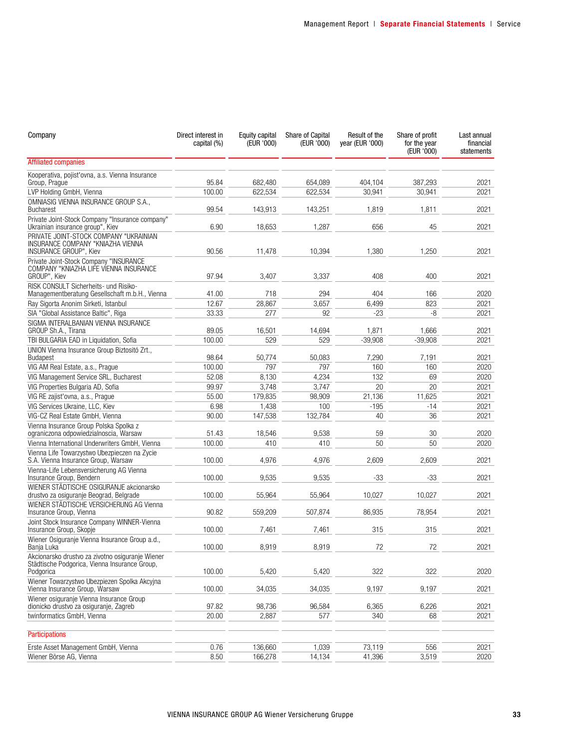| Company | Direct interest in capital (%) | Equity capital (EUR '000) | Share of Capital (EUR '000) | Result of the year (EUR '000) | Share of profit for the year (EUR '000) | Last annual financial statements |
|---|---|---|---|---|---|---|
| **Affiliated companies** | | | | | | |
| Kooperativa, pojist'ovna, a.s. Vienna Insurance Group, Prague | 95.84 | 682,480 | 654,089 | 404,104 | 387,293 | 2021 |
| LVP Holding GmbH, Vienna | 100.00 | 622,534 | 622,534 | 30,941 | 30,941 | 2021 |
| OMNIASIG VIENNA INSURANCE GROUP S.A., Bucharest | 99.54 | 143,913 | 143,251 | 1,819 | 1,811 | 2021 |
| Private Joint-Stock Company "Insurance company" Ukrainian insurance group", Kiev | 6.90 | 18,653 | 1,287 | 656 | 45 | 2021 |
| PRIVATE JOINT-STOCK COMPANY "UKRAINIAN INSURANCE COMPANY "KNIAZHA VIENNA INSURANCE GROUP", Kiev | 90.56 | 11,478 | 10,394 | 1,380 | 1,250 | 2021 |
| Private Joint-Stock Company "INSURANCE COMPANY "KNIAZHA LIFE VIENNA INSURANCE GROUP", Kiev | 97.94 | 3,407 | 3,337 | 408 | 400 | 2021 |
| RISK CONSULT Sicherheits- und Risiko-Managementberatung Gesellschaft m.b.H., Vienna | 41.00 | 718 | 294 | 404 | 166 | 2020 |
| Ray Sigorta Anonim Sirketi, Istanbul | 12.67 | 28,867 | 3,657 | 6,499 | 823 | 2021 |
| SIA "Global Assistance Baltic", Riga | 33.33 | 277 | 92 | -23 | -8 | 2021 |
| SIGMA INTERALBANIAN VIENNA INSURANCE GROUP Sh.A., Tirana | 89.05 | 16,501 | 14,694 | 1,871 | 1,666 | 2021 |
| TBI BULGARIA EAD in Liquidation, Sofia | 100.00 | 529 | 529 | -39,908 | -39,908 | 2021 |
| UNION Vienna Insurance Group Biztosító Zrt., Budapest | 98.64 | 50,774 | 50,083 | 7,290 | 7,191 | 2021 |
| VIG AM Real Estate, a.s., Prague | 100.00 | 797 | 797 | 160 | 160 | 2020 |
| VIG Management Service SRL, Bucharest | 52.08 | 8,130 | 4,234 | 132 | 69 | 2020 |
| VIG Properties Bulgaria AD, Sofia | 99.97 | 3,748 | 3,747 | 20 | 20 | 2021 |
| VIG RE zajist'ovna, a.s., Prague | 55.00 | 179,835 | 98,909 | 21,136 | 11,625 | 2021 |
| VIG Services Ukraine, LLC, Kiev | 6.98 | 1,438 | 100 | -195 | -14 | 2021 |
| VIG-CZ Real Estate GmbH, Vienna | 90.00 | 147,538 | 132,784 | 40 | 36 | 2021 |
| Vienna Insurance Group Polska Spolka z ograniczona odpowiedzialnoscia, Warsaw | 51.43 | 18,546 | 9,538 | 59 | 30 | 2020 |
| Vienna International Underwriters GmbH, Vienna | 100.00 | 410 | 410 | 50 | 50 | 2020 |
| Vienna Life Towarzystwo Ubezpieczen na Zycie S.A. Vienna Insurance Group, Warsaw | 100.00 | 4,976 | 4,976 | 2,609 | 2,609 | 2021 |
| Vienna-Life Lebensversicherung AG Vienna Insurance Group, Bendern | 100.00 | 9,535 | 9,535 | -33 | -33 | 2021 |
| WIENER STÄDTISCHE OSIGURANJE akcionarsko drustvo za osiguranje Beograd, Belgrade | 100.00 | 55,964 | 55,964 | 10,027 | 10,027 | 2021 |
| WIENER STÄDTISCHE VERSICHERUNG AG Vienna Insurance Group, Vienna | 90.82 | 559,209 | 507,874 | 86,935 | 78,954 | 2021 |
| Joint Stock Insurance Company WINNER-Vienna Insurance Group, Skopje | 100.00 | 7,461 | 7,461 | 315 | 315 | 2021 |
| Wiener Osiguranje Vienna Insurance Group a.d., Banja Luka | 100.00 | 8,919 | 8,919 | 72 | 72 | 2021 |
| Akcionarsko drustvo za zivotno osiguranje Wiener Städtische Podgorica, Vienna Insurance Group, Podgorica | 100.00 | 5,420 | 5,420 | 322 | 322 | 2020 |
| Wiener Towarzystwo Ubezpiezen Spolka Akcyjna Vienna Insurance Group, Warsaw | 100.00 | 34,035 | 34,035 | 9,197 | 9,197 | 2021 |
| Wiener osiguranje Vienna Insurance Group dionicko drustvo za osiguranje, Zagreb | 97.82 | 98,736 | 96,584 | 6,365 | 6,226 | 2021 |
| twinformatics GmbH, Vienna | 20.00 | 2,887 | 577 | 340 | 68 | 2021 |
| **Participations** | | | | | | |
| Erste Asset Management GmbH, Vienna | 0.76 | 136,660 | 1,039 | 73,119 | 556 | 2021 |
| Wiener Börse AG, Vienna | 8.50 | 166,278 | 14,134 | 41,396 | 3,519 | 2020 |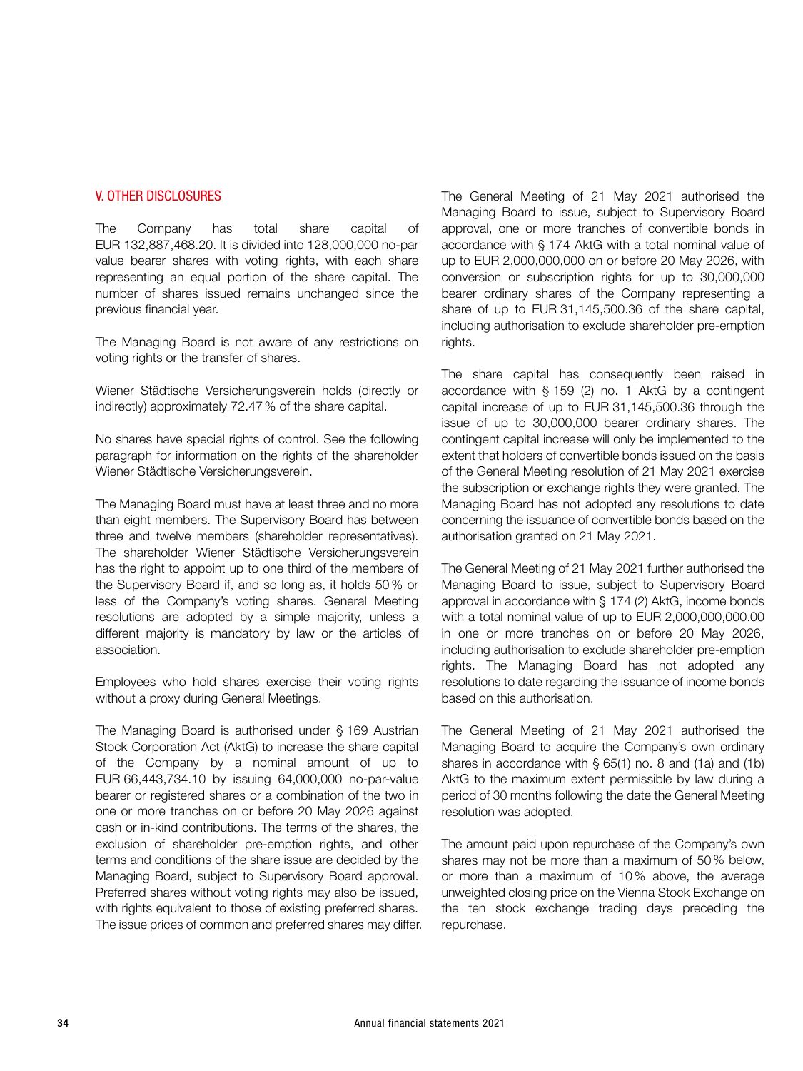## V. OTHER DISCLOSURES

The Company has total share capital of EUR 132,887,468.20. It is divided into 128,000,000 no-par value bearer shares with voting rights, with each share representing an equal portion of the share capital. The number of shares issued remains unchanged since the previous financial year.

The Managing Board is not aware of any restrictions on voting rights or the transfer of shares.

Wiener Städtische Versicherungsverein holds (directly or indirectly) approximately 72.47 % of the share capital.

No shares have special rights of control. See the following paragraph for information on the rights of the shareholder Wiener Städtische Versicherungsverein.

The Managing Board must have at least three and no more than eight members. The Supervisory Board has between three and twelve members (shareholder representatives). The shareholder Wiener Städtische Versicherungsverein has the right to appoint up to one third of the members of the Supervisory Board if, and so long as, it holds 50 % or less of the Company's voting shares. General Meeting resolutions are adopted by a simple majority, unless a different majority is mandatory by law or the articles of association.

Employees who hold shares exercise their voting rights without a proxy during General Meetings.

The Managing Board is authorised under § 169 Austrian Stock Corporation Act (AktG) to increase the share capital of the Company by a nominal amount of up to EUR 66,443,734.10 by issuing 64,000,000 no-par-value bearer or registered shares or a combination of the two in one or more tranches on or before 20 May 2026 against cash or in-kind contributions. The terms of the shares, the exclusion of shareholder pre-emption rights, and other terms and conditions of the share issue are decided by the Managing Board, subject to Supervisory Board approval. Preferred shares without voting rights may also be issued, with rights equivalent to those of existing preferred shares. The issue prices of common and preferred shares may differ.

The General Meeting of 21 May 2021 authorised the Managing Board to issue, subject to Supervisory Board approval, one or more tranches of convertible bonds in accordance with § 174 AktG with a total nominal value of up to EUR 2,000,000,000 on or before 20 May 2026, with conversion or subscription rights for up to 30,000,000 bearer ordinary shares of the Company representing a share of up to EUR 31,145,500.36 of the share capital, including authorisation to exclude shareholder pre-emption rights.

The share capital has consequently been raised in accordance with § 159 (2) no. 1 AktG by a contingent capital increase of up to EUR 31,145,500.36 through the issue of up to 30,000,000 bearer ordinary shares. The contingent capital increase will only be implemented to the extent that holders of convertible bonds issued on the basis of the General Meeting resolution of 21 May 2021 exercise the subscription or exchange rights they were granted. The Managing Board has not adopted any resolutions to date concerning the issuance of convertible bonds based on the authorisation granted on 21 May 2021.

The General Meeting of 21 May 2021 further authorised the Managing Board to issue, subject to Supervisory Board approval in accordance with § 174 (2) AktG, income bonds with a total nominal value of up to EUR 2,000,000,000.00 in one or more tranches on or before 20 May 2026, including authorisation to exclude shareholder pre-emption rights. The Managing Board has not adopted any resolutions to date regarding the issuance of income bonds based on this authorisation.

The General Meeting of 21 May 2021 authorised the Managing Board to acquire the Company's own ordinary shares in accordance with § 65(1) no. 8 and (1a) and (1b) AktG to the maximum extent permissible by law during a period of 30 months following the date the General Meeting resolution was adopted.

The amount paid upon repurchase of the Company's own shares may not be more than a maximum of 50 % below, or more than a maximum of 10 % above, the average unweighted closing price on the Vienna Stock Exchange on the ten stock exchange trading days preceding the repurchase.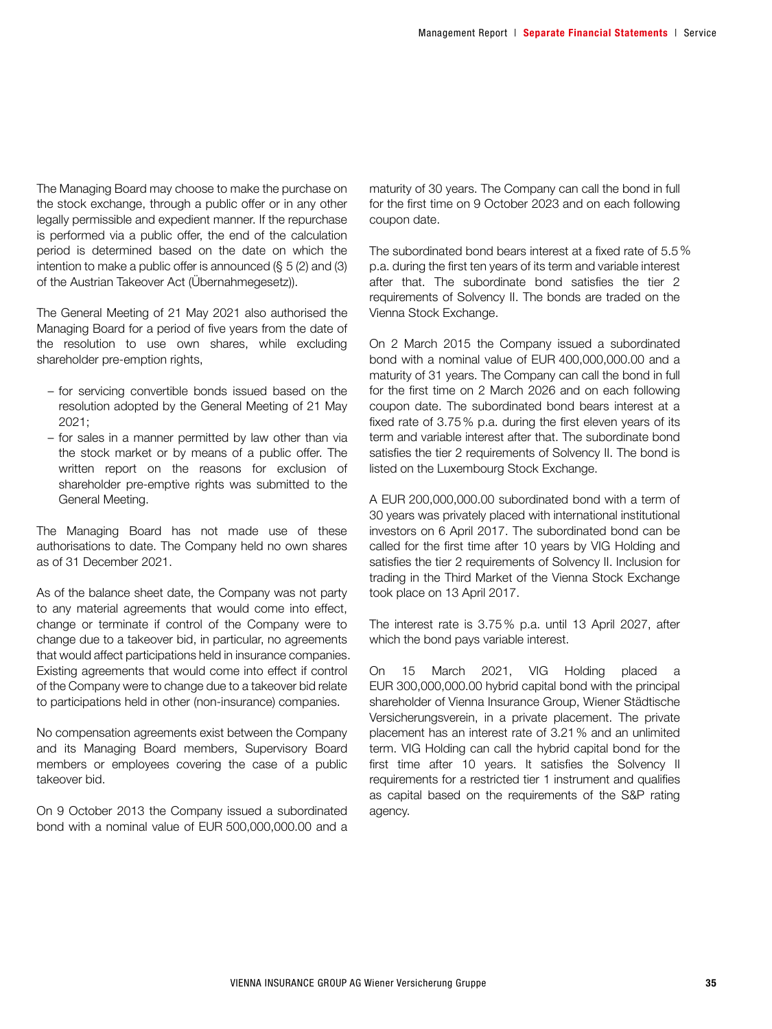The Managing Board may choose to make the purchase on the stock exchange, through a public offer or in any other legally permissible and expedient manner. If the repurchase is performed via a public offer, the end of the calculation period is determined based on the date on which the intention to make a public offer is announced (§ 5 (2) and (3) of the Austrian Takeover Act (Übernahmegesetz)).

The General Meeting of 21 May 2021 also authorised the Managing Board for a period of five years from the date of the resolution to use own shares, while excluding shareholder pre-emption rights,

- for servicing convertible bonds issued based on the resolution adopted by the General Meeting of 21 May 2021;
- for sales in a manner permitted by law other than via the stock market or by means of a public offer. The written report on the reasons for exclusion of shareholder pre-emptive rights was submitted to the General Meeting.

The Managing Board has not made use of these authorisations to date. The Company held no own shares as of 31 December 2021.

As of the balance sheet date, the Company was not party to any material agreements that would come into effect, change or terminate if control of the Company were to change due to a takeover bid, in particular, no agreements that would affect participations held in insurance companies. Existing agreements that would come into effect if control of the Company were to change due to a takeover bid relate to participations held in other (non-insurance) companies.

No compensation agreements exist between the Company and its Managing Board members, Supervisory Board members or employees covering the case of a public takeover bid.

On 9 October 2013 the Company issued a subordinated bond with a nominal value of EUR 500,000,000.00 and a maturity of 30 years. The Company can call the bond in full for the first time on 9 October 2023 and on each following coupon date.

The subordinated bond bears interest at a fixed rate of 5.5% p.a. during the first ten years of its term and variable interest after that. The subordinate bond satisfies the tier 2 requirements of Solvency II. The bonds are traded on the Vienna Stock Exchange.

On 2 March 2015 the Company issued a subordinated bond with a nominal value of EUR 400,000,000.00 and a maturity of 31 years. The Company can call the bond in full for the first time on 2 March 2026 and on each following coupon date. The subordinated bond bears interest at a fixed rate of 3.75% p.a. during the first eleven years of its term and variable interest after that. The subordinate bond satisfies the tier 2 requirements of Solvency II. The bond is listed on the Luxembourg Stock Exchange.

A EUR 200,000,000.00 subordinated bond with a term of 30 years was privately placed with international institutional investors on 6 April 2017. The subordinated bond can be called for the first time after 10 years by VIG Holding and satisfies the tier 2 requirements of Solvency II. Inclusion for trading in the Third Market of the Vienna Stock Exchange took place on 13 April 2017.

The interest rate is 3.75% p.a. until 13 April 2027, after which the bond pays variable interest.

On 15 March 2021, VIG Holding placed a EUR 300,000,000.00 hybrid capital bond with the principal shareholder of Vienna Insurance Group, Wiener Städtische Versicherungsverein, in a private placement. The private placement has an interest rate of 3.21% and an unlimited term. VIG Holding can call the hybrid capital bond for the first time after 10 years. It satisfies the Solvency II requirements for a restricted tier 1 instrument and qualifies as capital based on the requirements of the S&P rating agency.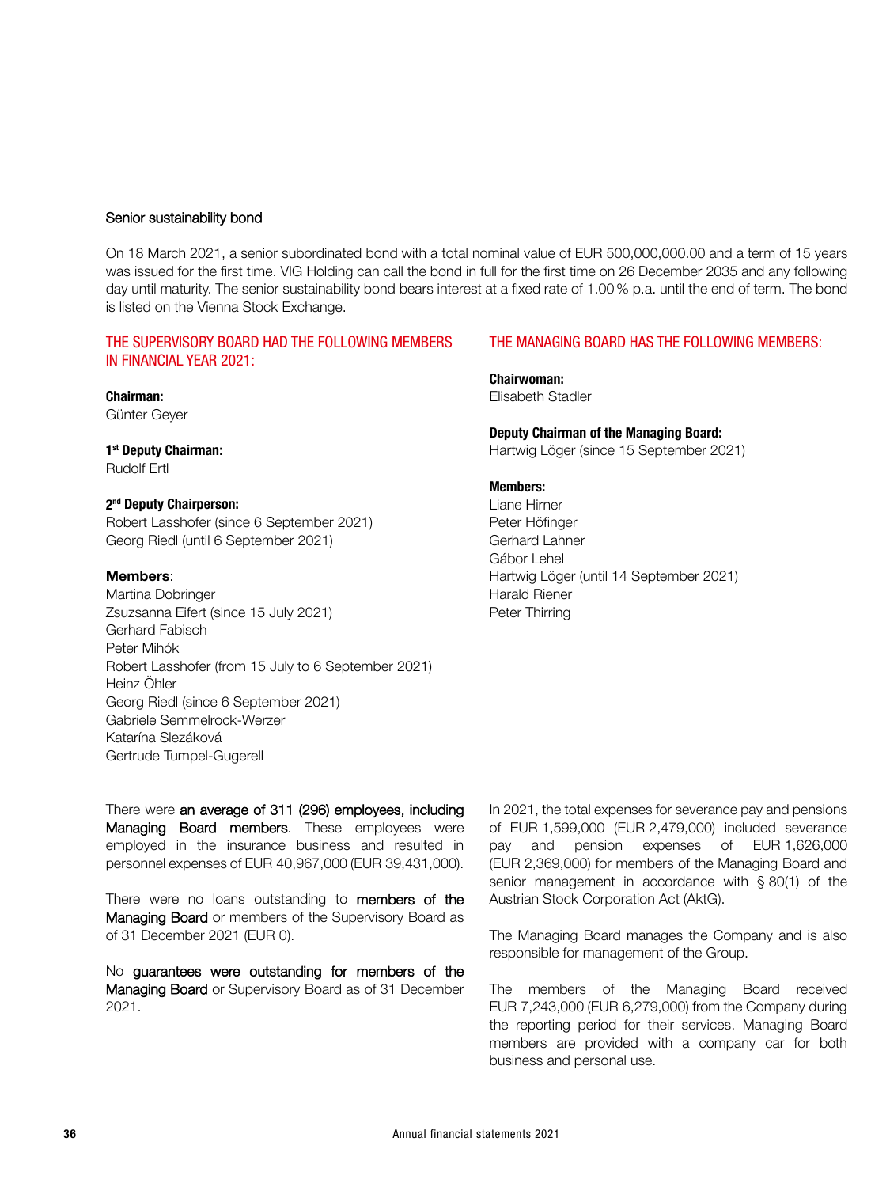### Senior sustainability bond

On 18 March 2021, a senior subordinated bond with a total nominal value of EUR 500,000,000.00 and a term of 15 years was issued for the first time. VIG Holding can call the bond in full for the first time on 26 December 2035 and any following day until maturity. The senior sustainability bond bears interest at a fixed rate of 1.00 % p.a. until the end of term. The bond is listed on the Vienna Stock Exchange.

## THE SUPERVISORY BOARD HAD THE FOLLOWING MEMBERS IN FINANCIAL YEAR 2021:

**Chairman:**
Günter Geyer

**1st Deputy Chairman:**
Rudolf Ertl

**2nd Deputy Chairperson:**
Robert Lasshofer (since 6 September 2021)
Georg Riedl (until 6 September 2021)

**Members**:
Martina Dobringer
Zsuzsanna Eifert (since 15 July 2021)
Gerhard Fabisch
Peter Mihók
Robert Lasshofer (from 15 July to 6 September 2021)
Heinz Öhler
Georg Riedl (since 6 September 2021)
Gabriele Semmelrock-Werzer
Katarína Slezáková
Gertrude Tumpel-Gugerell

## THE MANAGING BOARD HAS THE FOLLOWING MEMBERS:

**Chairwoman:**
Elisabeth Stadler

**Deputy Chairman of the Managing Board:**
Hartwig Löger (since 15 September 2021)

**Members:**
Liane Hirner
Peter Höfinger
Gerhard Lahner
Gábor Lehel
Hartwig Löger (until 14 September 2021)
Harald Riener
Peter Thirring

There were an average of 311 (296) employees, including Managing Board members. These employees were employed in the insurance business and resulted in personnel expenses of EUR 40,967,000 (EUR 39,431,000).

There were no loans outstanding to members of the Managing Board or members of the Supervisory Board as of 31 December 2021 (EUR 0).

No guarantees were outstanding for members of the Managing Board or Supervisory Board as of 31 December 2021.

In 2021, the total expenses for severance pay and pensions of EUR 1,599,000 (EUR 2,479,000) included severance pay and pension expenses of EUR 1,626,000 (EUR 2,369,000) for members of the Managing Board and senior management in accordance with § 80(1) of the Austrian Stock Corporation Act (AktG).

The Managing Board manages the Company and is also responsible for management of the Group.

The members of the Managing Board received EUR 7,243,000 (EUR 6,279,000) from the Company during the reporting period for their services. Managing Board members are provided with a company car for both business and personal use.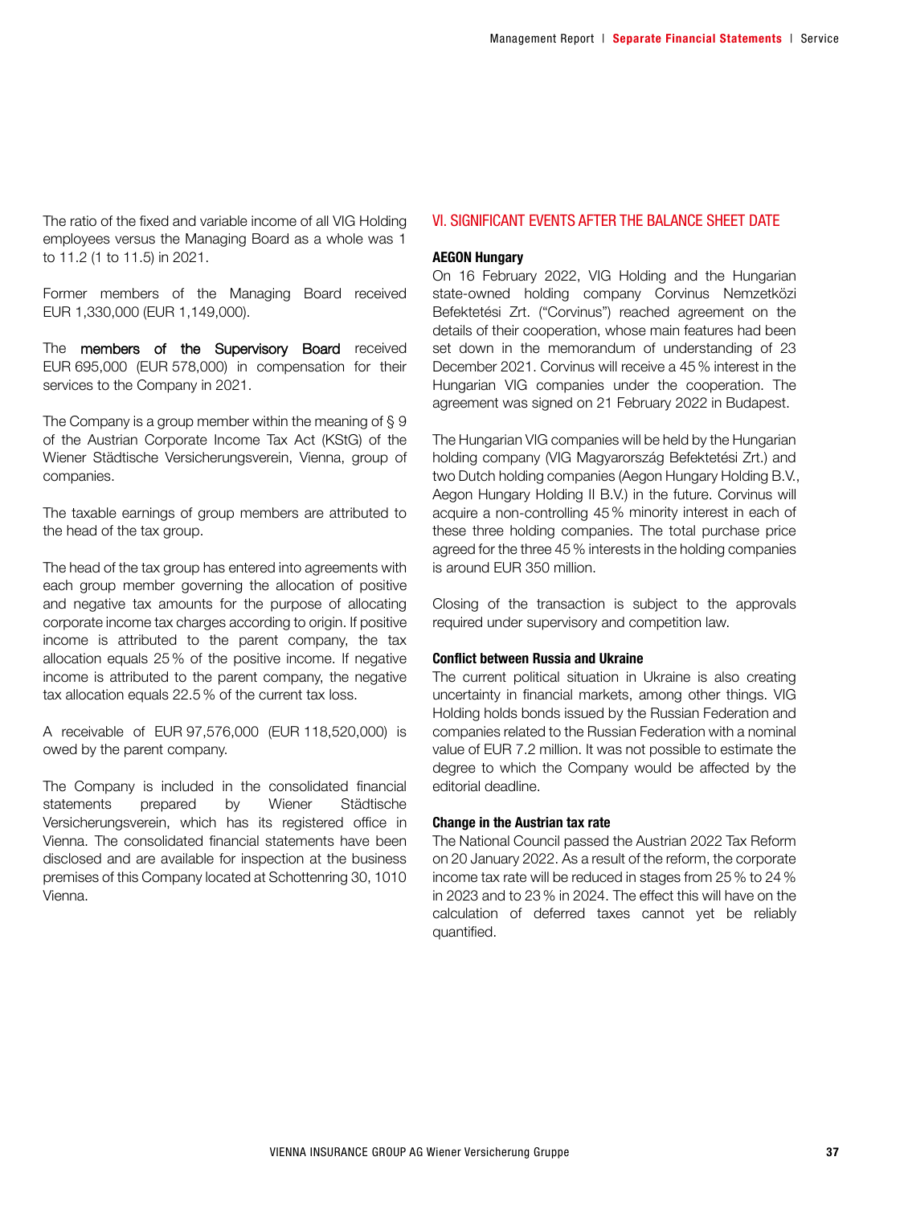The ratio of the fixed and variable income of all VIG Holding employees versus the Managing Board as a whole was 1 to 11.2 (1 to 11.5) in 2021.

Former members of the Managing Board received EUR 1,330,000 (EUR 1,149,000).

The **members of the Supervisory Board** received EUR 695,000 (EUR 578,000) in compensation for their services to the Company in 2021.

The Company is a group member within the meaning of § 9 of the Austrian Corporate Income Tax Act (KStG) of the Wiener Städtische Versicherungsverein, Vienna, group of companies.

The taxable earnings of group members are attributed to the head of the tax group.

The head of the tax group has entered into agreements with each group member governing the allocation of positive and negative tax amounts for the purpose of allocating corporate income tax charges according to origin. If positive income is attributed to the parent company, the tax allocation equals 25 % of the positive income. If negative income is attributed to the parent company, the negative tax allocation equals 22.5 % of the current tax loss.

A receivable of EUR 97,576,000 (EUR 118,520,000) is owed by the parent company.

The Company is included in the consolidated financial statements prepared by Wiener Städtische Versicherungsverein, which has its registered office in Vienna. The consolidated financial statements have been disclosed and are available for inspection at the business premises of this Company located at Schottenring 30, 1010 Vienna.

## VI. SIGNIFICANT EVENTS AFTER THE BALANCE SHEET DATE

**AEGON Hungary**

On 16 February 2022, VIG Holding and the Hungarian state-owned holding company Corvinus Nemzetközi Befektetési Zrt. ("Corvinus") reached agreement on the details of their cooperation, whose main features had been set down in the memorandum of understanding of 23 December 2021. Corvinus will receive a 45 % interest in the Hungarian VIG companies under the cooperation. The agreement was signed on 21 February 2022 in Budapest.

The Hungarian VIG companies will be held by the Hungarian holding company (VIG Magyarország Befektetési Zrt.) and two Dutch holding companies (Aegon Hungary Holding B.V., Aegon Hungary Holding II B.V.) in the future. Corvinus will acquire a non-controlling 45 % minority interest in each of these three holding companies. The total purchase price agreed for the three 45 % interests in the holding companies is around EUR 350 million.

Closing of the transaction is subject to the approvals required under supervisory and competition law.

**Conflict between Russia and Ukraine**

The current political situation in Ukraine is also creating uncertainty in financial markets, among other things. VIG Holding holds bonds issued by the Russian Federation and companies related to the Russian Federation with a nominal value of EUR 7.2 million. It was not possible to estimate the degree to which the Company would be affected by the editorial deadline.

**Change in the Austrian tax rate**

The National Council passed the Austrian 2022 Tax Reform on 20 January 2022. As a result of the reform, the corporate income tax rate will be reduced in stages from 25 % to 24 % in 2023 and to 23 % in 2024. The effect this will have on the calculation of deferred taxes cannot yet be reliably quantified.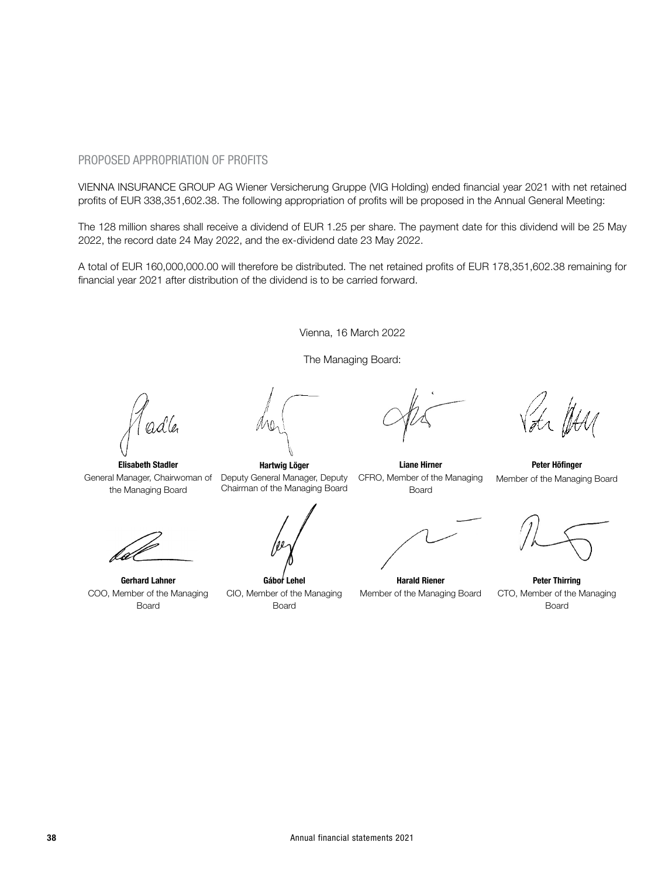## PROPOSED APPROPRIATION OF PROFITS

VIENNA INSURANCE GROUP AG Wiener Versicherung Gruppe (VIG Holding) ended financial year 2021 with net retained profits of EUR 338,351,602.38. The following appropriation of profits will be proposed in the Annual General Meeting:

The 128 million shares shall receive a dividend of EUR 1.25 per share. The payment date for this dividend will be 25 May 2022, the record date 24 May 2022, and the ex-dividend date 23 May 2022.

A total of EUR 160,000,000.00 will therefore be distributed. The net retained profits of EUR 178,351,602.38 remaining for financial year 2021 after distribution of the dividend is to be carried forward.

Vienna, 16 March 2022

The Managing Board:

**Elisabeth Stadler**
General Manager, Chairwoman of the Managing Board

**Hartwig Löger**
Deputy General Manager, Deputy Chairman of the Managing Board

**Liane Hirner**
CFRO, Member of the Managing Board

**Peter Höfinger**
Member of the Managing Board

**Gerhard Lahner**
COO, Member of the Managing Board

**Gábor Lehel**
CIO, Member of the Managing Board

**Harald Riener**
Member of the Managing Board

**Peter Thirring**
CTO, Member of the Managing Board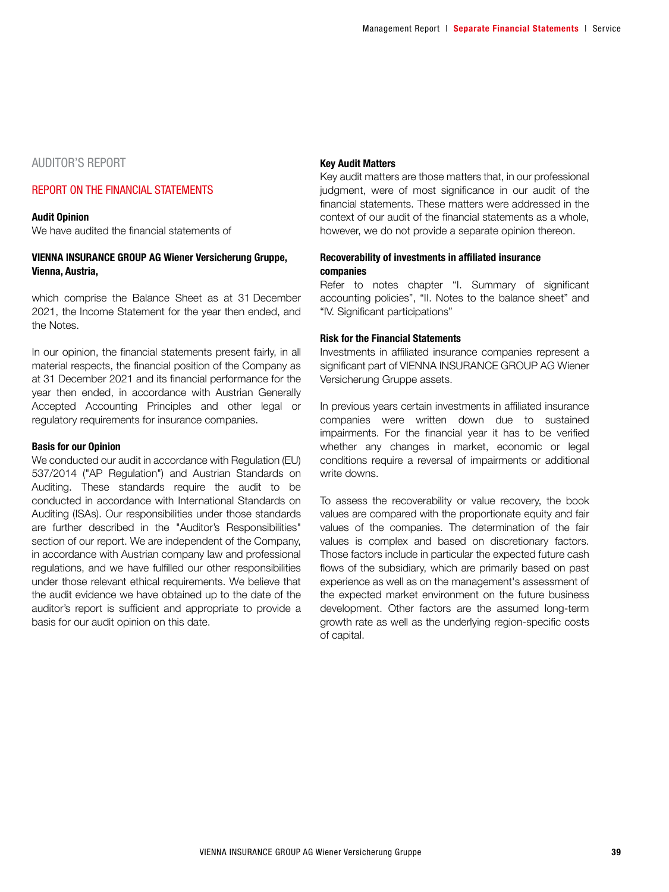# AUDITOR'S REPORT

## REPORT ON THE FINANCIAL STATEMENTS

**Audit Opinion**

We have audited the financial statements of

**VIENNA INSURANCE GROUP AG Wiener Versicherung Gruppe, Vienna, Austria,**

which comprise the Balance Sheet as at 31 December 2021, the Income Statement for the year then ended, and the Notes.

In our opinion, the financial statements present fairly, in all material respects, the financial position of the Company as at 31 December 2021 and its financial performance for the year then ended, in accordance with Austrian Generally Accepted Accounting Principles and other legal or regulatory requirements for insurance companies.

**Basis for our Opinion**

We conducted our audit in accordance with Regulation (EU) 537/2014 ("AP Regulation") and Austrian Standards on Auditing. These standards require the audit to be conducted in accordance with International Standards on Auditing (ISAs). Our responsibilities under those standards are further described in the "Auditor's Responsibilities" section of our report. We are independent of the Company, in accordance with Austrian company law and professional regulations, and we have fulfilled our other responsibilities under those relevant ethical requirements. We believe that the audit evidence we have obtained up to the date of the auditor's report is sufficient and appropriate to provide a basis for our audit opinion on this date.

**Key Audit Matters**

Key audit matters are those matters that, in our professional judgment, were of most significance in our audit of the financial statements. These matters were addressed in the context of our audit of the financial statements as a whole, however, we do not provide a separate opinion thereon.

**Recoverability of investments in affiliated insurance companies**

Refer to notes chapter "I. Summary of significant accounting policies", "II. Notes to the balance sheet" and "IV. Significant participations"

**Risk for the Financial Statements**

Investments in affiliated insurance companies represent a significant part of VIENNA INSURANCE GROUP AG Wiener Versicherung Gruppe assets.

In previous years certain investments in affiliated insurance companies were written down due to sustained impairments. For the financial year it has to be verified whether any changes in market, economic or legal conditions require a reversal of impairments or additional write downs.

To assess the recoverability or value recovery, the book values are compared with the proportionate equity and fair values of the companies. The determination of the fair values is complex and based on discretionary factors. Those factors include in particular the expected future cash flows of the subsidiary, which are primarily based on past experience as well as on the management's assessment of the expected market environment on the future business development. Other factors are the assumed long-term growth rate as well as the underlying region-specific costs of capital.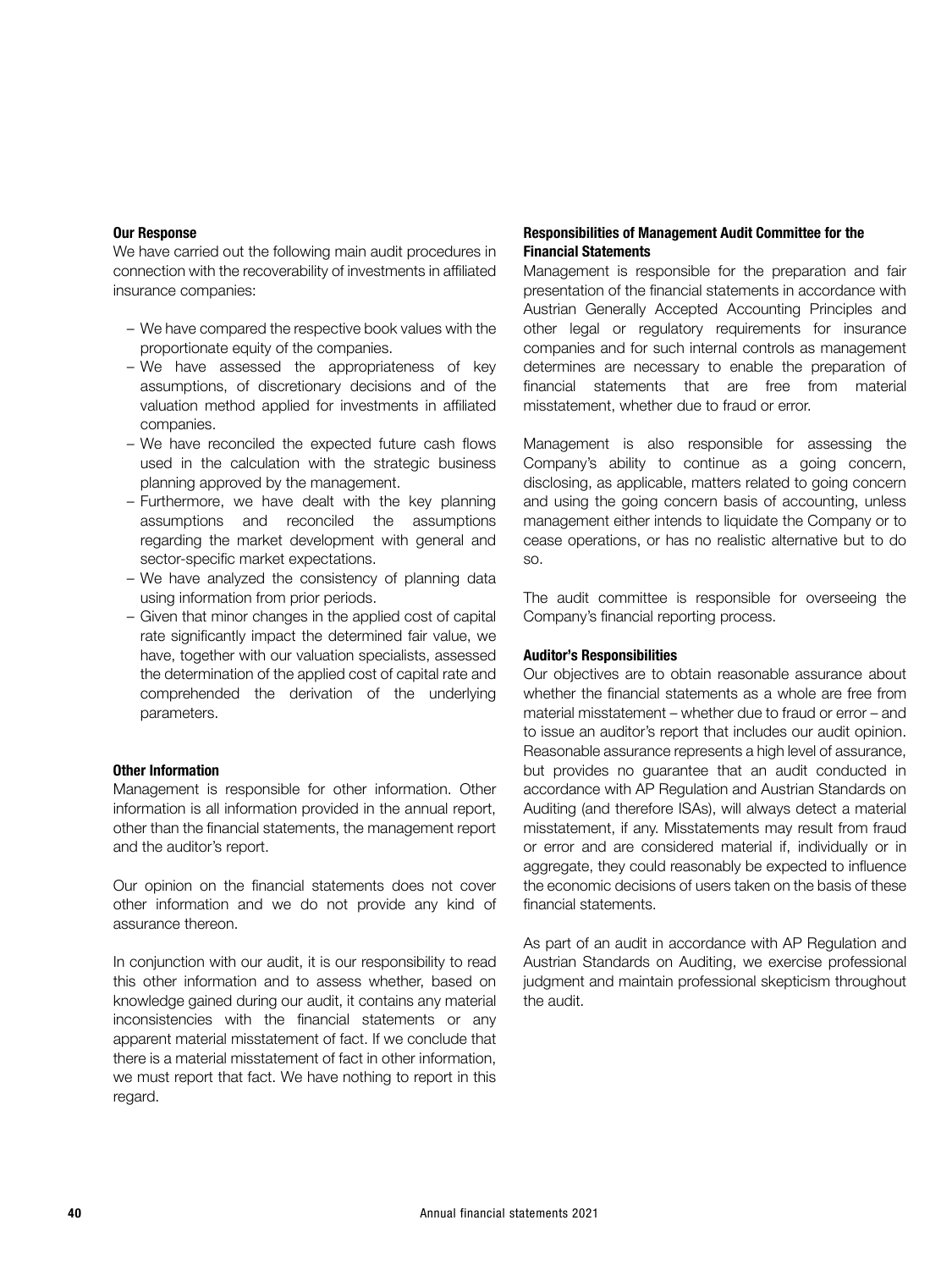**Our Response**

We have carried out the following main audit procedures in connection with the recoverability of investments in affiliated insurance companies:

- We have compared the respective book values with the proportionate equity of the companies.
- We have assessed the appropriateness of key assumptions, of discretionary decisions and of the valuation method applied for investments in affiliated companies.
- We have reconciled the expected future cash flows used in the calculation with the strategic business planning approved by the management.
- Furthermore, we have dealt with the key planning assumptions and reconciled the assumptions regarding the market development with general and sector-specific market expectations.
- We have analyzed the consistency of planning data using information from prior periods.
- Given that minor changes in the applied cost of capital rate significantly impact the determined fair value, we have, together with our valuation specialists, assessed the determination of the applied cost of capital rate and comprehended the derivation of the underlying parameters.

**Other Information**

Management is responsible for other information. Other information is all information provided in the annual report, other than the financial statements, the management report and the auditor's report.

Our opinion on the financial statements does not cover other information and we do not provide any kind of assurance thereon.

In conjunction with our audit, it is our responsibility to read this other information and to assess whether, based on knowledge gained during our audit, it contains any material inconsistencies with the financial statements or any apparent material misstatement of fact. If we conclude that there is a material misstatement of fact in other information, we must report that fact. We have nothing to report in this regard.

**Responsibilities of Management Audit Committee for the Financial Statements**

Management is responsible for the preparation and fair presentation of the financial statements in accordance with Austrian Generally Accepted Accounting Principles and other legal or regulatory requirements for insurance companies and for such internal controls as management determines are necessary to enable the preparation of financial statements that are free from material misstatement, whether due to fraud or error.

Management is also responsible for assessing the Company's ability to continue as a going concern, disclosing, as applicable, matters related to going concern and using the going concern basis of accounting, unless management either intends to liquidate the Company or to cease operations, or has no realistic alternative but to do so.

The audit committee is responsible for overseeing the Company's financial reporting process.

**Auditor's Responsibilities**

Our objectives are to obtain reasonable assurance about whether the financial statements as a whole are free from material misstatement – whether due to fraud or error – and to issue an auditor's report that includes our audit opinion. Reasonable assurance represents a high level of assurance, but provides no guarantee that an audit conducted in accordance with AP Regulation and Austrian Standards on Auditing (and therefore ISAs), will always detect a material misstatement, if any. Misstatements may result from fraud or error and are considered material if, individually or in aggregate, they could reasonably be expected to influence the economic decisions of users taken on the basis of these financial statements.

As part of an audit in accordance with AP Regulation and Austrian Standards on Auditing, we exercise professional judgment and maintain professional skepticism throughout the audit.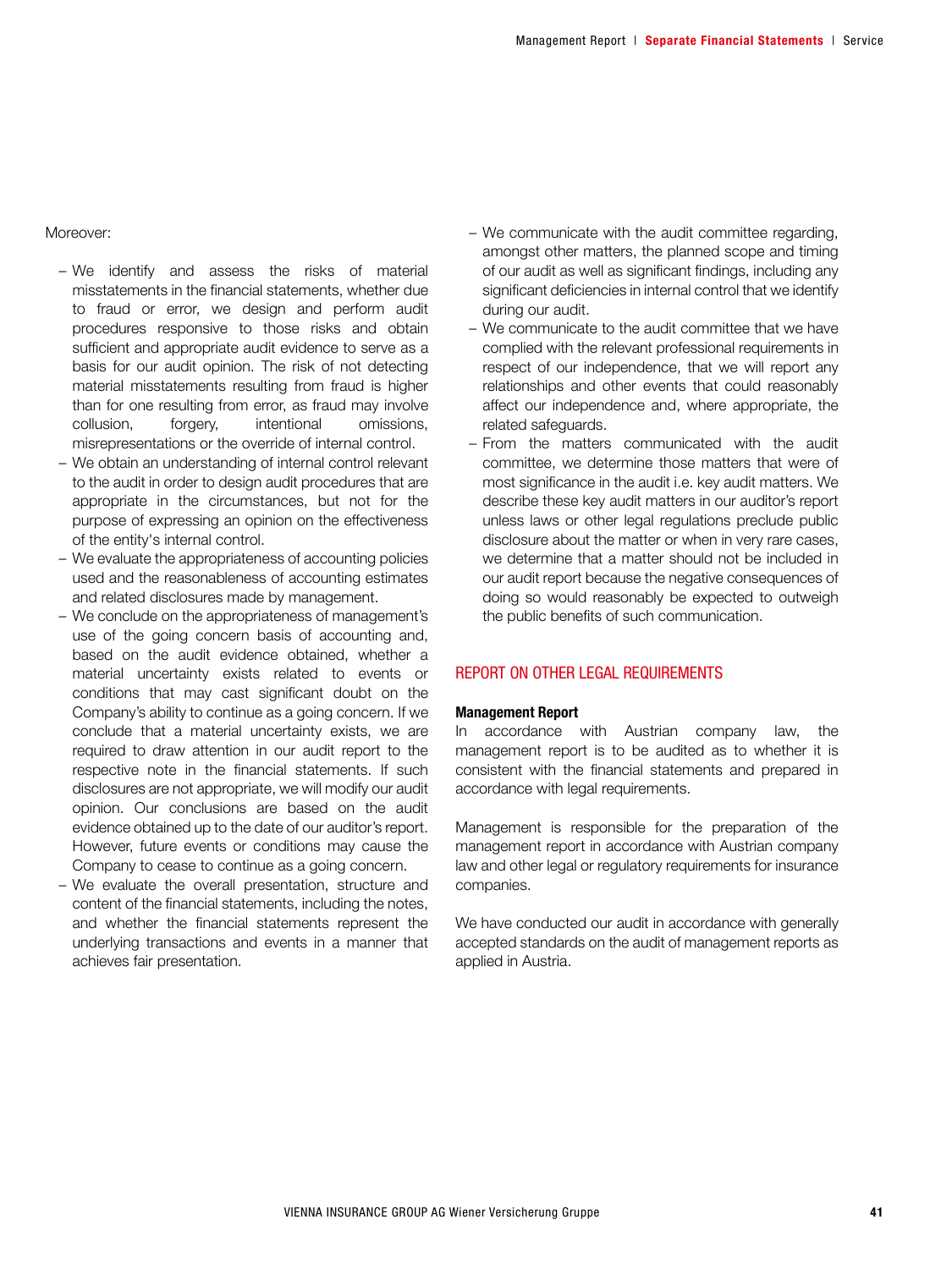Moreover:

- We identify and assess the risks of material misstatements in the financial statements, whether due to fraud or error, we design and perform audit procedures responsive to those risks and obtain sufficient and appropriate audit evidence to serve as a basis for our audit opinion. The risk of not detecting material misstatements resulting from fraud is higher than for one resulting from error, as fraud may involve collusion, forgery, intentional omissions, misrepresentations or the override of internal control.
- We obtain an understanding of internal control relevant to the audit in order to design audit procedures that are appropriate in the circumstances, but not for the purpose of expressing an opinion on the effectiveness of the entity's internal control.
- We evaluate the appropriateness of accounting policies used and the reasonableness of accounting estimates and related disclosures made by management.
- We conclude on the appropriateness of management's use of the going concern basis of accounting and, based on the audit evidence obtained, whether a material uncertainty exists related to events or conditions that may cast significant doubt on the Company's ability to continue as a going concern. If we conclude that a material uncertainty exists, we are required to draw attention in our audit report to the respective note in the financial statements. If such disclosures are not appropriate, we will modify our audit opinion. Our conclusions are based on the audit evidence obtained up to the date of our auditor's report. However, future events or conditions may cause the Company to cease to continue as a going concern.
- We evaluate the overall presentation, structure and content of the financial statements, including the notes, and whether the financial statements represent the underlying transactions and events in a manner that achieves fair presentation.
- We communicate with the audit committee regarding, amongst other matters, the planned scope and timing of our audit as well as significant findings, including any significant deficiencies in internal control that we identify during our audit.
- We communicate to the audit committee that we have complied with the relevant professional requirements in respect of our independence, that we will report any relationships and other events that could reasonably affect our independence and, where appropriate, the related safeguards.
- From the matters communicated with the audit committee, we determine those matters that were of most significance in the audit i.e. key audit matters. We describe these key audit matters in our auditor's report unless laws or other legal regulations preclude public disclosure about the matter or when in very rare cases, we determine that a matter should not be included in our audit report because the negative consequences of doing so would reasonably be expected to outweigh the public benefits of such communication.

## REPORT ON OTHER LEGAL REQUIREMENTS

**Management Report**

In accordance with Austrian company law, the management report is to be audited as to whether it is consistent with the financial statements and prepared in accordance with legal requirements.

Management is responsible for the preparation of the management report in accordance with Austrian company law and other legal or regulatory requirements for insurance companies.

We have conducted our audit in accordance with generally accepted standards on the audit of management reports as applied in Austria.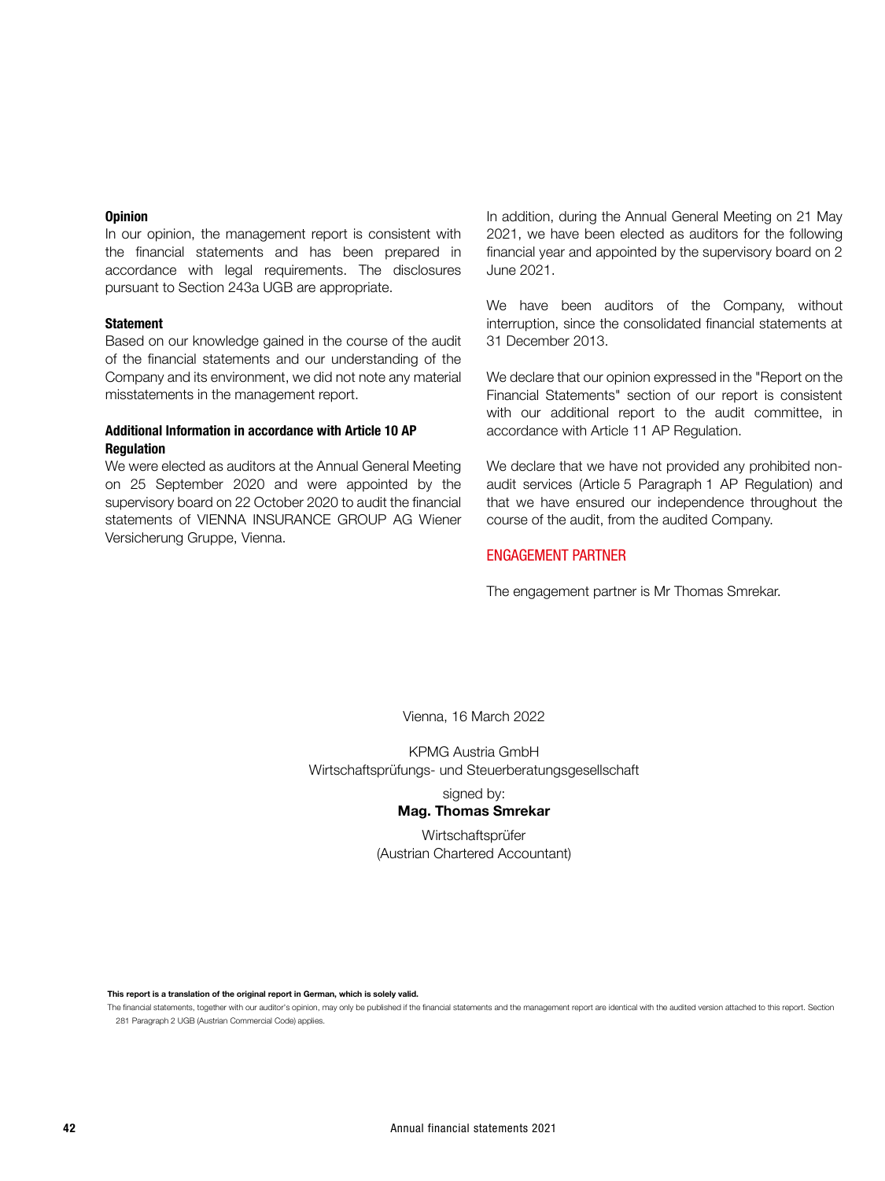**Opinion**

In our opinion, the management report is consistent with the financial statements and has been prepared in accordance with legal requirements. The disclosures pursuant to Section 243a UGB are appropriate.

**Statement**

Based on our knowledge gained in the course of the audit of the financial statements and our understanding of the Company and its environment, we did not note any material misstatements in the management report.

**Additional Information in accordance with Article 10 AP Regulation**

We were elected as auditors at the Annual General Meeting on 25 September 2020 and were appointed by the supervisory board on 22 October 2020 to audit the financial statements of VIENNA INSURANCE GROUP AG Wiener Versicherung Gruppe, Vienna.

In addition, during the Annual General Meeting on 21 May 2021, we have been elected as auditors for the following financial year and appointed by the supervisory board on 2 June 2021.

We have been auditors of the Company, without interruption, since the consolidated financial statements at 31 December 2013.

We declare that our opinion expressed in the "Report on the Financial Statements" section of our report is consistent with our additional report to the audit committee, in accordance with Article 11 AP Regulation.

We declare that we have not provided any prohibited non-audit services (Article 5 Paragraph 1 AP Regulation) and that we have ensured our independence throughout the course of the audit, from the audited Company.

## ENGAGEMENT PARTNER

The engagement partner is Mr Thomas Smrekar.

Vienna, 16 March 2022

KPMG Austria GmbH
Wirtschaftsprüfungs- und Steuerberatungsgesellschaft

signed by:
**Mag. Thomas Smrekar**

Wirtschaftsprüfer
(Austrian Chartered Accountant)

**This report is a translation of the original report in German, which is solely valid.**

The financial statements, together with our auditor's opinion, may only be published if the financial statements and the management report are identical with the audited version attached to this report. Section 281 Paragraph 2 UGB (Austrian Commercial Code) applies.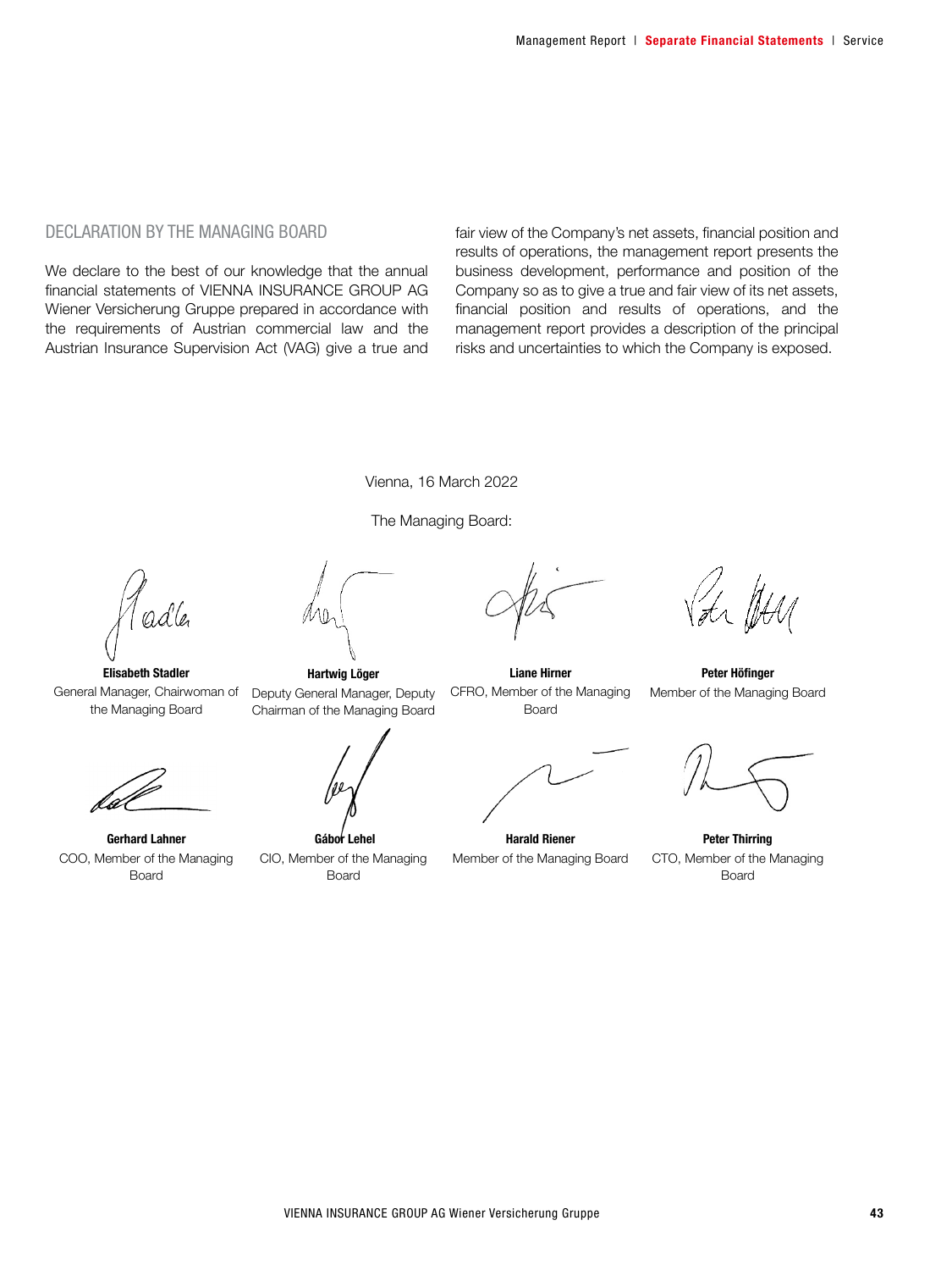## DECLARATION BY THE MANAGING BOARD

We declare to the best of our knowledge that the annual financial statements of VIENNA INSURANCE GROUP AG Wiener Versicherung Gruppe prepared in accordance with the requirements of Austrian commercial law and the Austrian Insurance Supervision Act (VAG) give a true and fair view of the Company's net assets, financial position and results of operations, the management report presents the business development, performance and position of the Company so as to give a true and fair view of its net assets, financial position and results of operations, and the management report provides a description of the principal risks and uncertainties to which the Company is exposed.

Vienna, 16 March 2022

The Managing Board:

**Elisabeth Stadler**
General Manager, Chairwoman of the Managing Board

**Hartwig Löger**
Deputy General Manager, Deputy Chairman of the Managing Board

**Liane Hirner**
CFRO, Member of the Managing Board

**Peter Höfinger**
Member of the Managing Board

**Gerhard Lahner**
COO, Member of the Managing Board

**Gábor Lehel**
CIO, Member of the Managing Board

**Harald Riener**
Member of the Managing Board

**Peter Thirring**
CTO, Member of the Managing Board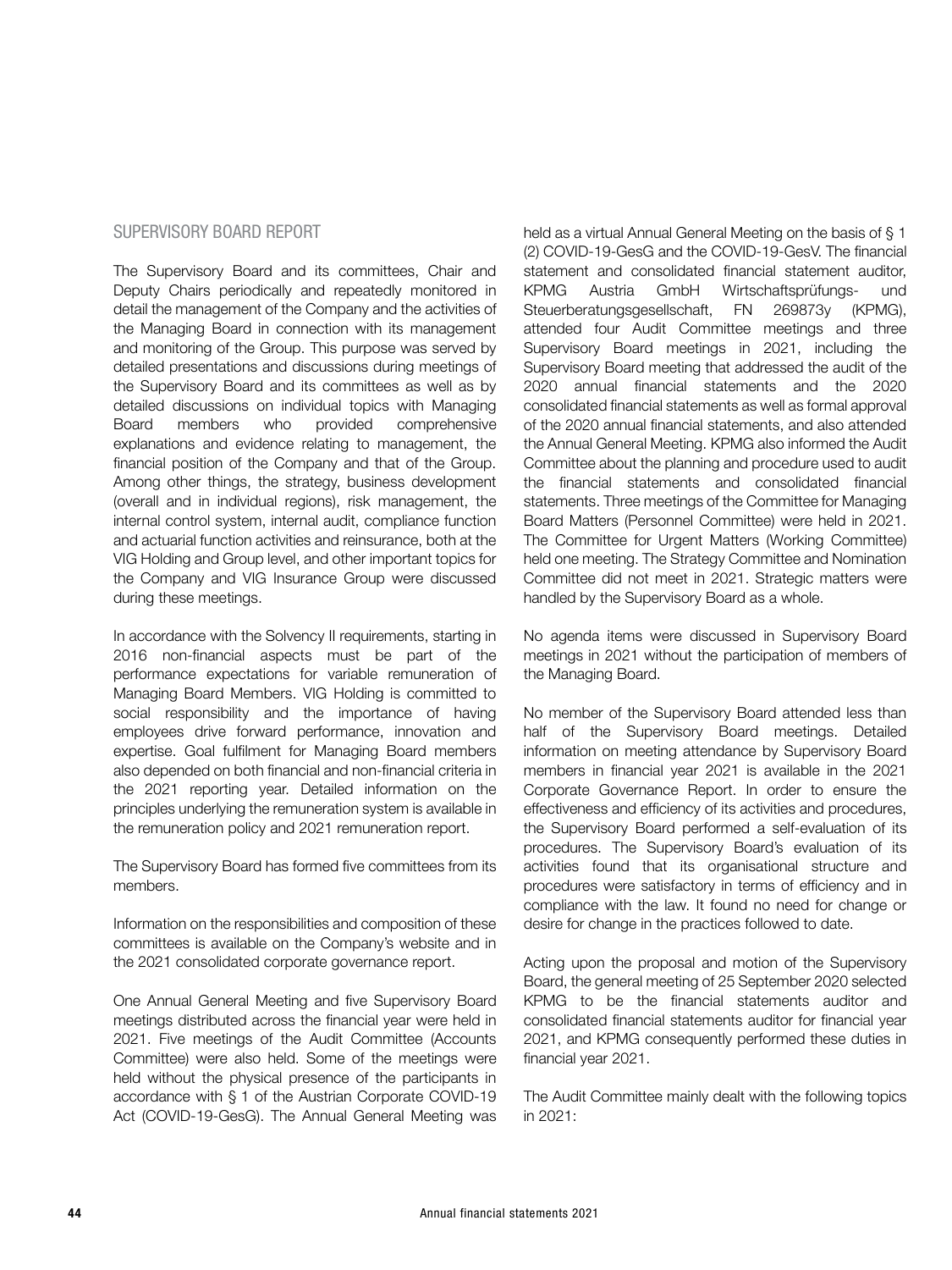## SUPERVISORY BOARD REPORT

The Supervisory Board and its committees, Chair and Deputy Chairs periodically and repeatedly monitored in detail the management of the Company and the activities of the Managing Board in connection with its management and monitoring of the Group. This purpose was served by detailed presentations and discussions during meetings of the Supervisory Board and its committees as well as by detailed discussions on individual topics with Managing Board members who provided comprehensive explanations and evidence relating to management, the financial position of the Company and that of the Group. Among other things, the strategy, business development (overall and in individual regions), risk management, the internal control system, internal audit, compliance function and actuarial function activities and reinsurance, both at the VIG Holding and Group level, and other important topics for the Company and VIG Insurance Group were discussed during these meetings.

In accordance with the Solvency II requirements, starting in 2016 non-financial aspects must be part of the performance expectations for variable remuneration of Managing Board Members. VIG Holding is committed to social responsibility and the importance of having employees drive forward performance, innovation and expertise. Goal fulfilment for Managing Board members also depended on both financial and non-financial criteria in the 2021 reporting year. Detailed information on the principles underlying the remuneration system is available in the remuneration policy and 2021 remuneration report.

The Supervisory Board has formed five committees from its members.

Information on the responsibilities and composition of these committees is available on the Company's website and in the 2021 consolidated corporate governance report.

One Annual General Meeting and five Supervisory Board meetings distributed across the financial year were held in 2021. Five meetings of the Audit Committee (Accounts Committee) were also held. Some of the meetings were held without the physical presence of the participants in accordance with § 1 of the Austrian Corporate COVID-19 Act (COVID-19-GesG). The Annual General Meeting was held as a virtual Annual General Meeting on the basis of § 1 (2) COVID-19-GesG and the COVID-19-GesV. The financial statement and consolidated financial statement auditor, KPMG Austria GmbH Wirtschaftsprüfungs- und Steuerberatungsgesellschaft, FN 269873y (KPMG), attended four Audit Committee meetings and three Supervisory Board meetings in 2021, including the Supervisory Board meeting that addressed the audit of the 2020 annual financial statements and the 2020 consolidated financial statements as well as formal approval of the 2020 annual financial statements, and also attended the Annual General Meeting. KPMG also informed the Audit Committee about the planning and procedure used to audit the financial statements and consolidated financial statements. Three meetings of the Committee for Managing Board Matters (Personnel Committee) were held in 2021. The Committee for Urgent Matters (Working Committee) held one meeting. The Strategy Committee and Nomination Committee did not meet in 2021. Strategic matters were handled by the Supervisory Board as a whole.

No agenda items were discussed in Supervisory Board meetings in 2021 without the participation of members of the Managing Board.

No member of the Supervisory Board attended less than half of the Supervisory Board meetings. Detailed information on meeting attendance by Supervisory Board members in financial year 2021 is available in the 2021 Corporate Governance Report. In order to ensure the effectiveness and efficiency of its activities and procedures, the Supervisory Board performed a self-evaluation of its procedures. The Supervisory Board's evaluation of its activities found that its organisational structure and procedures were satisfactory in terms of efficiency and in compliance with the law. It found no need for change or desire for change in the practices followed to date.

Acting upon the proposal and motion of the Supervisory Board, the general meeting of 25 September 2020 selected KPMG to be the financial statements auditor and consolidated financial statements auditor for financial year 2021, and KPMG consequently performed these duties in financial year 2021.

The Audit Committee mainly dealt with the following topics in 2021: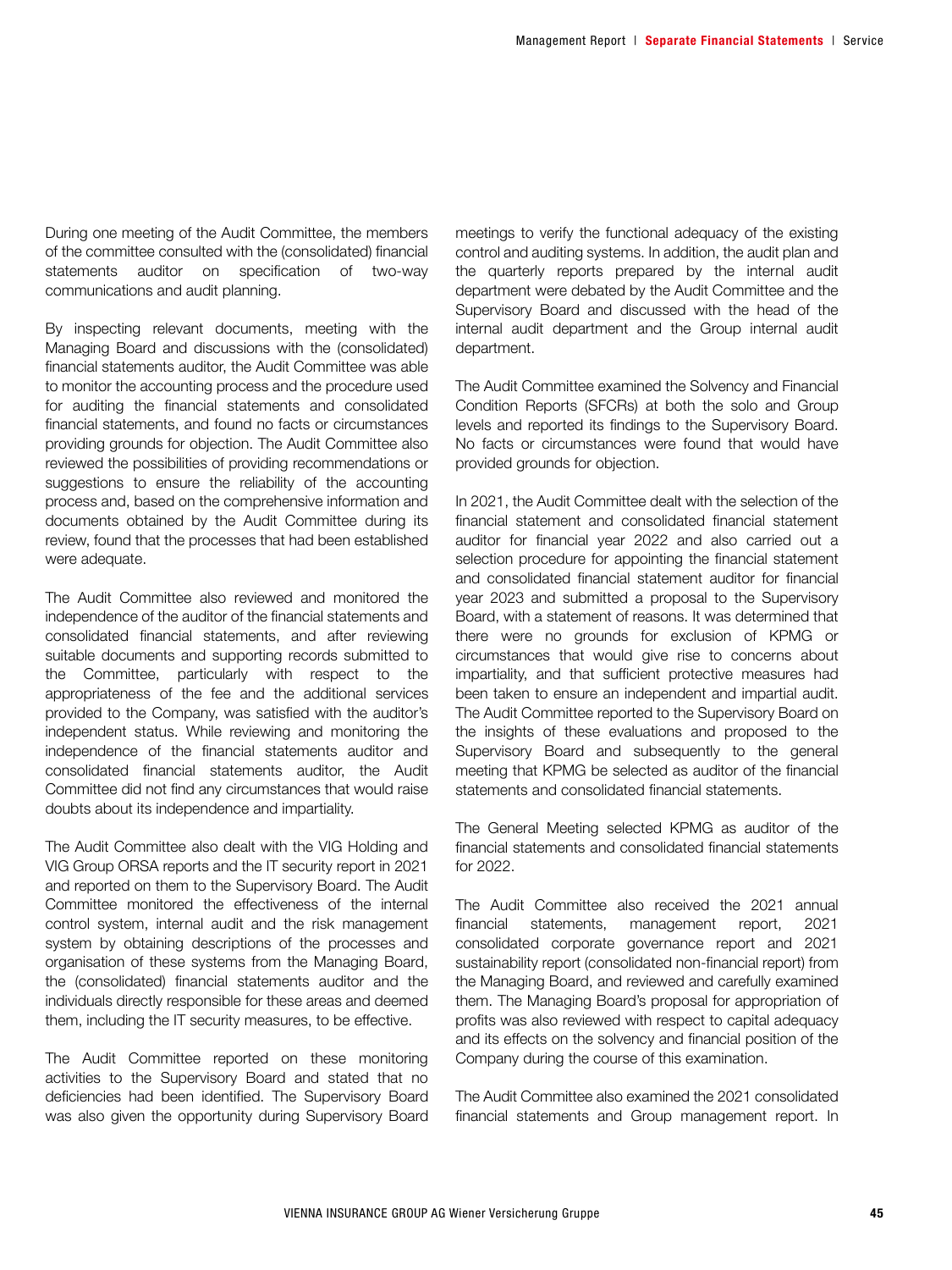During one meeting of the Audit Committee, the members of the committee consulted with the (consolidated) financial statements auditor on specification of two-way communications and audit planning.

By inspecting relevant documents, meeting with the Managing Board and discussions with the (consolidated) financial statements auditor, the Audit Committee was able to monitor the accounting process and the procedure used for auditing the financial statements and consolidated financial statements, and found no facts or circumstances providing grounds for objection. The Audit Committee also reviewed the possibilities of providing recommendations or suggestions to ensure the reliability of the accounting process and, based on the comprehensive information and documents obtained by the Audit Committee during its review, found that the processes that had been established were adequate.

The Audit Committee also reviewed and monitored the independence of the auditor of the financial statements and consolidated financial statements, and after reviewing suitable documents and supporting records submitted to the Committee, particularly with respect to the appropriateness of the fee and the additional services provided to the Company, was satisfied with the auditor's independent status. While reviewing and monitoring the independence of the financial statements auditor and consolidated financial statements auditor, the Audit Committee did not find any circumstances that would raise doubts about its independence and impartiality.

The Audit Committee also dealt with the VIG Holding and VIG Group ORSA reports and the IT security report in 2021 and reported on them to the Supervisory Board. The Audit Committee monitored the effectiveness of the internal control system, internal audit and the risk management system by obtaining descriptions of the processes and organisation of these systems from the Managing Board, the (consolidated) financial statements auditor and the individuals directly responsible for these areas and deemed them, including the IT security measures, to be effective.

The Audit Committee reported on these monitoring activities to the Supervisory Board and stated that no deficiencies had been identified. The Supervisory Board was also given the opportunity during Supervisory Board meetings to verify the functional adequacy of the existing control and auditing systems. In addition, the audit plan and the quarterly reports prepared by the internal audit department were debated by the Audit Committee and the Supervisory Board and discussed with the head of the internal audit department and the Group internal audit department.

The Audit Committee examined the Solvency and Financial Condition Reports (SFCRs) at both the solo and Group levels and reported its findings to the Supervisory Board. No facts or circumstances were found that would have provided grounds for objection.

In 2021, the Audit Committee dealt with the selection of the financial statement and consolidated financial statement auditor for financial year 2022 and also carried out a selection procedure for appointing the financial statement and consolidated financial statement auditor for financial year 2023 and submitted a proposal to the Supervisory Board, with a statement of reasons. It was determined that there were no grounds for exclusion of KPMG or circumstances that would give rise to concerns about impartiality, and that sufficient protective measures had been taken to ensure an independent and impartial audit. The Audit Committee reported to the Supervisory Board on the insights of these evaluations and proposed to the Supervisory Board and subsequently to the general meeting that KPMG be selected as auditor of the financial statements and consolidated financial statements.

The General Meeting selected KPMG as auditor of the financial statements and consolidated financial statements for 2022.

The Audit Committee also received the 2021 annual financial statements, management report, 2021 consolidated corporate governance report and 2021 sustainability report (consolidated non-financial report) from the Managing Board, and reviewed and carefully examined them. The Managing Board's proposal for appropriation of profits was also reviewed with respect to capital adequacy and its effects on the solvency and financial position of the Company during the course of this examination.

The Audit Committee also examined the 2021 consolidated financial statements and Group management report. In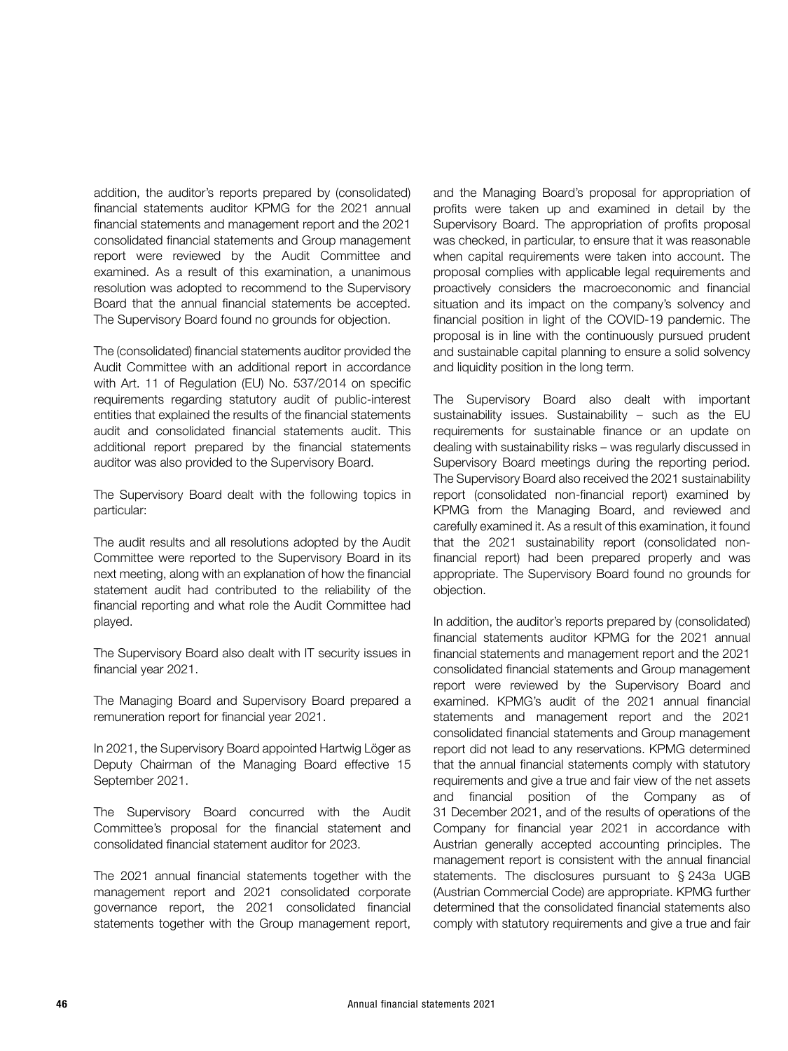addition, the auditor's reports prepared by (consolidated) financial statements auditor KPMG for the 2021 annual financial statements and management report and the 2021 consolidated financial statements and Group management report were reviewed by the Audit Committee and examined. As a result of this examination, a unanimous resolution was adopted to recommend to the Supervisory Board that the annual financial statements be accepted. The Supervisory Board found no grounds for objection.

The (consolidated) financial statements auditor provided the Audit Committee with an additional report in accordance with Art. 11 of Regulation (EU) No. 537/2014 on specific requirements regarding statutory audit of public-interest entities that explained the results of the financial statements audit and consolidated financial statements audit. This additional report prepared by the financial statements auditor was also provided to the Supervisory Board.

The Supervisory Board dealt with the following topics in particular:

The audit results and all resolutions adopted by the Audit Committee were reported to the Supervisory Board in its next meeting, along with an explanation of how the financial statement audit had contributed to the reliability of the financial reporting and what role the Audit Committee had played.

The Supervisory Board also dealt with IT security issues in financial year 2021.

The Managing Board and Supervisory Board prepared a remuneration report for financial year 2021.

In 2021, the Supervisory Board appointed Hartwig Löger as Deputy Chairman of the Managing Board effective 15 September 2021.

The Supervisory Board concurred with the Audit Committee's proposal for the financial statement and consolidated financial statement auditor for 2023.

The 2021 annual financial statements together with the management report and 2021 consolidated corporate governance report, the 2021 consolidated financial statements together with the Group management report, and the Managing Board's proposal for appropriation of profits were taken up and examined in detail by the Supervisory Board. The appropriation of profits proposal was checked, in particular, to ensure that it was reasonable when capital requirements were taken into account. The proposal complies with applicable legal requirements and proactively considers the macroeconomic and financial situation and its impact on the company's solvency and financial position in light of the COVID-19 pandemic. The proposal is in line with the continuously pursued prudent and sustainable capital planning to ensure a solid solvency and liquidity position in the long term.

The Supervisory Board also dealt with important sustainability issues. Sustainability – such as the EU requirements for sustainable finance or an update on dealing with sustainability risks – was regularly discussed in Supervisory Board meetings during the reporting period. The Supervisory Board also received the 2021 sustainability report (consolidated non-financial report) examined by KPMG from the Managing Board, and reviewed and carefully examined it. As a result of this examination, it found that the 2021 sustainability report (consolidated non-financial report) had been prepared properly and was appropriate. The Supervisory Board found no grounds for objection.

In addition, the auditor's reports prepared by (consolidated) financial statements auditor KPMG for the 2021 annual financial statements and management report and the 2021 consolidated financial statements and Group management report were reviewed by the Supervisory Board and examined. KPMG's audit of the 2021 annual financial statements and management report and the 2021 consolidated financial statements and Group management report did not lead to any reservations. KPMG determined that the annual financial statements comply with statutory requirements and give a true and fair view of the net assets and financial position of the Company as of 31 December 2021, and of the results of operations of the Company for financial year 2021 in accordance with Austrian generally accepted accounting principles. The management report is consistent with the annual financial statements. The disclosures pursuant to § 243a UGB (Austrian Commercial Code) are appropriate. KPMG further determined that the consolidated financial statements also comply with statutory requirements and give a true and fair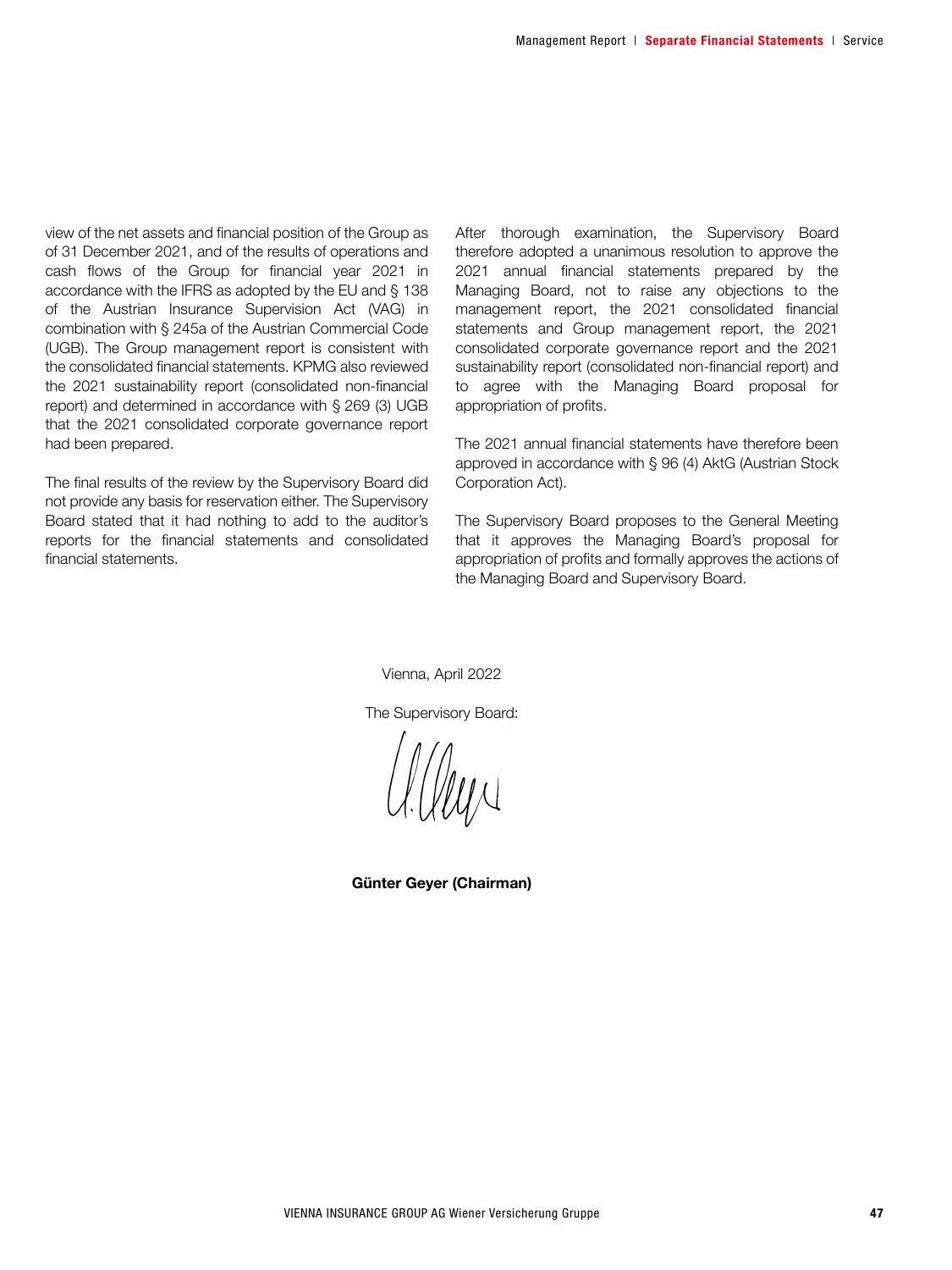view of the net assets and financial position of the Group as of 31 December 2021, and of the results of operations and cash flows of the Group for financial year 2021 in accordance with the IFRS as adopted by the EU and § 138 of the Austrian Insurance Supervision Act (VAG) in combination with § 245a of the Austrian Commercial Code (UGB). The Group management report is consistent with the consolidated financial statements. KPMG also reviewed the 2021 sustainability report (consolidated non-financial report) and determined in accordance with § 269 (3) UGB that the 2021 consolidated corporate governance report had been prepared.

The final results of the review by the Supervisory Board did not provide any basis for reservation either. The Supervisory Board stated that it had nothing to add to the auditor's reports for the financial statements and consolidated financial statements.

After thorough examination, the Supervisory Board therefore adopted a unanimous resolution to approve the 2021 annual financial statements prepared by the Managing Board, not to raise any objections to the management report, the 2021 consolidated financial statements and Group management report, the 2021 consolidated corporate governance report and the 2021 sustainability report (consolidated non-financial report) and to agree with the Managing Board proposal for appropriation of profits.

The 2021 annual financial statements have therefore been approved in accordance with § 96 (4) AktG (Austrian Stock Corporation Act).

The Supervisory Board proposes to the General Meeting that it approves the Managing Board's proposal for appropriation of profits and formally approves the actions of the Managing Board and Supervisory Board.

Vienna, April 2022

The Supervisory Board:

**Günter Geyer (Chairman)**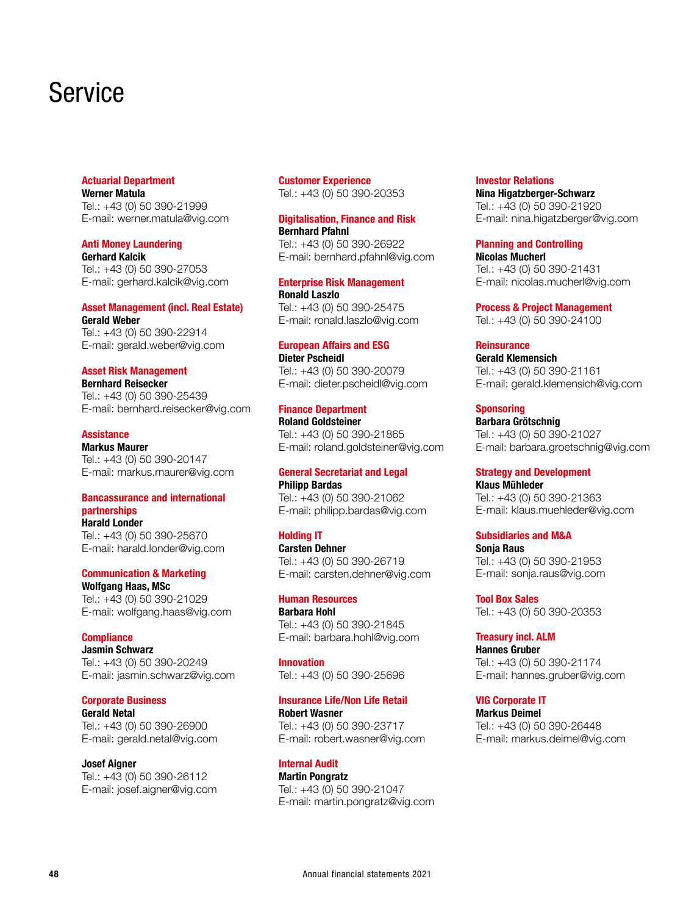# Service

**Actuarial Department**
**Werner Matula**
Tel.: +43 (0) 50 390-21999
E-mail: werner.matula@vig.com

**Anti Money Laundering**
**Gerhard Kalcik**
Tel.: +43 (0) 50 390-27053
E-mail: gerhard.kalcik@vig.com

**Asset Management (incl. Real Estate)**
**Gerald Weber**
Tel.: +43 (0) 50 390-22914
E-mail: gerald.weber@vig.com

**Asset Risk Management**
**Bernhard Reisecker**
Tel.: +43 (0) 50 390-25439
E-mail: bernhard.reisecker@vig.com

**Assistance**
**Markus Maurer**
Tel.: +43 (0) 50 390-20147
E-mail: markus.maurer@vig.com

**Bancassurance and international partnerships**
**Harald Londer**
Tel.: +43 (0) 50 390-25670
E-mail: harald.londer@vig.com

**Communication & Marketing**
**Wolfgang Haas, MSc**
Tel.: +43 (0) 50 390-21029
E-mail: wolfgang.haas@vig.com

**Compliance**
**Jasmin Schwarz**
Tel.: +43 (0) 50 390-20249
E-mail: jasmin.schwarz@vig.com

**Corporate Business**
**Gerald Netal**
Tel.: +43 (0) 50 390-26900
E-mail: gerald.netal@vig.com

**Josef Aigner**
Tel.: +43 (0) 50 390-26112
E-mail: josef.aigner@vig.com

**Customer Experience**
Tel.: +43 (0) 50 390-20353

**Digitalisation, Finance and Risk**
**Bernhard Pfahnl**
Tel.: +43 (0) 50 390-26922
E-mail: bernhard.pfahnl@vig.com

**Enterprise Risk Management**
**Ronald Laszlo**
Tel.: +43 (0) 50 390-25475
E-mail: ronald.laszlo@vig.com

**European Affairs and ESG**
**Dieter Pscheidl**
Tel.: +43 (0) 50 390-20079
E-mail: dieter.pscheidl@vig.com

**Finance Department**
**Roland Goldsteiner**
Tel.: +43 (0) 50 390-21865
E-mail: roland.goldsteiner@vig.com

**General Secretariat and Legal**
**Philipp Bardas**
Tel.: +43 (0) 50 390-21062
E-mail: philipp.bardas@vig.com

**Holding IT**
**Carsten Dehner**
Tel.: +43 (0) 50 390-26719
E-mail: carsten.dehner@vig.com

**Human Resources**
**Barbara Hohl**
Tel.: +43 (0) 50 390-21845
E-mail: barbara.hohl@vig.com

**Innovation**
Tel.: +43 (0) 50 390-25696

**Insurance Life/Non Life Retail**
**Robert Wasner**
Tel.: +43 (0) 50 390-23717
E-mail: robert.wasner@vig.com

**Internal Audit**
**Martin Pongratz**
Tel.: +43 (0) 50 390-21047
E-mail: martin.pongratz@vig.com

**Investor Relations**
**Nina Higatzberger-Schwarz**
Tel.: +43 (0) 50 390-21920
E-mail: nina.higatzberger@vig.com

**Planning and Controlling**
**Nicolas Mucherl**
Tel.: +43 (0) 50 390-21431
E-mail: nicolas.mucherl@vig.com

**Process & Project Management**
Tel.: +43 (0) 50 390-24100

**Reinsurance**
**Gerald Klemensich**
Tel.: +43 (0) 50 390-21161
E-mail: gerald.klemensich@vig.com

**Sponsoring**
**Barbara Grötschnig**
Tel.: +43 (0) 50 390-21027
E-mail: barbara.groetschnig@vig.com

**Strategy and Development**
**Klaus Mühleder**
Tel.: +43 (0) 50 390-21363
E-mail: klaus.muehleder@vig.com

**Subsidiaries and M&A**
**Sonja Raus**
Tel.: +43 (0) 50 390-21953
E-mail: sonja.raus@vig.com

**Tool Box Sales**
Tel.: +43 (0) 50 390-20353

**Treasury incl. ALM**
**Hannes Gruber**
Tel.: +43 (0) 50 390-21174
E-mail: hannes.gruber@vig.com

**VIG Corporate IT**
**Markus Deimel**
Tel.: +43 (0) 50 390-26448
E-mail: markus.deimel@vig.com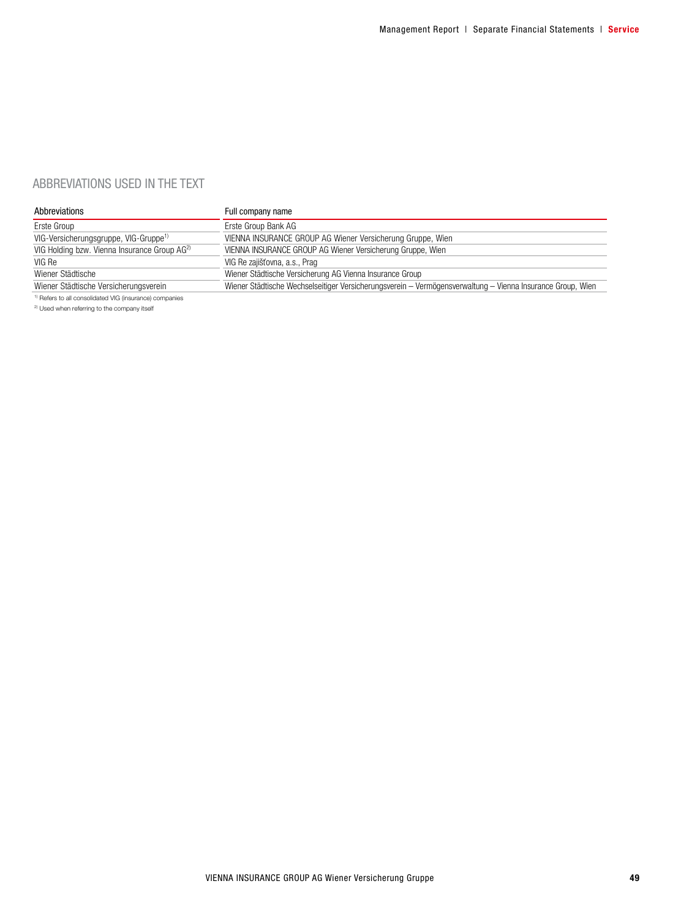## ABBREVIATIONS USED IN THE TEXT

| Abbreviations | Full company name |
|---|---|
| Erste Group | Erste Group Bank AG |
| VIG-Versicherungsgruppe, VIG-Gruppe[1] | VIENNA INSURANCE GROUP AG Wiener Versicherung Gruppe, Wien |
| VIG Holding bzw. Vienna Insurance Group AG[2] | VIENNA INSURANCE GROUP AG Wiener Versicherung Gruppe, Wien |
| VIG Re | VIG Re zajišťovna, a.s., Prag |
| Wiener Städtische | Wiener Städtische Versicherung AG Vienna Insurance Group |
| Wiener Städtische Versicherungsverein | Wiener Städtische Wechselseitiger Versicherungsverein – Vermögensverwaltung – Vienna Insurance Group, Wien |

[1] Refers to all consolidated VIG (insurance) companies

[2] Used when referring to the company itself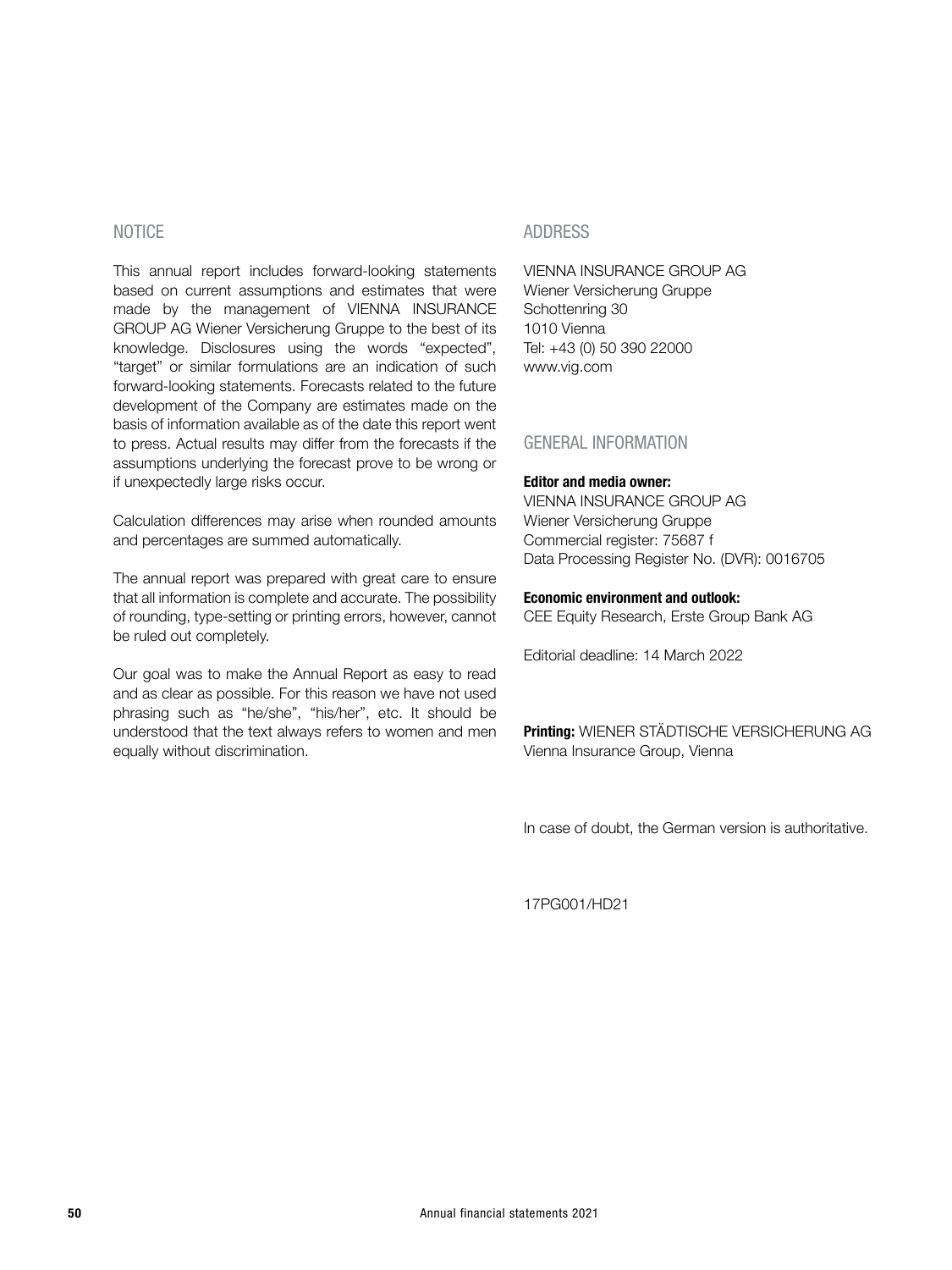## NOTICE

This annual report includes forward-looking statements based on current assumptions and estimates that were made by the management of VIENNA INSURANCE GROUP AG Wiener Versicherung Gruppe to the best of its knowledge. Disclosures using the words "expected", "target" or similar formulations are an indication of such forward-looking statements. Forecasts related to the future development of the Company are estimates made on the basis of information available as of the date this report went to press. Actual results may differ from the forecasts if the assumptions underlying the forecast prove to be wrong or if unexpectedly large risks occur.

Calculation differences may arise when rounded amounts and percentages are summed automatically.

The annual report was prepared with great care to ensure that all information is complete and accurate. The possibility of rounding, type-setting or printing errors, however, cannot be ruled out completely.

Our goal was to make the Annual Report as easy to read and as clear as possible. For this reason we have not used phrasing such as "he/she", "his/her", etc. It should be understood that the text always refers to women and men equally without discrimination.

## ADDRESS

VIENNA INSURANCE GROUP AG
Wiener Versicherung Gruppe
Schottenring 30
1010 Vienna
Tel: +43 (0) 50 390 22000
www.vig.com

## GENERAL INFORMATION

**Editor and media owner:**
VIENNA INSURANCE GROUP AG
Wiener Versicherung Gruppe
Commercial register: 75687 f
Data Processing Register No. (DVR): 0016705

**Economic environment and outlook:**
CEE Equity Research, Erste Group Bank AG

Editorial deadline: 14 March 2022

**Printing:** WIENER STÄDTISCHE VERSICHERUNG AG
Vienna Insurance Group, Vienna

In case of doubt, the German version is authoritative.

17PG001/HD21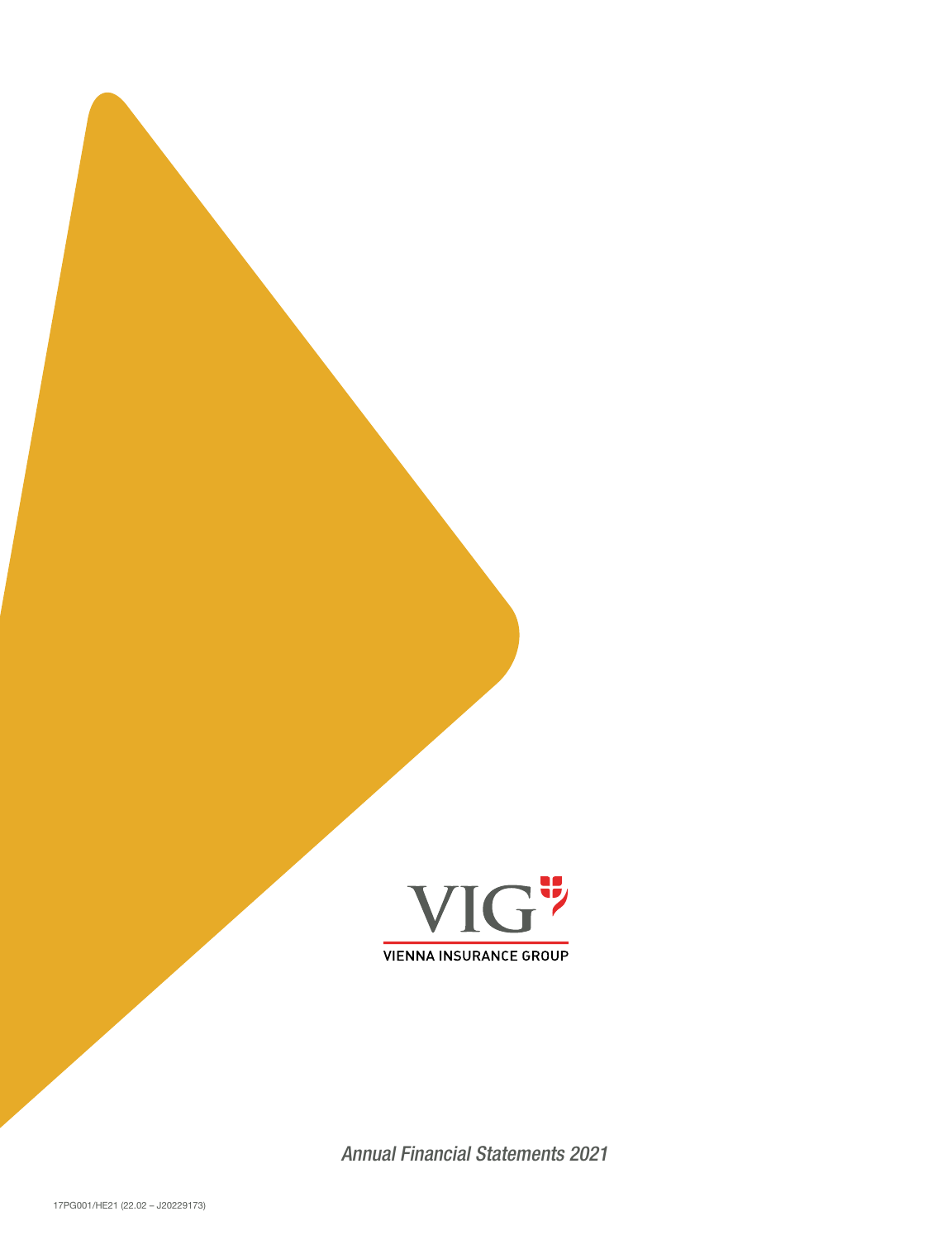VIG

VIENNA INSURANCE GROUP

*Annual Financial Statements 2021*

17PG001/HE21 (22.02 – J20229173)